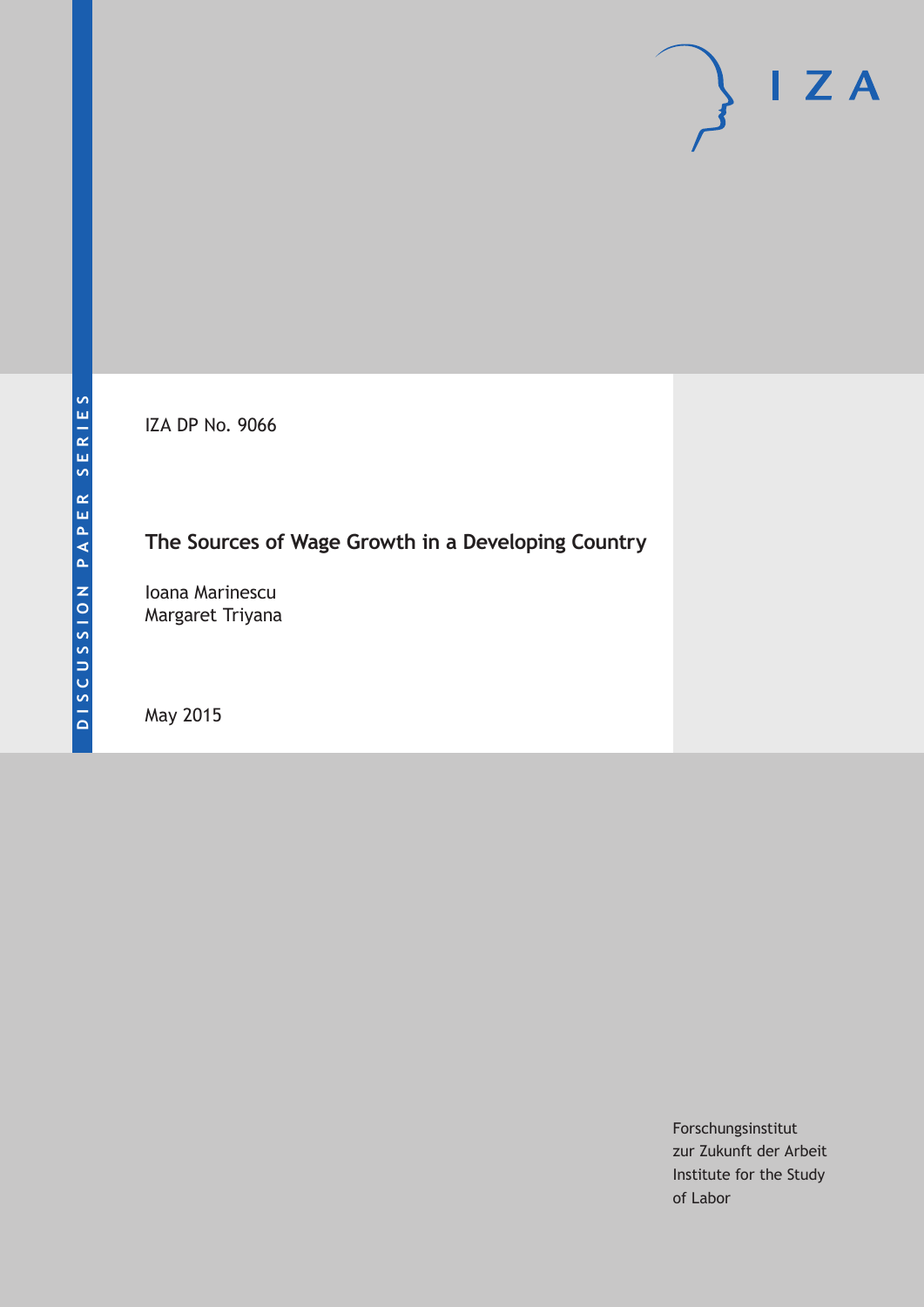DISCUSSION PAPER SERIES

IZA DP No. 9066

# The Sources of Wage Growth in a Developing Country

Ioana Marinescu
Margaret Triyana

May 2015

Forschungsinstitut
zur Zukunft der Arbeit
Institute for the Study
of Labor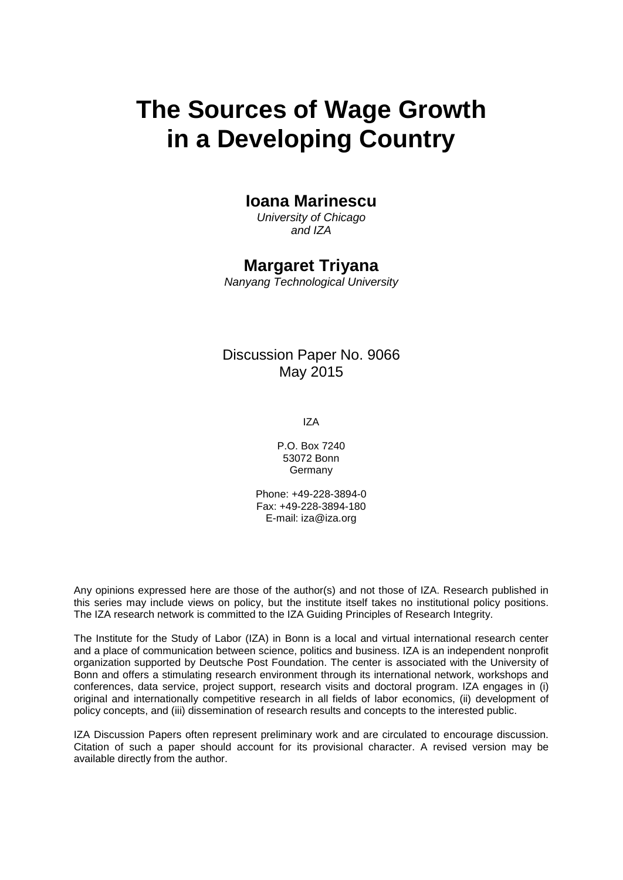# The Sources of Wage Growth in a Developing Country

## Ioana Marinescu

*University of Chicago*
*and IZA*

## Margaret Triyana

*Nanyang Technological University*

Discussion Paper No. 9066
May 2015

IZA

P.O. Box 7240
53072 Bonn
Germany

Phone: +49-228-3894-0
Fax: +49-228-3894-180
E-mail: iza@iza.org

Any opinions expressed here are those of the author(s) and not those of IZA. Research published in this series may include views on policy, but the institute itself takes no institutional policy positions. The IZA research network is committed to the IZA Guiding Principles of Research Integrity.

The Institute for the Study of Labor (IZA) in Bonn is a local and virtual international research center and a place of communication between science, politics and business. IZA is an independent nonprofit organization supported by Deutsche Post Foundation. The center is associated with the University of Bonn and offers a stimulating research environment through its international network, workshops and conferences, data service, project support, research visits and doctoral program. IZA engages in (i) original and internationally competitive research in all fields of labor economics, (ii) development of policy concepts, and (iii) dissemination of research results and concepts to the interested public.

IZA Discussion Papers often represent preliminary work and are circulated to encourage discussion. Citation of such a paper should account for its provisional character. A revised version may be available directly from the author.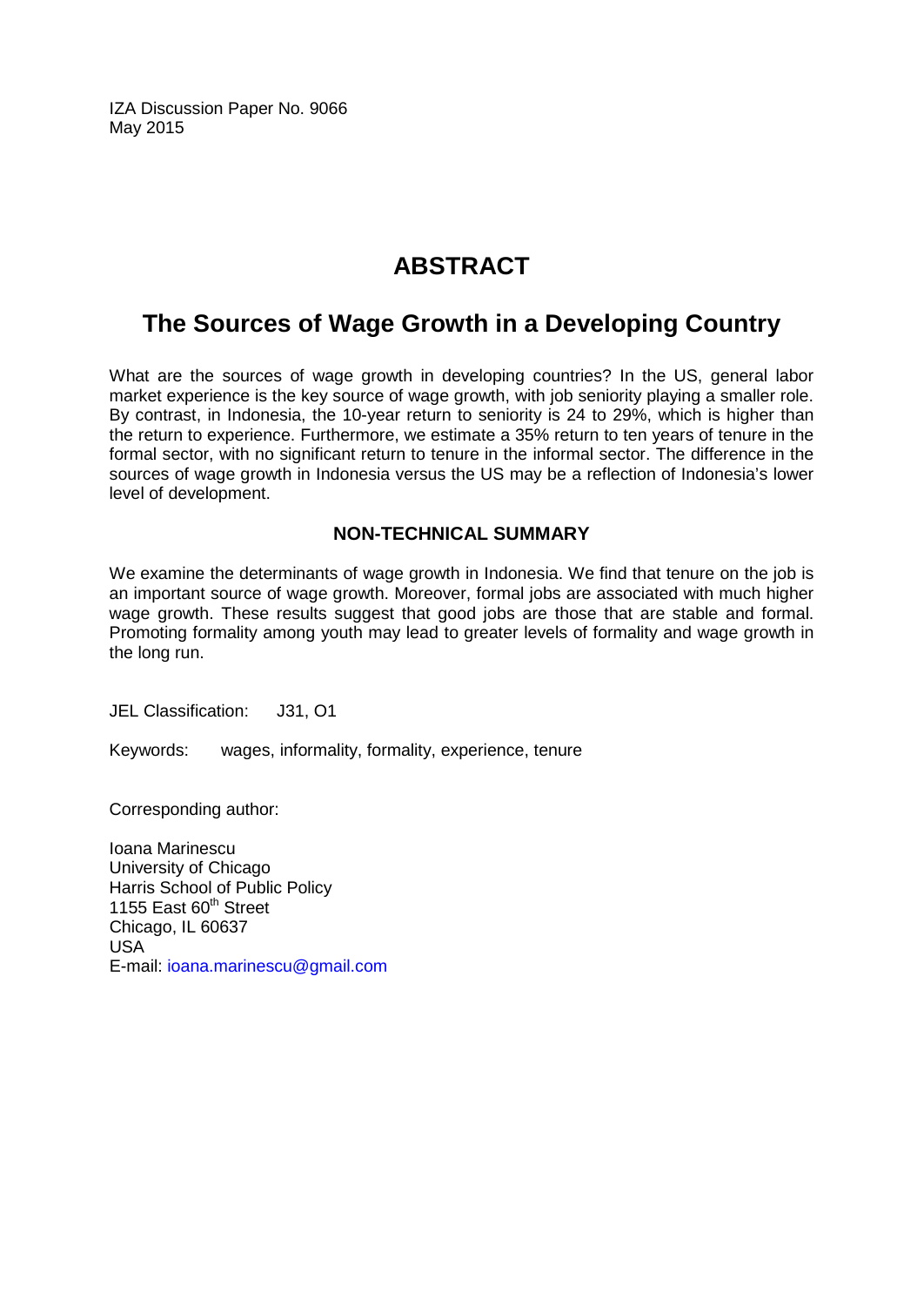IZA Discussion Paper No. 9066
May 2015

# ABSTRACT

## The Sources of Wage Growth in a Developing Country

What are the sources of wage growth in developing countries? In the US, general labor market experience is the key source of wage growth, with job seniority playing a smaller role. By contrast, in Indonesia, the 10-year return to seniority is 24 to 29%, which is higher than the return to experience. Furthermore, we estimate a 35% return to ten years of tenure in the formal sector, with no significant return to tenure in the informal sector. The difference in the sources of wage growth in Indonesia versus the US may be a reflection of Indonesia's lower level of development.

### NON-TECHNICAL SUMMARY

We examine the determinants of wage growth in Indonesia. We find that tenure on the job is an important source of wage growth. Moreover, formal jobs are associated with much higher wage growth. These results suggest that good jobs are those that are stable and formal. Promoting formality among youth may lead to greater levels of formality and wage growth in the long run.

JEL Classification: J31, O1

Keywords: wages, informality, formality, experience, tenure

Corresponding author:

Ioana Marinescu
University of Chicago
Harris School of Public Policy
1155 East 60th Street
Chicago, IL 60637
USA
E-mail: ioana.marinescu@gmail.com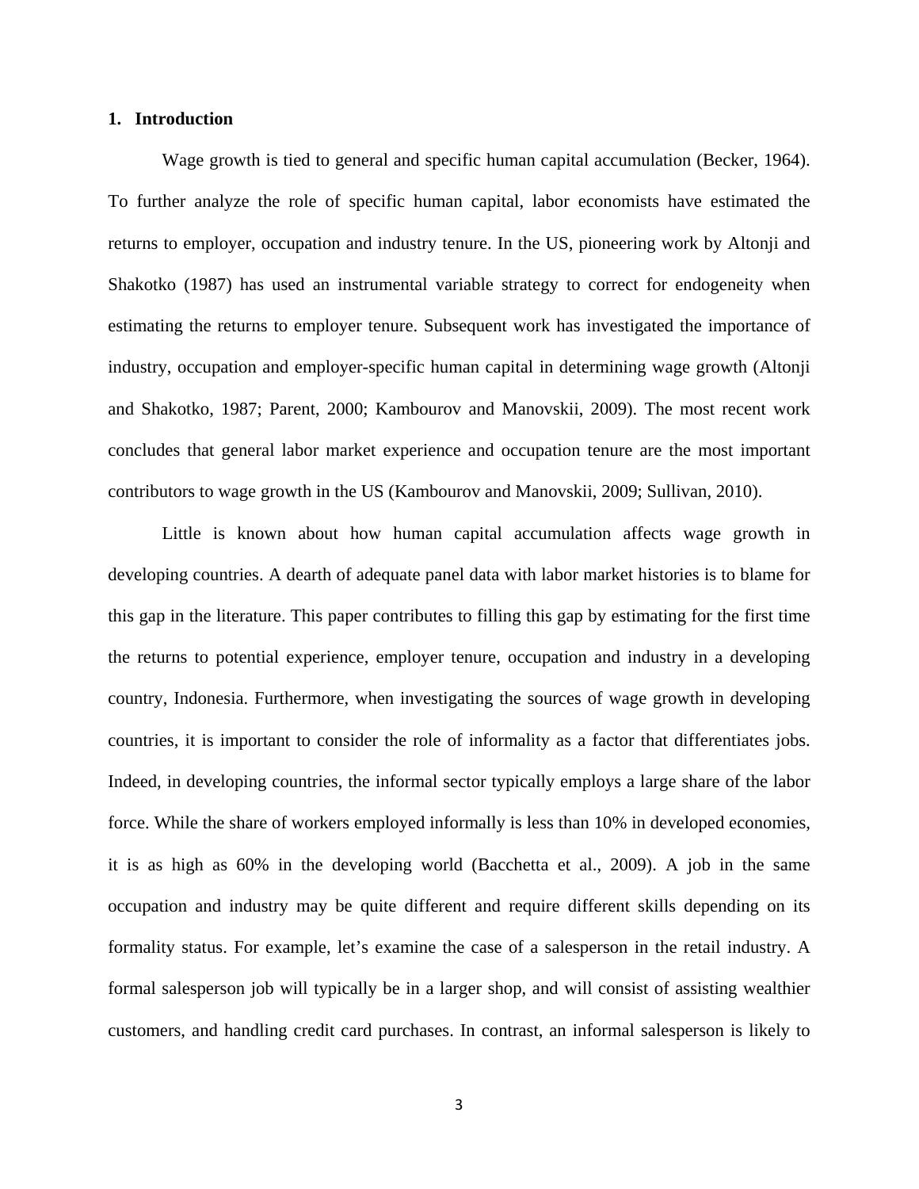# 1. Introduction

Wage growth is tied to general and specific human capital accumulation (Becker, 1964). To further analyze the role of specific human capital, labor economists have estimated the returns to employer, occupation and industry tenure. In the US, pioneering work by Altonji and Shakotko (1987) has used an instrumental variable strategy to correct for endogeneity when estimating the returns to employer tenure. Subsequent work has investigated the importance of industry, occupation and employer-specific human capital in determining wage growth (Altonji and Shakotko, 1987; Parent, 2000; Kambourov and Manovskii, 2009). The most recent work concludes that general labor market experience and occupation tenure are the most important contributors to wage growth in the US (Kambourov and Manovskii, 2009; Sullivan, 2010).

Little is known about how human capital accumulation affects wage growth in developing countries. A dearth of adequate panel data with labor market histories is to blame for this gap in the literature. This paper contributes to filling this gap by estimating for the first time the returns to potential experience, employer tenure, occupation and industry in a developing country, Indonesia. Furthermore, when investigating the sources of wage growth in developing countries, it is important to consider the role of informality as a factor that differentiates jobs. Indeed, in developing countries, the informal sector typically employs a large share of the labor force. While the share of workers employed informally is less than 10% in developed economies, it is as high as 60% in the developing world (Bacchetta et al., 2009). A job in the same occupation and industry may be quite different and require different skills depending on its formality status. For example, let's examine the case of a salesperson in the retail industry. A formal salesperson job will typically be in a larger shop, and will consist of assisting wealthier customers, and handling credit card purchases. In contrast, an informal salesperson is likely to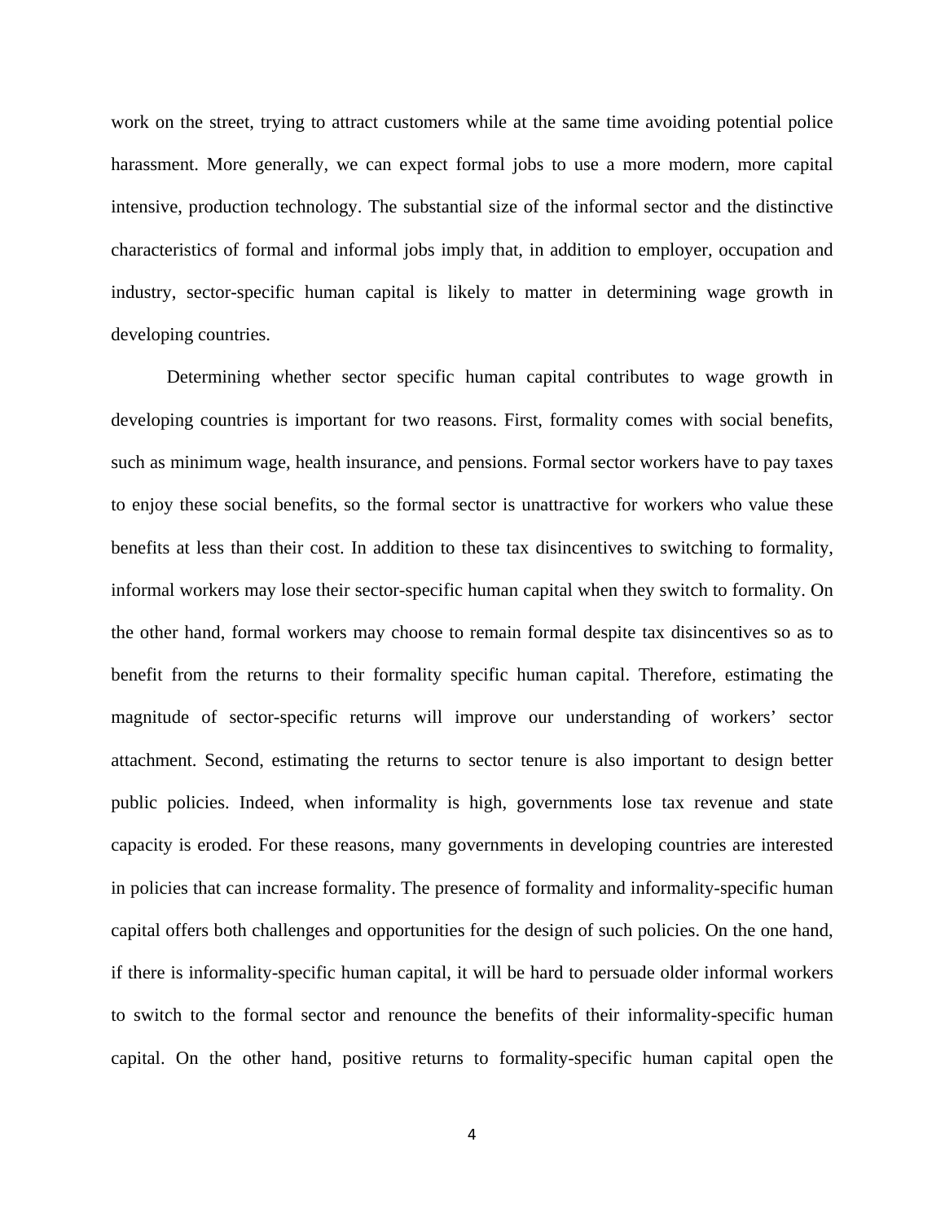work on the street, trying to attract customers while at the same time avoiding potential police harassment. More generally, we can expect formal jobs to use a more modern, more capital intensive, production technology. The substantial size of the informal sector and the distinctive characteristics of formal and informal jobs imply that, in addition to employer, occupation and industry, sector-specific human capital is likely to matter in determining wage growth in developing countries.

Determining whether sector specific human capital contributes to wage growth in developing countries is important for two reasons. First, formality comes with social benefits, such as minimum wage, health insurance, and pensions. Formal sector workers have to pay taxes to enjoy these social benefits, so the formal sector is unattractive for workers who value these benefits at less than their cost. In addition to these tax disincentives to switching to formality, informal workers may lose their sector-specific human capital when they switch to formality. On the other hand, formal workers may choose to remain formal despite tax disincentives so as to benefit from the returns to their formality specific human capital. Therefore, estimating the magnitude of sector-specific returns will improve our understanding of workers' sector attachment. Second, estimating the returns to sector tenure is also important to design better public policies. Indeed, when informality is high, governments lose tax revenue and state capacity is eroded. For these reasons, many governments in developing countries are interested in policies that can increase formality. The presence of formality and informality-specific human capital offers both challenges and opportunities for the design of such policies. On the one hand, if there is informality-specific human capital, it will be hard to persuade older informal workers to switch to the formal sector and renounce the benefits of their informality-specific human capital. On the other hand, positive returns to formality-specific human capital open the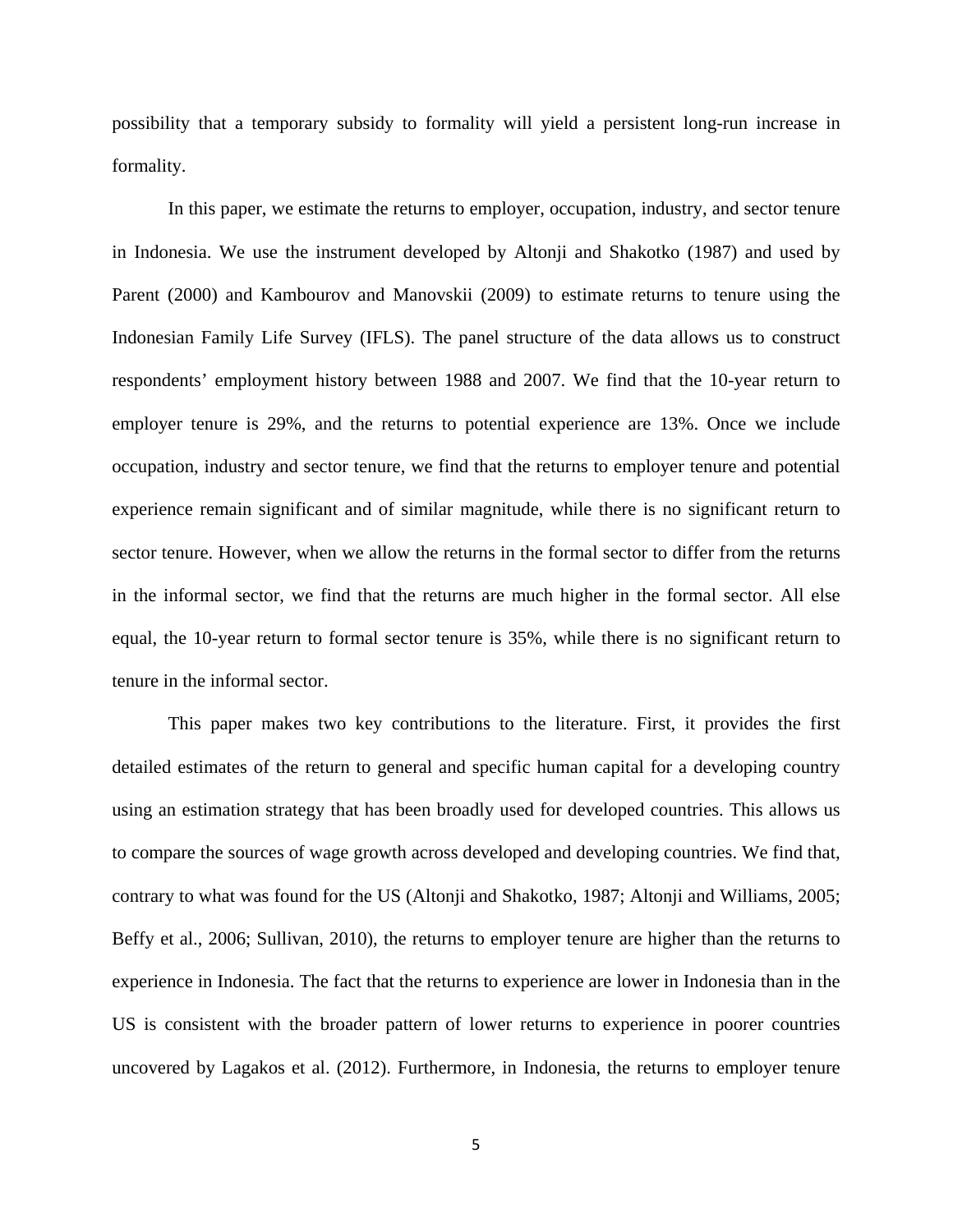possibility that a temporary subsidy to formality will yield a persistent long-run increase in formality.

In this paper, we estimate the returns to employer, occupation, industry, and sector tenure in Indonesia. We use the instrument developed by Altonji and Shakotko (1987) and used by Parent (2000) and Kambourov and Manovskii (2009) to estimate returns to tenure using the Indonesian Family Life Survey (IFLS). The panel structure of the data allows us to construct respondents' employment history between 1988 and 2007. We find that the 10-year return to employer tenure is 29%, and the returns to potential experience are 13%. Once we include occupation, industry and sector tenure, we find that the returns to employer tenure and potential experience remain significant and of similar magnitude, while there is no significant return to sector tenure. However, when we allow the returns in the formal sector to differ from the returns in the informal sector, we find that the returns are much higher in the formal sector. All else equal, the 10-year return to formal sector tenure is 35%, while there is no significant return to tenure in the informal sector.

This paper makes two key contributions to the literature. First, it provides the first detailed estimates of the return to general and specific human capital for a developing country using an estimation strategy that has been broadly used for developed countries. This allows us to compare the sources of wage growth across developed and developing countries. We find that, contrary to what was found for the US (Altonji and Shakotko, 1987; Altonji and Williams, 2005; Beffy et al., 2006; Sullivan, 2010), the returns to employer tenure are higher than the returns to experience in Indonesia. The fact that the returns to experience are lower in Indonesia than in the US is consistent with the broader pattern of lower returns to experience in poorer countries uncovered by Lagakos et al. (2012). Furthermore, in Indonesia, the returns to employer tenure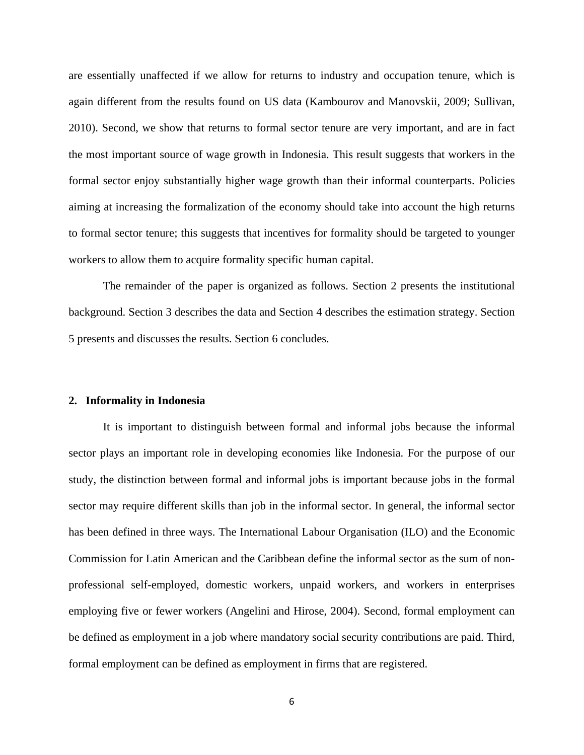are essentially unaffected if we allow for returns to industry and occupation tenure, which is again different from the results found on US data (Kambourov and Manovskii, 2009; Sullivan, 2010). Second, we show that returns to formal sector tenure are very important, and are in fact the most important source of wage growth in Indonesia. This result suggests that workers in the formal sector enjoy substantially higher wage growth than their informal counterparts. Policies aiming at increasing the formalization of the economy should take into account the high returns to formal sector tenure; this suggests that incentives for formality should be targeted to younger workers to allow them to acquire formality specific human capital.

The remainder of the paper is organized as follows. Section 2 presents the institutional background. Section 3 describes the data and Section 4 describes the estimation strategy. Section 5 presents and discusses the results. Section 6 concludes.

## 2. Informality in Indonesia

It is important to distinguish between formal and informal jobs because the informal sector plays an important role in developing economies like Indonesia. For the purpose of our study, the distinction between formal and informal jobs is important because jobs in the formal sector may require different skills than job in the informal sector. In general, the informal sector has been defined in three ways. The International Labour Organisation (ILO) and the Economic Commission for Latin American and the Caribbean define the informal sector as the sum of non-professional self-employed, domestic workers, unpaid workers, and workers in enterprises employing five or fewer workers (Angelini and Hirose, 2004). Second, formal employment can be defined as employment in a job where mandatory social security contributions are paid. Third, formal employment can be defined as employment in firms that are registered.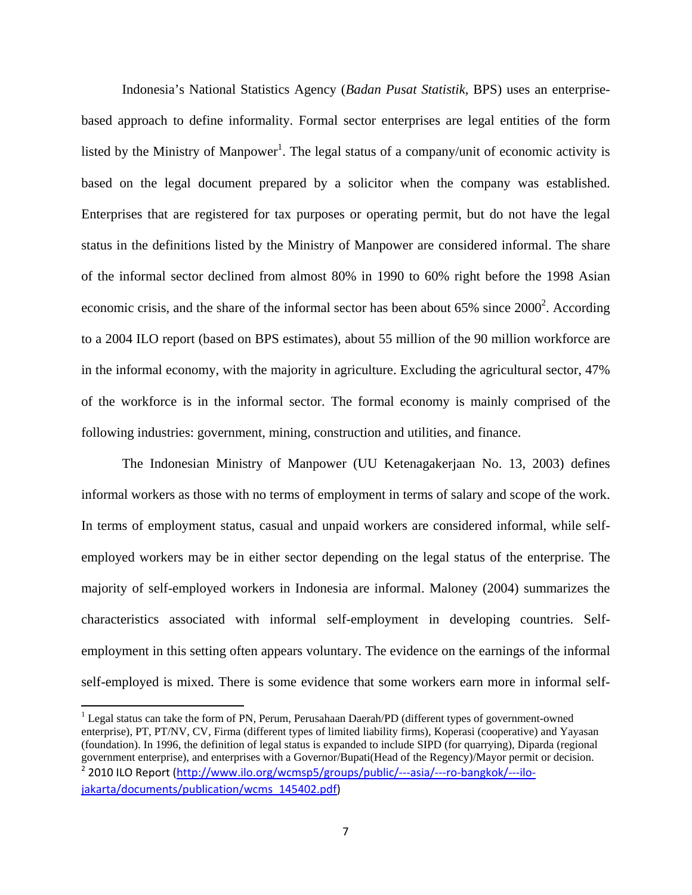Indonesia's National Statistics Agency (*Badan Pusat Statistik*, BPS) uses an enterprise-based approach to define informality. Formal sector enterprises are legal entities of the form listed by the Ministry of Manpower[1]. The legal status of a company/unit of economic activity is based on the legal document prepared by a solicitor when the company was established. Enterprises that are registered for tax purposes or operating permit, but do not have the legal status in the definitions listed by the Ministry of Manpower are considered informal. The share of the informal sector declined from almost 80% in 1990 to 60% right before the 1998 Asian economic crisis, and the share of the informal sector has been about 65% since 2000[2]. According to a 2004 ILO report (based on BPS estimates), about 55 million of the 90 million workforce are in the informal economy, with the majority in agriculture. Excluding the agricultural sector, 47% of the workforce is in the informal sector. The formal economy is mainly comprised of the following industries: government, mining, construction and utilities, and finance.

The Indonesian Ministry of Manpower (UU Ketenagakerjaan No. 13, 2003) defines informal workers as those with no terms of employment in terms of salary and scope of the work. In terms of employment status, casual and unpaid workers are considered informal, while self-employed workers may be in either sector depending on the legal status of the enterprise. The majority of self-employed workers in Indonesia are informal. Maloney (2004) summarizes the characteristics associated with informal self-employment in developing countries. Self-employment in this setting often appears voluntary. The evidence on the earnings of the informal self-employed is mixed. There is some evidence that some workers earn more in informal self-

---

[1] Legal status can take the form of PN, Perum, Perusahaan Daerah/PD (different types of government-owned enterprise), PT, PT/NV, CV, Firma (different types of limited liability firms), Koperasi (cooperative) and Yayasan (foundation). In 1996, the definition of legal status is expanded to include SIPD (for quarrying), Diparda (regional government enterprise), and enterprises with a Governor/Bupati(Head of the Regency)/Mayor permit or decision.

[2] 2010 ILO Report (http://www.ilo.org/wcmsp5/groups/public/---asia/---ro-bangkok/---ilo-jakarta/documents/publication/wcms_145402.pdf)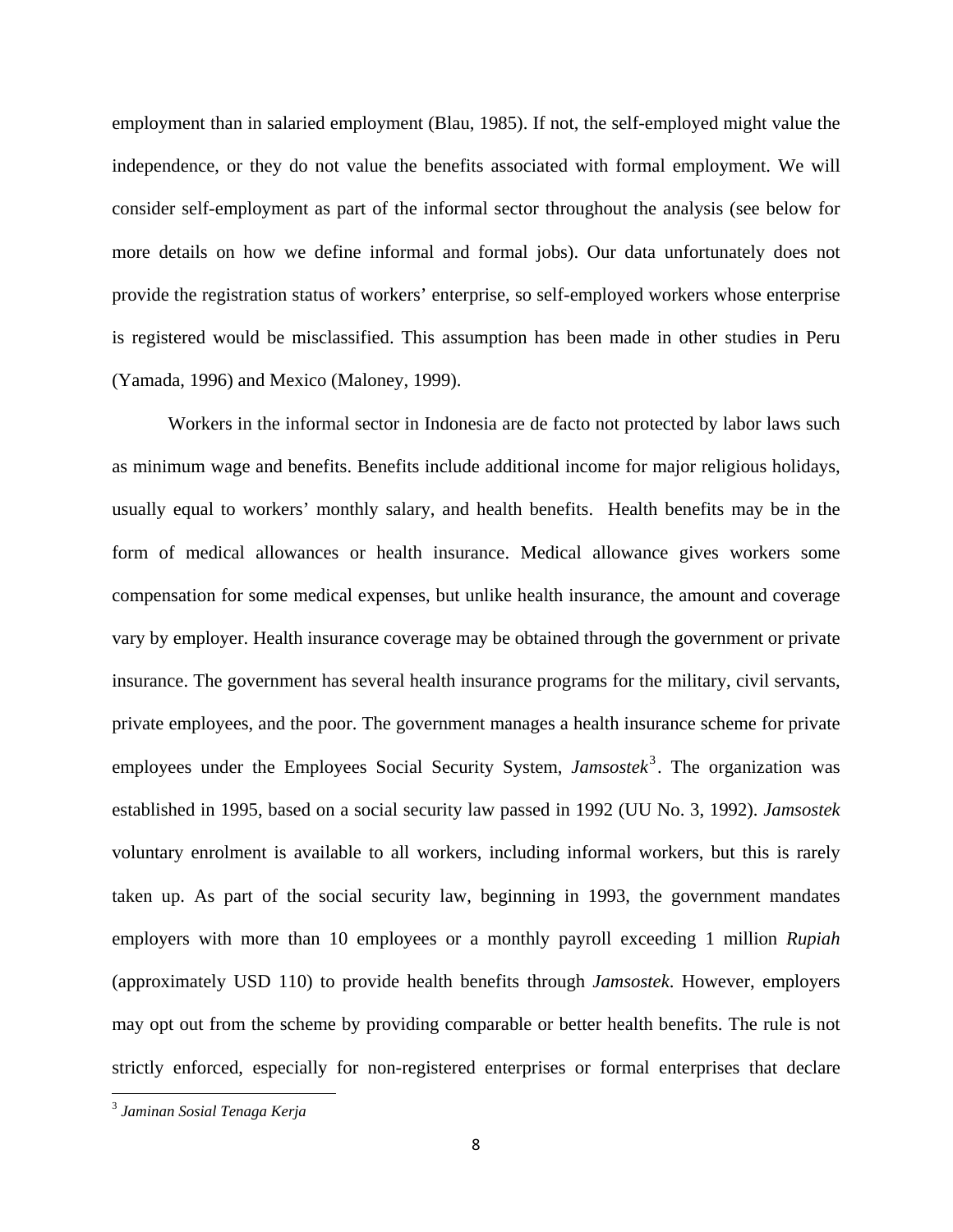employment than in salaried employment (Blau, 1985). If not, the self-employed might value the independence, or they do not value the benefits associated with formal employment. We will consider self-employment as part of the informal sector throughout the analysis (see below for more details on how we define informal and formal jobs). Our data unfortunately does not provide the registration status of workers' enterprise, so self-employed workers whose enterprise is registered would be misclassified. This assumption has been made in other studies in Peru (Yamada, 1996) and Mexico (Maloney, 1999).

Workers in the informal sector in Indonesia are de facto not protected by labor laws such as minimum wage and benefits. Benefits include additional income for major religious holidays, usually equal to workers' monthly salary, and health benefits. Health benefits may be in the form of medical allowances or health insurance. Medical allowance gives workers some compensation for some medical expenses, but unlike health insurance, the amount and coverage vary by employer. Health insurance coverage may be obtained through the government or private insurance. The government has several health insurance programs for the military, civil servants, private employees, and the poor. The government manages a health insurance scheme for private employees under the Employees Social Security System, *Jamsostek*[3]. The organization was established in 1995, based on a social security law passed in 1992 (UU No. 3, 1992). *Jamsostek* voluntary enrolment is available to all workers, including informal workers, but this is rarely taken up. As part of the social security law, beginning in 1993, the government mandates employers with more than 10 employees or a monthly payroll exceeding 1 million *Rupiah* (approximately USD 110) to provide health benefits through *Jamsostek*. However, employers may opt out from the scheme by providing comparable or better health benefits. The rule is not strictly enforced, especially for non-registered enterprises or formal enterprises that declare

[3] *Jaminan Sosial Tenaga Kerja*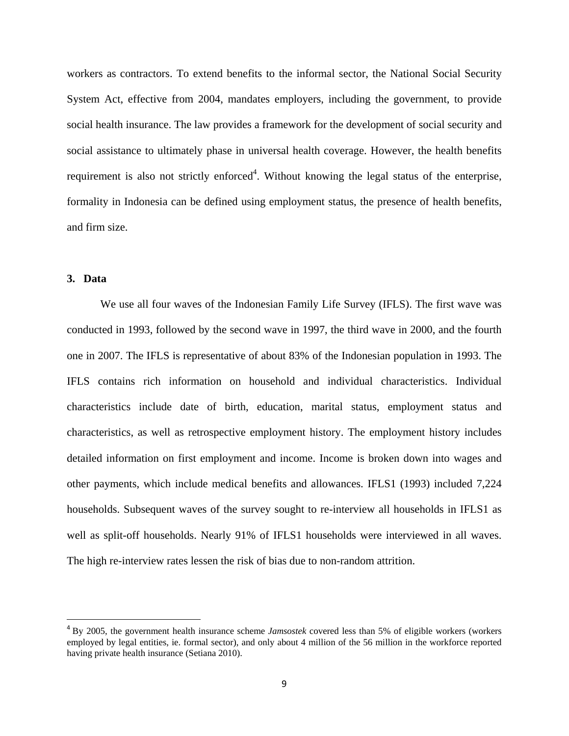workers as contractors. To extend benefits to the informal sector, the National Social Security System Act, effective from 2004, mandates employers, including the government, to provide social health insurance. The law provides a framework for the development of social security and social assistance to ultimately phase in universal health coverage. However, the health benefits requirement is also not strictly enforced[4]. Without knowing the legal status of the enterprise, formality in Indonesia can be defined using employment status, the presence of health benefits, and firm size.

## 3. Data

We use all four waves of the Indonesian Family Life Survey (IFLS). The first wave was conducted in 1993, followed by the second wave in 1997, the third wave in 2000, and the fourth one in 2007. The IFLS is representative of about 83% of the Indonesian population in 1993. The IFLS contains rich information on household and individual characteristics. Individual characteristics include date of birth, education, marital status, employment status and characteristics, as well as retrospective employment history. The employment history includes detailed information on first employment and income. Income is broken down into wages and other payments, which include medical benefits and allowances. IFLS1 (1993) included 7,224 households. Subsequent waves of the survey sought to re-interview all households in IFLS1 as well as split-off households. Nearly 91% of IFLS1 households were interviewed in all waves. The high re-interview rates lessen the risk of bias due to non-random attrition.

---

[4] By 2005, the government health insurance scheme *Jamsostek* covered less than 5% of eligible workers (workers employed by legal entities, ie. formal sector), and only about 4 million of the 56 million in the workforce reported having private health insurance (Setiana 2010).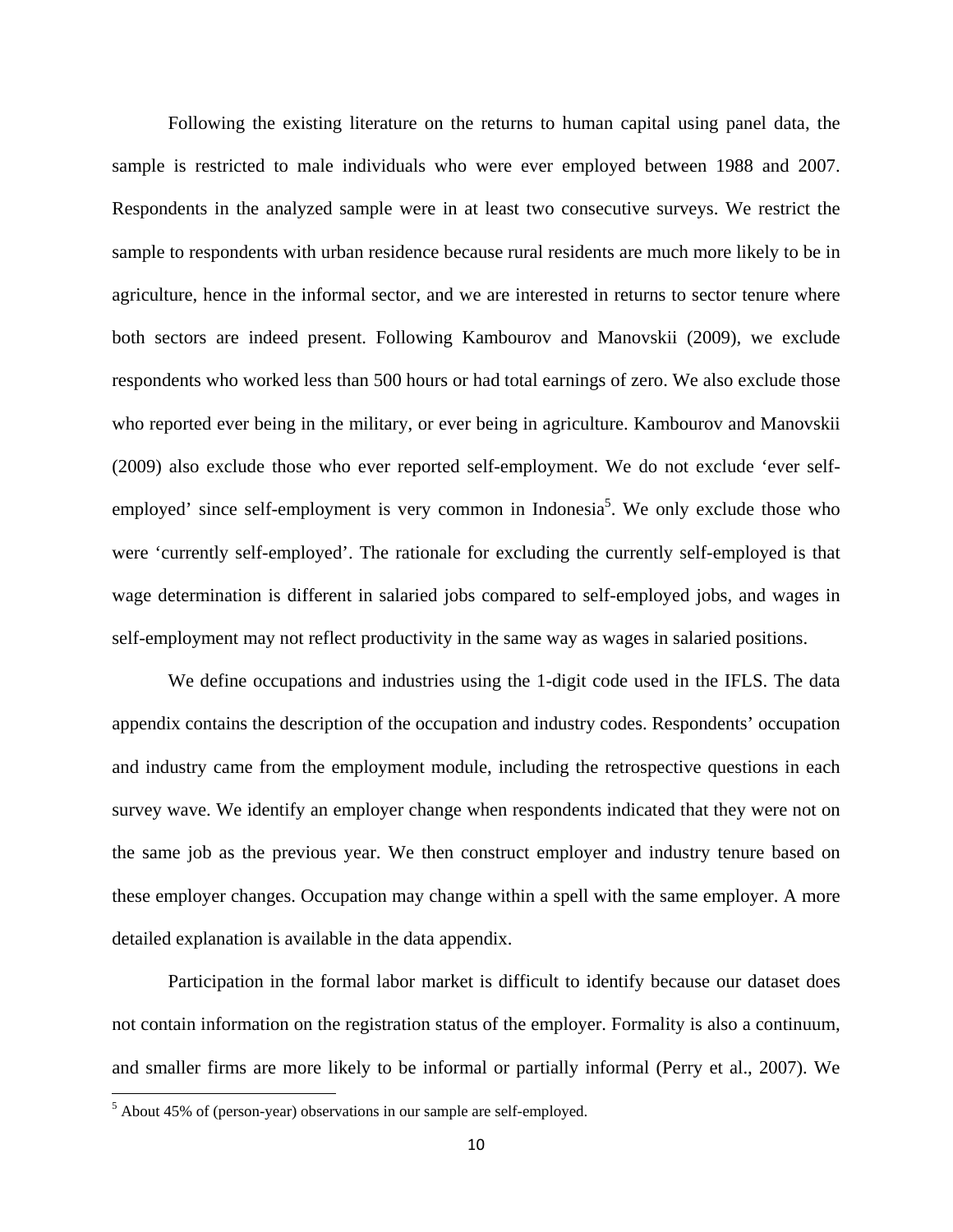Following the existing literature on the returns to human capital using panel data, the sample is restricted to male individuals who were ever employed between 1988 and 2007. Respondents in the analyzed sample were in at least two consecutive surveys. We restrict the sample to respondents with urban residence because rural residents are much more likely to be in agriculture, hence in the informal sector, and we are interested in returns to sector tenure where both sectors are indeed present. Following Kambourov and Manovskii (2009), we exclude respondents who worked less than 500 hours or had total earnings of zero. We also exclude those who reported ever being in the military, or ever being in agriculture. Kambourov and Manovskii (2009) also exclude those who ever reported self-employment. We do not exclude 'ever self-employed' since self-employment is very common in Indonesia[5]. We only exclude those who were 'currently self-employed'. The rationale for excluding the currently self-employed is that wage determination is different in salaried jobs compared to self-employed jobs, and wages in self-employment may not reflect productivity in the same way as wages in salaried positions.

We define occupations and industries using the 1-digit code used in the IFLS. The data appendix contains the description of the occupation and industry codes. Respondents' occupation and industry came from the employment module, including the retrospective questions in each survey wave. We identify an employer change when respondents indicated that they were not on the same job as the previous year. We then construct employer and industry tenure based on these employer changes. Occupation may change within a spell with the same employer. A more detailed explanation is available in the data appendix.

Participation in the formal labor market is difficult to identify because our dataset does not contain information on the registration status of the employer. Formality is also a continuum, and smaller firms are more likely to be informal or partially informal (Perry et al., 2007). We

[5] About 45% of (person-year) observations in our sample are self-employed.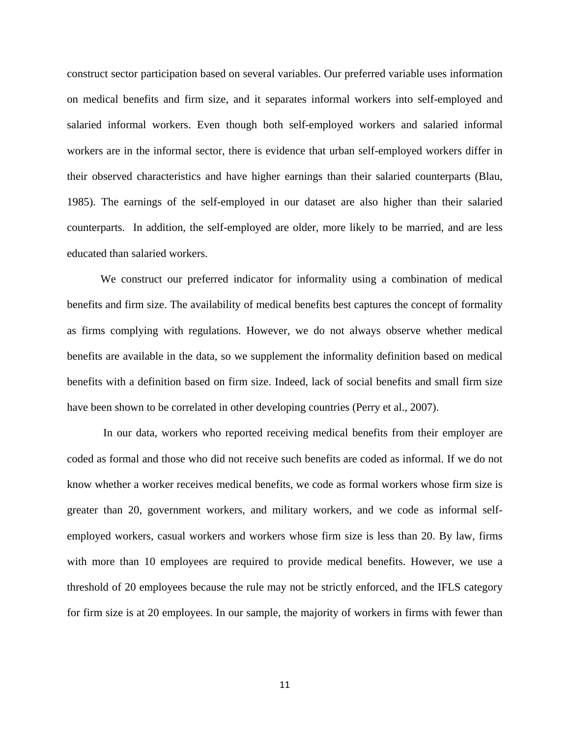construct sector participation based on several variables. Our preferred variable uses information on medical benefits and firm size, and it separates informal workers into self-employed and salaried informal workers. Even though both self-employed workers and salaried informal workers are in the informal sector, there is evidence that urban self-employed workers differ in their observed characteristics and have higher earnings than their salaried counterparts (Blau, 1985). The earnings of the self-employed in our dataset are also higher than their salaried counterparts. In addition, the self-employed are older, more likely to be married, and are less educated than salaried workers.

We construct our preferred indicator for informality using a combination of medical benefits and firm size. The availability of medical benefits best captures the concept of formality as firms complying with regulations. However, we do not always observe whether medical benefits are available in the data, so we supplement the informality definition based on medical benefits with a definition based on firm size. Indeed, lack of social benefits and small firm size have been shown to be correlated in other developing countries (Perry et al., 2007).

In our data, workers who reported receiving medical benefits from their employer are coded as formal and those who did not receive such benefits are coded as informal. If we do not know whether a worker receives medical benefits, we code as formal workers whose firm size is greater than 20, government workers, and military workers, and we code as informal self-employed workers, casual workers and workers whose firm size is less than 20. By law, firms with more than 10 employees are required to provide medical benefits. However, we use a threshold of 20 employees because the rule may not be strictly enforced, and the IFLS category for firm size is at 20 employees. In our sample, the majority of workers in firms with fewer than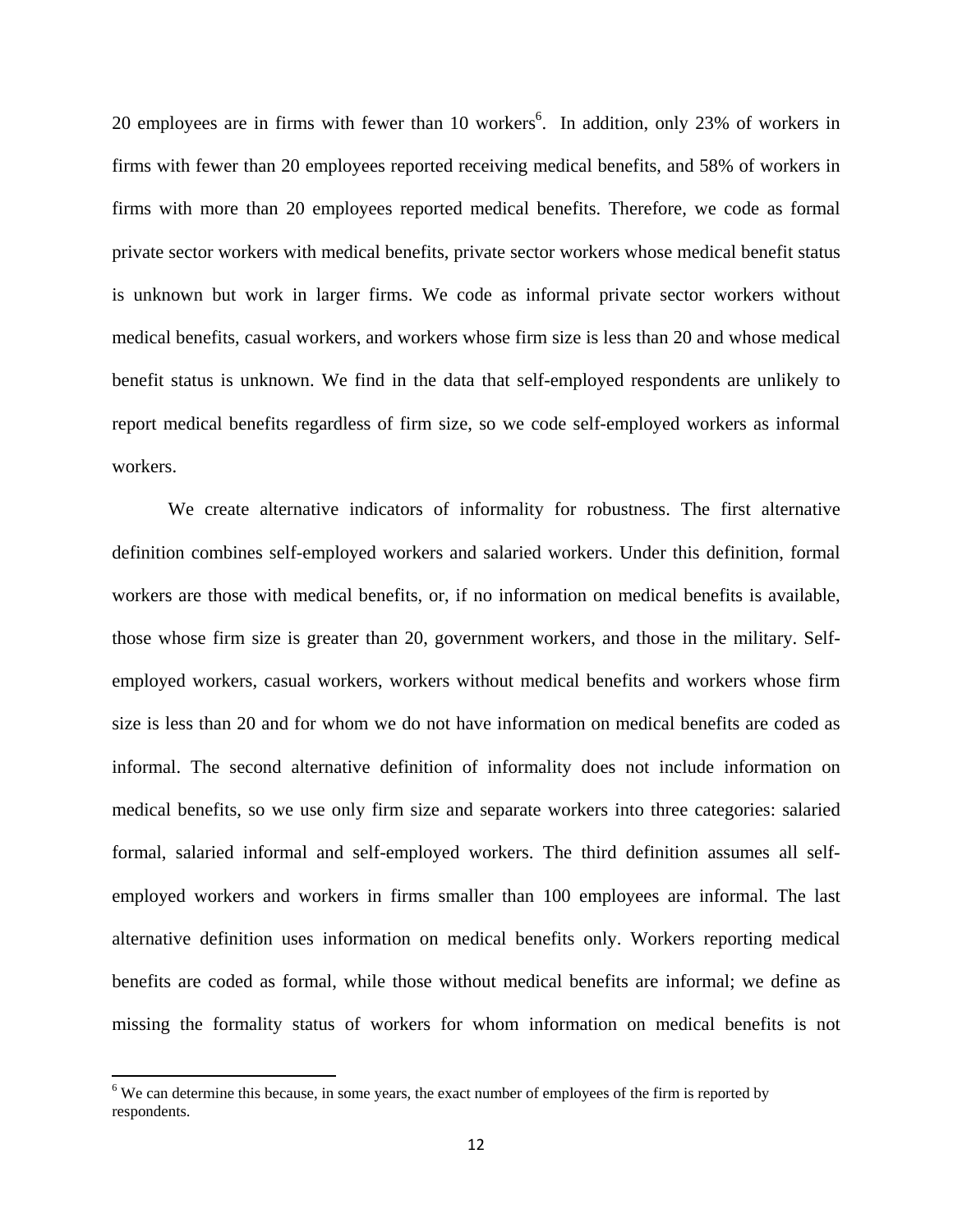20 employees are in firms with fewer than 10 workers[6]. In addition, only 23% of workers in firms with fewer than 20 employees reported receiving medical benefits, and 58% of workers in firms with more than 20 employees reported medical benefits. Therefore, we code as formal private sector workers with medical benefits, private sector workers whose medical benefit status is unknown but work in larger firms. We code as informal private sector workers without medical benefits, casual workers, and workers whose firm size is less than 20 and whose medical benefit status is unknown. We find in the data that self-employed respondents are unlikely to report medical benefits regardless of firm size, so we code self-employed workers as informal workers.

We create alternative indicators of informality for robustness. The first alternative definition combines self-employed workers and salaried workers. Under this definition, formal workers are those with medical benefits, or, if no information on medical benefits is available, those whose firm size is greater than 20, government workers, and those in the military. Self-employed workers, casual workers, workers without medical benefits and workers whose firm size is less than 20 and for whom we do not have information on medical benefits are coded as informal. The second alternative definition of informality does not include information on medical benefits, so we use only firm size and separate workers into three categories: salaried formal, salaried informal and self-employed workers. The third definition assumes all self-employed workers and workers in firms smaller than 100 employees are informal. The last alternative definition uses information on medical benefits only. Workers reporting medical benefits are coded as formal, while those without medical benefits are informal; we define as missing the formality status of workers for whom information on medical benefits is not

[6] We can determine this because, in some years, the exact number of employees of the firm is reported by respondents.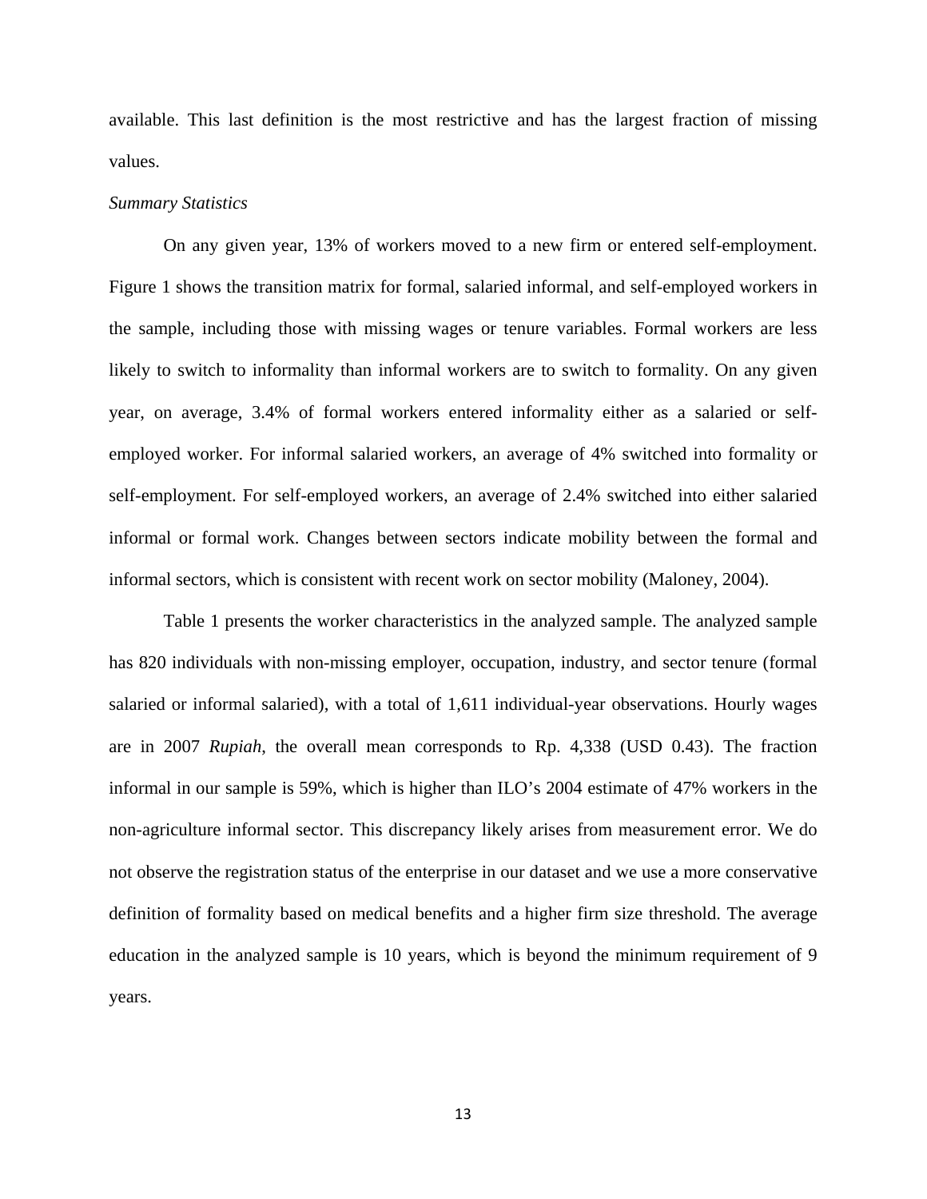available. This last definition is the most restrictive and has the largest fraction of missing values.

*Summary Statistics*

On any given year, 13% of workers moved to a new firm or entered self-employment. Figure 1 shows the transition matrix for formal, salaried informal, and self-employed workers in the sample, including those with missing wages or tenure variables. Formal workers are less likely to switch to informality than informal workers are to switch to formality. On any given year, on average, 3.4% of formal workers entered informality either as a salaried or self-employed worker. For informal salaried workers, an average of 4% switched into formality or self-employment. For self-employed workers, an average of 2.4% switched into either salaried informal or formal work. Changes between sectors indicate mobility between the formal and informal sectors, which is consistent with recent work on sector mobility (Maloney, 2004).

Table 1 presents the worker characteristics in the analyzed sample. The analyzed sample has 820 individuals with non-missing employer, occupation, industry, and sector tenure (formal salaried or informal salaried), with a total of 1,611 individual-year observations. Hourly wages are in 2007 *Rupiah*, the overall mean corresponds to Rp. 4,338 (USD 0.43). The fraction informal in our sample is 59%, which is higher than ILO's 2004 estimate of 47% workers in the non-agriculture informal sector. This discrepancy likely arises from measurement error. We do not observe the registration status of the enterprise in our dataset and we use a more conservative definition of formality based on medical benefits and a higher firm size threshold. The average education in the analyzed sample is 10 years, which is beyond the minimum requirement of 9 years.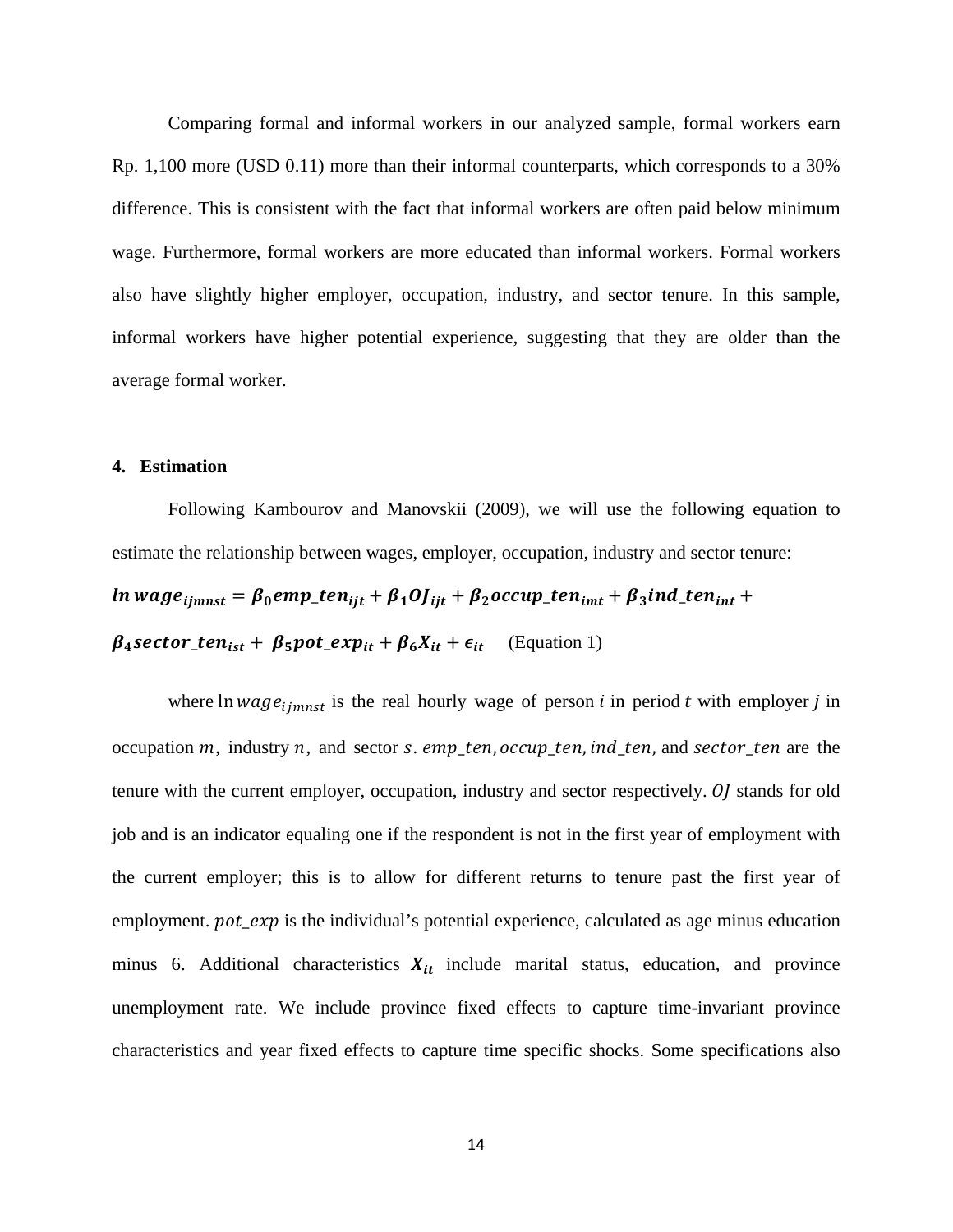Comparing formal and informal workers in our analyzed sample, formal workers earn Rp. 1,100 more (USD 0.11) more than their informal counterparts, which corresponds to a 30% difference. This is consistent with the fact that informal workers are often paid below minimum wage. Furthermore, formal workers are more educated than informal workers. Formal workers also have slightly higher employer, occupation, industry, and sector tenure. In this sample, informal workers have higher potential experience, suggesting that they are older than the average formal worker.

## 4. Estimation

Following Kambourov and Manovskii (2009), we will use the following equation to estimate the relationship between wages, employer, occupation, industry and sector tenure:

$$\boldsymbol{ln\,wage_{ijmnst} = \beta_0 emp\_ten_{ijt} + \beta_1 OJ_{ijt} + \beta_2 occup\_ten_{imt} + \beta_3 ind\_ten_{int} + \beta_4 sector\_ten_{ist} + \beta_5 pot\_exp_{it} + \beta_6 X_{it} + \epsilon_{it}} \quad \text{(Equation 1)}$$

where $\ln wage_{ijmnst}$ is the real hourly wage of person $i$ in period $t$ with employer $j$ in occupation $m$, industry $n$, and sector $s$. $emp\_ten, occup\_ten, ind\_ten,$ and $sector\_ten$ are the tenure with the current employer, occupation, industry and sector respectively. $OJ$ stands for old job and is an indicator equaling one if the respondent is not in the first year of employment with the current employer; this is to allow for different returns to tenure past the first year of employment. $pot\_exp$ is the individual's potential experience, calculated as age minus education minus 6. Additional characteristics $\boldsymbol{X_{it}}$ include marital status, education, and province unemployment rate. We include province fixed effects to capture time-invariant province characteristics and year fixed effects to capture time specific shocks. Some specifications also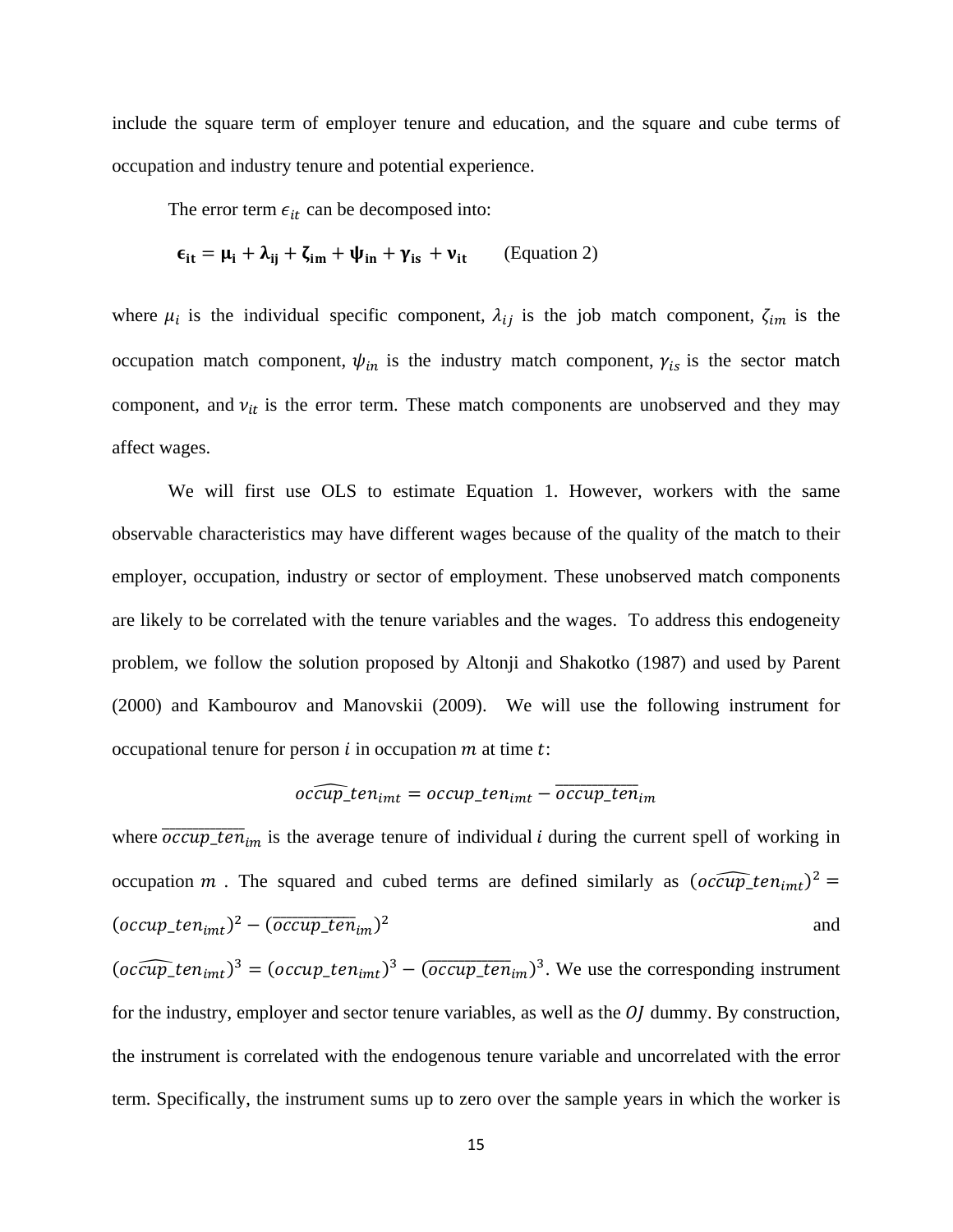include the square term of employer tenure and education, and the square and cube terms of occupation and industry tenure and potential experience.

The error term $\epsilon_{it}$ can be decomposed into:

$$\boldsymbol{\epsilon_{it} = \mu_i + \lambda_{ij} + \zeta_{im} + \psi_{in} + \gamma_{is} + \nu_{it}} \qquad \text{(Equation 2)}$$

where $\mu_i$ is the individual specific component, $\lambda_{ij}$ is the job match component, $\zeta_{im}$ is the occupation match component, $\psi_{in}$ is the industry match component, $\gamma_{is}$ is the sector match component, and $\nu_{it}$ is the error term. These match components are unobserved and they may affect wages.

We will first use OLS to estimate Equation 1. However, workers with the same observable characteristics may have different wages because of the quality of the match to their employer, occupation, industry or sector of employment. These unobserved match components are likely to be correlated with the tenure variables and the wages. To address this endogeneity problem, we follow the solution proposed by Altonji and Shakotko (1987) and used by Parent (2000) and Kambourov and Manovskii (2009). We will use the following instrument for occupational tenure for person $i$ in occupation $m$ at time $t$:

$$\widehat{occup\_ten}_{imt} = occup\_ten_{imt} - \overline{occup\_ten}_{im}$$

where $\overline{occup\_ten}_{im}$ is the average tenure of individual $i$ during the current spell of working in occupation $m$. The squared and cubed terms are defined similarly as $(\widehat{occup\_ten}_{imt})^2 = (occup\_ten_{imt})^2 - (\overline{occup\_ten}_{im})^2$ and $(\widehat{occup\_ten}_{imt})^3 = (occup\_ten_{imt})^3 - (\overline{occup\_ten}_{im})^3$. We use the corresponding instrument for the industry, employer and sector tenure variables, as well as the $OJ$ dummy. By construction, the instrument is correlated with the endogenous tenure variable and uncorrelated with the error term. Specifically, the instrument sums up to zero over the sample years in which the worker is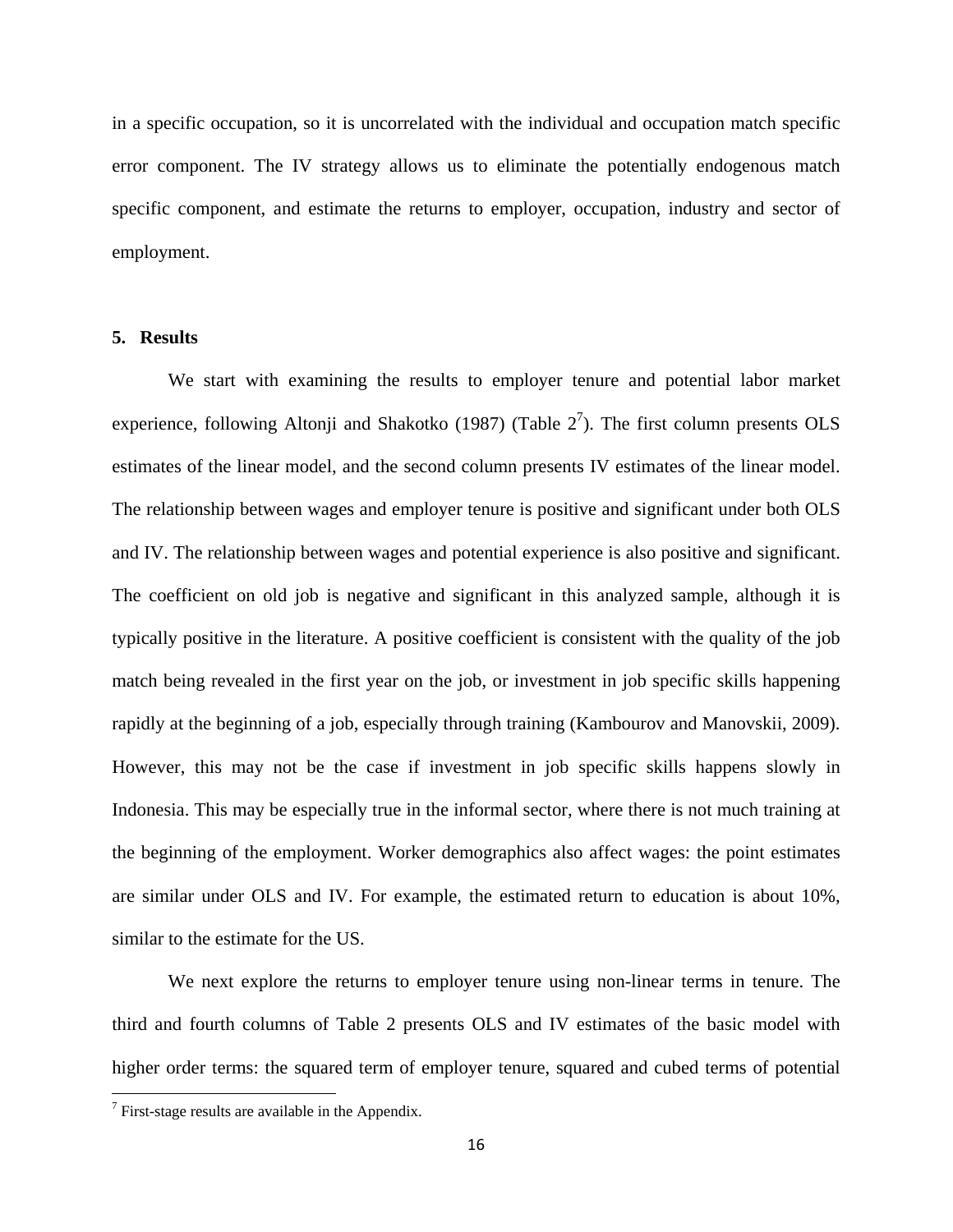in a specific occupation, so it is uncorrelated with the individual and occupation match specific error component. The IV strategy allows us to eliminate the potentially endogenous match specific component, and estimate the returns to employer, occupation, industry and sector of employment.

## 5. Results

We start with examining the results to employer tenure and potential labor market experience, following Altonji and Shakotko (1987) (Table 2[7]). The first column presents OLS estimates of the linear model, and the second column presents IV estimates of the linear model. The relationship between wages and employer tenure is positive and significant under both OLS and IV. The relationship between wages and potential experience is also positive and significant. The coefficient on old job is negative and significant in this analyzed sample, although it is typically positive in the literature. A positive coefficient is consistent with the quality of the job match being revealed in the first year on the job, or investment in job specific skills happening rapidly at the beginning of a job, especially through training (Kambourov and Manovskii, 2009). However, this may not be the case if investment in job specific skills happens slowly in Indonesia. This may be especially true in the informal sector, where there is not much training at the beginning of the employment. Worker demographics also affect wages: the point estimates are similar under OLS and IV. For example, the estimated return to education is about 10%, similar to the estimate for the US.

We next explore the returns to employer tenure using non-linear terms in tenure. The third and fourth columns of Table 2 presents OLS and IV estimates of the basic model with higher order terms: the squared term of employer tenure, squared and cubed terms of potential

[7] First-stage results are available in the Appendix.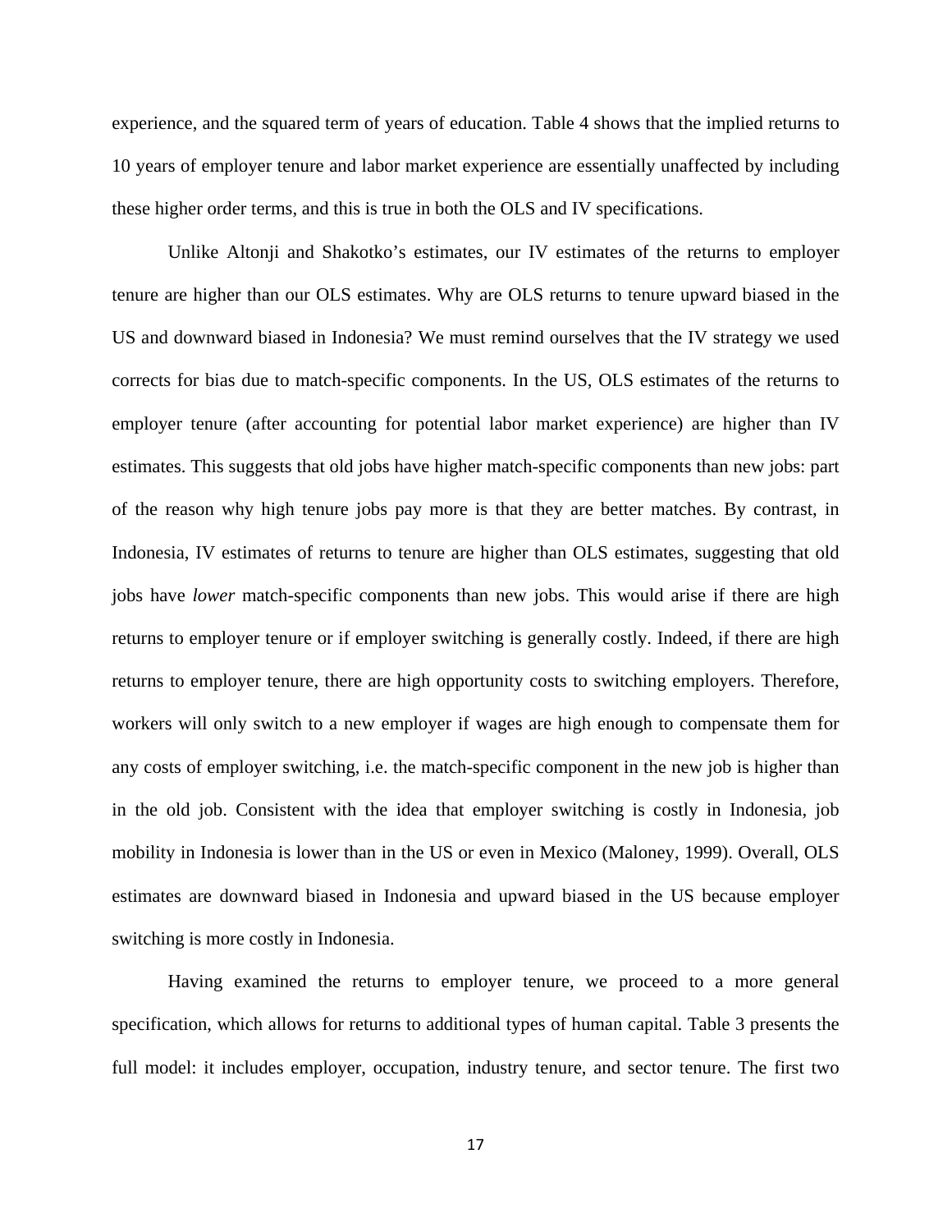experience, and the squared term of years of education. Table 4 shows that the implied returns to 10 years of employer tenure and labor market experience are essentially unaffected by including these higher order terms, and this is true in both the OLS and IV specifications.

Unlike Altonji and Shakotko's estimates, our IV estimates of the returns to employer tenure are higher than our OLS estimates. Why are OLS returns to tenure upward biased in the US and downward biased in Indonesia? We must remind ourselves that the IV strategy we used corrects for bias due to match-specific components. In the US, OLS estimates of the returns to employer tenure (after accounting for potential labor market experience) are higher than IV estimates. This suggests that old jobs have higher match-specific components than new jobs: part of the reason why high tenure jobs pay more is that they are better matches. By contrast, in Indonesia, IV estimates of returns to tenure are higher than OLS estimates, suggesting that old jobs have *lower* match-specific components than new jobs. This would arise if there are high returns to employer tenure or if employer switching is generally costly. Indeed, if there are high returns to employer tenure, there are high opportunity costs to switching employers. Therefore, workers will only switch to a new employer if wages are high enough to compensate them for any costs of employer switching, i.e. the match-specific component in the new job is higher than in the old job. Consistent with the idea that employer switching is costly in Indonesia, job mobility in Indonesia is lower than in the US or even in Mexico (Maloney, 1999). Overall, OLS estimates are downward biased in Indonesia and upward biased in the US because employer switching is more costly in Indonesia.

Having examined the returns to employer tenure, we proceed to a more general specification, which allows for returns to additional types of human capital. Table 3 presents the full model: it includes employer, occupation, industry tenure, and sector tenure. The first two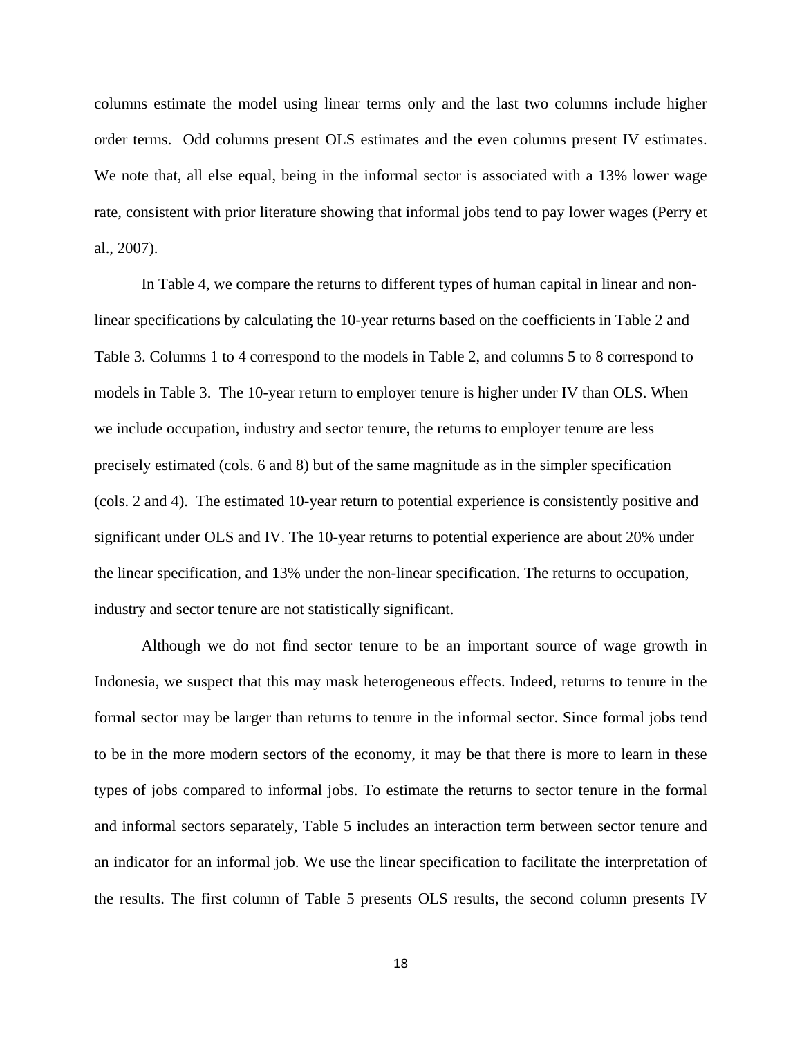columns estimate the model using linear terms only and the last two columns include higher order terms. Odd columns present OLS estimates and the even columns present IV estimates. We note that, all else equal, being in the informal sector is associated with a 13% lower wage rate, consistent with prior literature showing that informal jobs tend to pay lower wages (Perry et al., 2007).

In Table 4, we compare the returns to different types of human capital in linear and non-linear specifications by calculating the 10-year returns based on the coefficients in Table 2 and Table 3. Columns 1 to 4 correspond to the models in Table 2, and columns 5 to 8 correspond to models in Table 3. The 10-year return to employer tenure is higher under IV than OLS. When we include occupation, industry and sector tenure, the returns to employer tenure are less precisely estimated (cols. 6 and 8) but of the same magnitude as in the simpler specification (cols. 2 and 4). The estimated 10-year return to potential experience is consistently positive and significant under OLS and IV. The 10-year returns to potential experience are about 20% under the linear specification, and 13% under the non-linear specification. The returns to occupation, industry and sector tenure are not statistically significant.

Although we do not find sector tenure to be an important source of wage growth in Indonesia, we suspect that this may mask heterogeneous effects. Indeed, returns to tenure in the formal sector may be larger than returns to tenure in the informal sector. Since formal jobs tend to be in the more modern sectors of the economy, it may be that there is more to learn in these types of jobs compared to informal jobs. To estimate the returns to sector tenure in the formal and informal sectors separately, Table 5 includes an interaction term between sector tenure and an indicator for an informal job. We use the linear specification to facilitate the interpretation of the results. The first column of Table 5 presents OLS results, the second column presents IV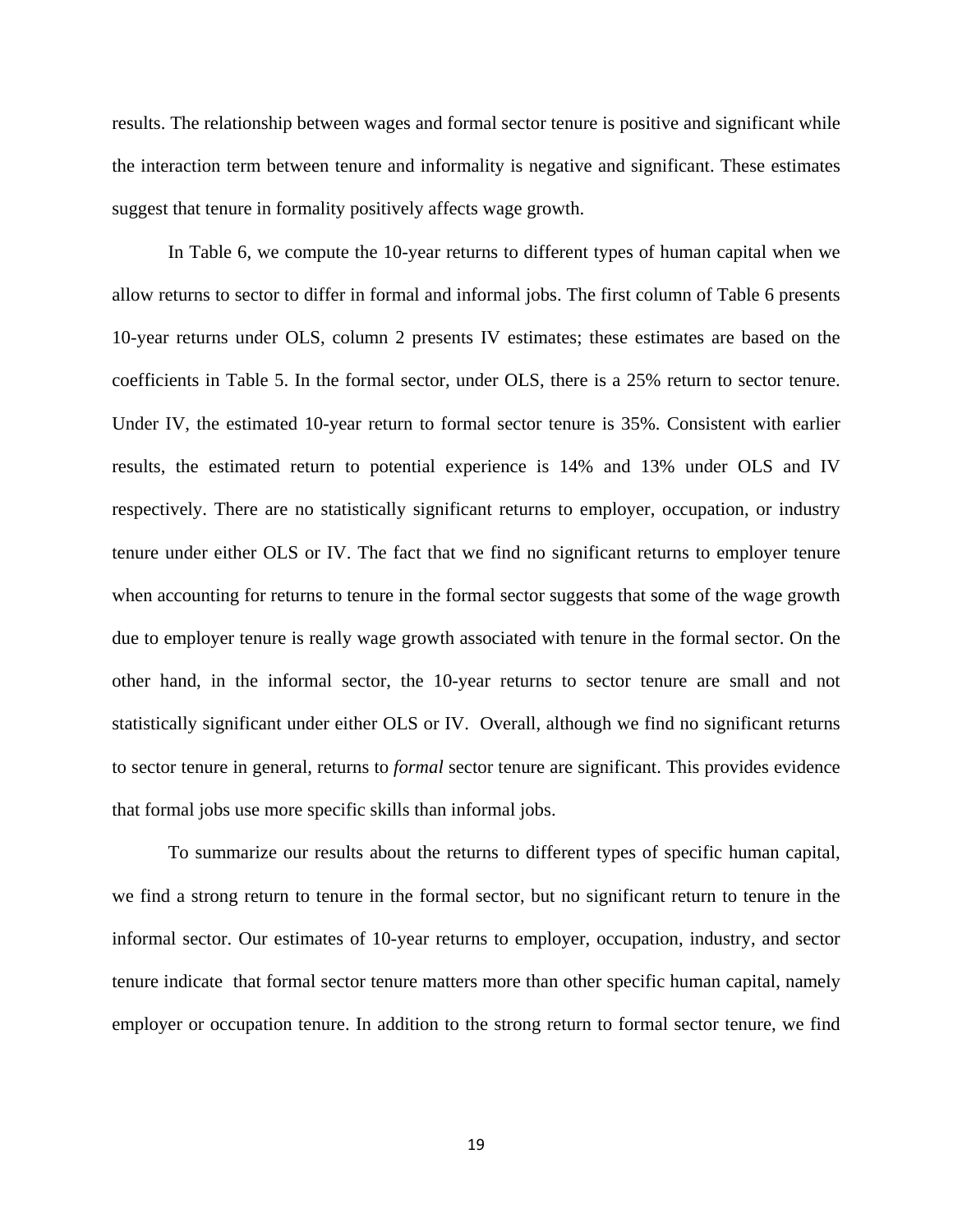results. The relationship between wages and formal sector tenure is positive and significant while the interaction term between tenure and informality is negative and significant. These estimates suggest that tenure in formality positively affects wage growth.

In Table 6, we compute the 10-year returns to different types of human capital when we allow returns to sector to differ in formal and informal jobs. The first column of Table 6 presents 10-year returns under OLS, column 2 presents IV estimates; these estimates are based on the coefficients in Table 5. In the formal sector, under OLS, there is a 25% return to sector tenure. Under IV, the estimated 10-year return to formal sector tenure is 35%. Consistent with earlier results, the estimated return to potential experience is 14% and 13% under OLS and IV respectively. There are no statistically significant returns to employer, occupation, or industry tenure under either OLS or IV. The fact that we find no significant returns to employer tenure when accounting for returns to tenure in the formal sector suggests that some of the wage growth due to employer tenure is really wage growth associated with tenure in the formal sector. On the other hand, in the informal sector, the 10-year returns to sector tenure are small and not statistically significant under either OLS or IV. Overall, although we find no significant returns to sector tenure in general, returns to *formal* sector tenure are significant. This provides evidence that formal jobs use more specific skills than informal jobs.

To summarize our results about the returns to different types of specific human capital, we find a strong return to tenure in the formal sector, but no significant return to tenure in the informal sector. Our estimates of 10-year returns to employer, occupation, industry, and sector tenure indicate that formal sector tenure matters more than other specific human capital, namely employer or occupation tenure. In addition to the strong return to formal sector tenure, we find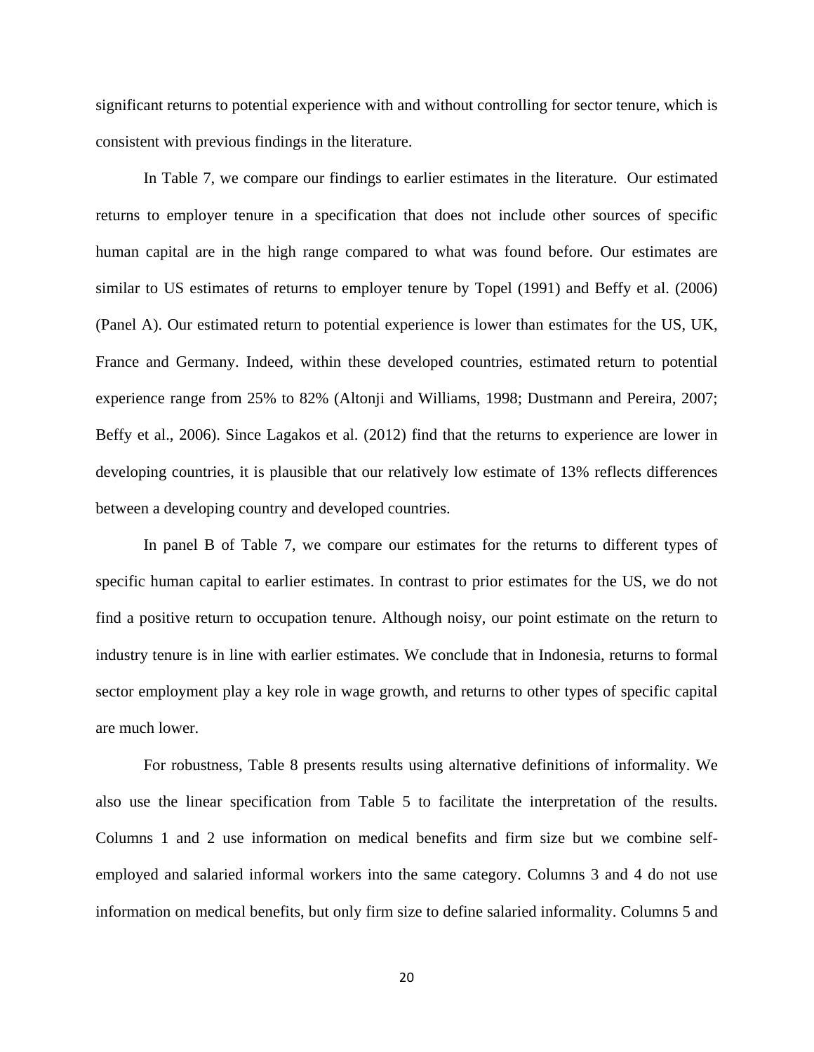significant returns to potential experience with and without controlling for sector tenure, which is consistent with previous findings in the literature.

In Table 7, we compare our findings to earlier estimates in the literature. Our estimated returns to employer tenure in a specification that does not include other sources of specific human capital are in the high range compared to what was found before. Our estimates are similar to US estimates of returns to employer tenure by Topel (1991) and Beffy et al. (2006) (Panel A). Our estimated return to potential experience is lower than estimates for the US, UK, France and Germany. Indeed, within these developed countries, estimated return to potential experience range from 25% to 82% (Altonji and Williams, 1998; Dustmann and Pereira, 2007; Beffy et al., 2006). Since Lagakos et al. (2012) find that the returns to experience are lower in developing countries, it is plausible that our relatively low estimate of 13% reflects differences between a developing country and developed countries.

In panel B of Table 7, we compare our estimates for the returns to different types of specific human capital to earlier estimates. In contrast to prior estimates for the US, we do not find a positive return to occupation tenure. Although noisy, our point estimate on the return to industry tenure is in line with earlier estimates. We conclude that in Indonesia, returns to formal sector employment play a key role in wage growth, and returns to other types of specific capital are much lower.

For robustness, Table 8 presents results using alternative definitions of informality. We also use the linear specification from Table 5 to facilitate the interpretation of the results. Columns 1 and 2 use information on medical benefits and firm size but we combine self-employed and salaried informal workers into the same category. Columns 3 and 4 do not use information on medical benefits, but only firm size to define salaried informality. Columns 5 and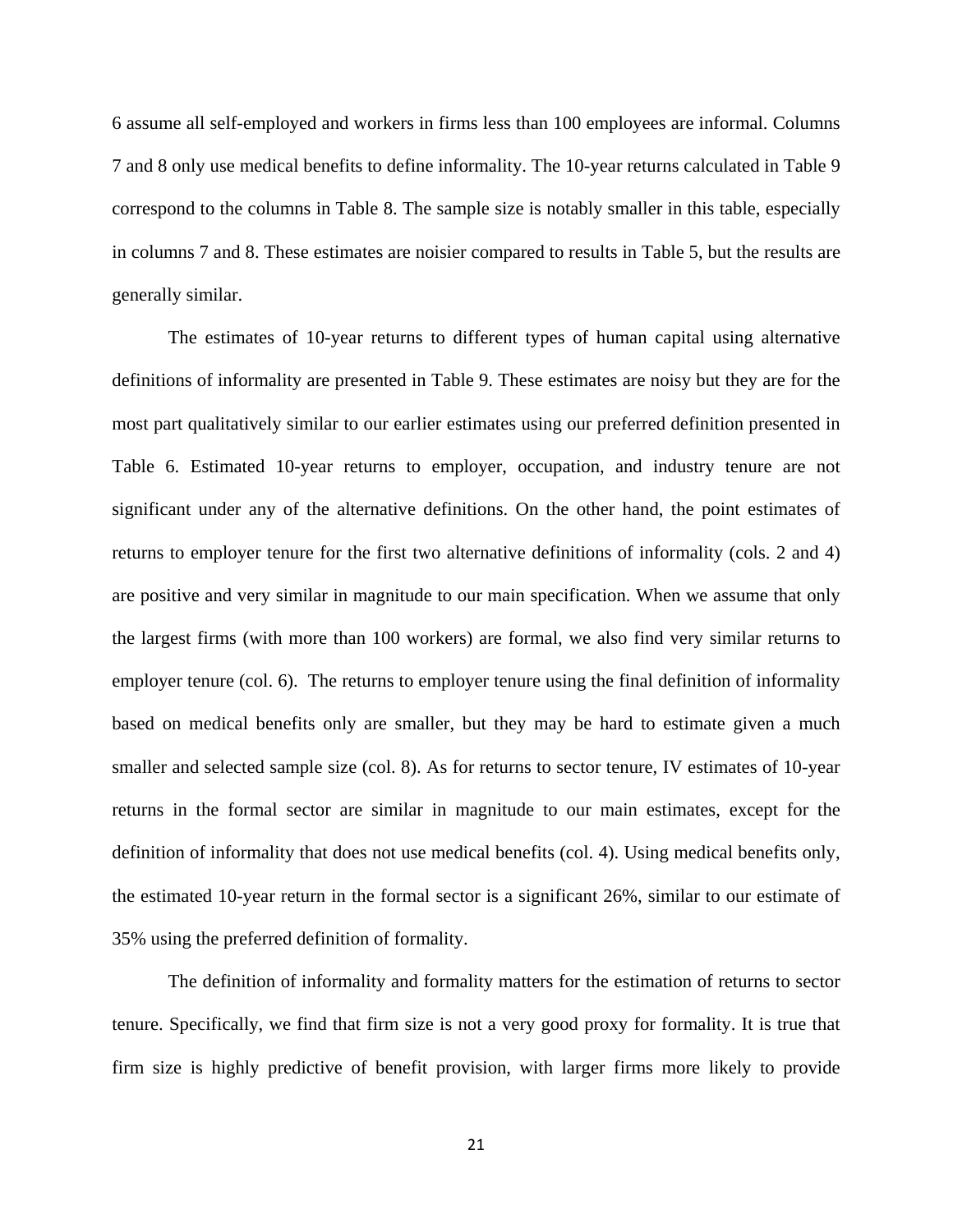6 assume all self-employed and workers in firms less than 100 employees are informal. Columns 7 and 8 only use medical benefits to define informality. The 10-year returns calculated in Table 9 correspond to the columns in Table 8. The sample size is notably smaller in this table, especially in columns 7 and 8. These estimates are noisier compared to results in Table 5, but the results are generally similar.

The estimates of 10-year returns to different types of human capital using alternative definitions of informality are presented in Table 9. These estimates are noisy but they are for the most part qualitatively similar to our earlier estimates using our preferred definition presented in Table 6. Estimated 10-year returns to employer, occupation, and industry tenure are not significant under any of the alternative definitions. On the other hand, the point estimates of returns to employer tenure for the first two alternative definitions of informality (cols. 2 and 4) are positive and very similar in magnitude to our main specification. When we assume that only the largest firms (with more than 100 workers) are formal, we also find very similar returns to employer tenure (col. 6). The returns to employer tenure using the final definition of informality based on medical benefits only are smaller, but they may be hard to estimate given a much smaller and selected sample size (col. 8). As for returns to sector tenure, IV estimates of 10-year returns in the formal sector are similar in magnitude to our main estimates, except for the definition of informality that does not use medical benefits (col. 4). Using medical benefits only, the estimated 10-year return in the formal sector is a significant 26%, similar to our estimate of 35% using the preferred definition of formality.

The definition of informality and formality matters for the estimation of returns to sector tenure. Specifically, we find that firm size is not a very good proxy for formality. It is true that firm size is highly predictive of benefit provision, with larger firms more likely to provide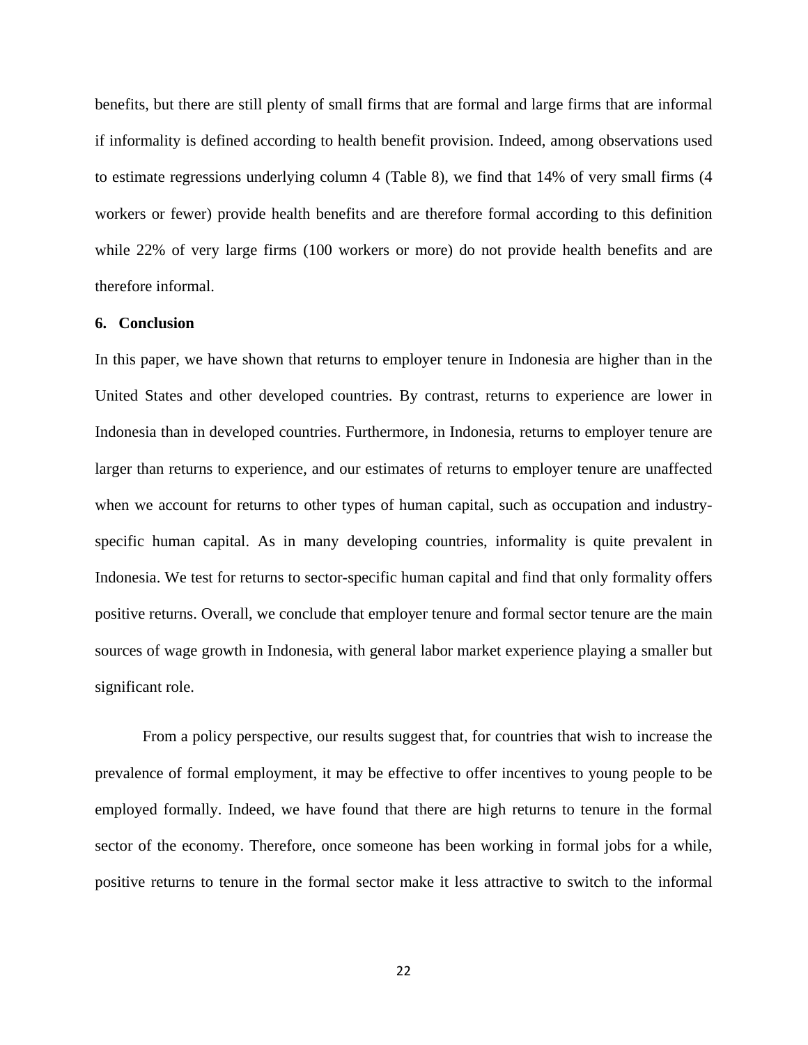benefits, but there are still plenty of small firms that are formal and large firms that are informal if informality is defined according to health benefit provision. Indeed, among observations used to estimate regressions underlying column 4 (Table 8), we find that 14% of very small firms (4 workers or fewer) provide health benefits and are therefore formal according to this definition while 22% of very large firms (100 workers or more) do not provide health benefits and are therefore informal.

## 6. Conclusion

In this paper, we have shown that returns to employer tenure in Indonesia are higher than in the United States and other developed countries. By contrast, returns to experience are lower in Indonesia than in developed countries. Furthermore, in Indonesia, returns to employer tenure are larger than returns to experience, and our estimates of returns to employer tenure are unaffected when we account for returns to other types of human capital, such as occupation and industry-specific human capital. As in many developing countries, informality is quite prevalent in Indonesia. We test for returns to sector-specific human capital and find that only formality offers positive returns. Overall, we conclude that employer tenure and formal sector tenure are the main sources of wage growth in Indonesia, with general labor market experience playing a smaller but significant role.

From a policy perspective, our results suggest that, for countries that wish to increase the prevalence of formal employment, it may be effective to offer incentives to young people to be employed formally. Indeed, we have found that there are high returns to tenure in the formal sector of the economy. Therefore, once someone has been working in formal jobs for a while, positive returns to tenure in the formal sector make it less attractive to switch to the informal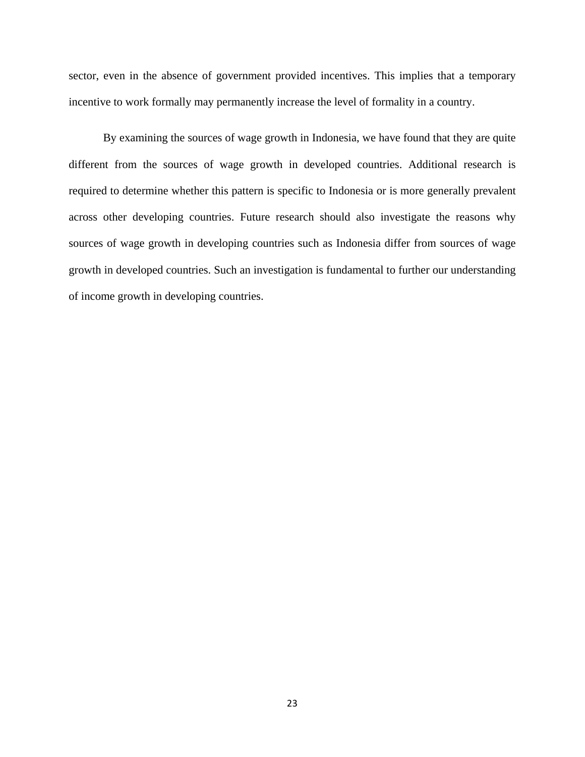sector, even in the absence of government provided incentives. This implies that a temporary incentive to work formally may permanently increase the level of formality in a country.

By examining the sources of wage growth in Indonesia, we have found that they are quite different from the sources of wage growth in developed countries. Additional research is required to determine whether this pattern is specific to Indonesia or is more generally prevalent across other developing countries. Future research should also investigate the reasons why sources of wage growth in developing countries such as Indonesia differ from sources of wage growth in developed countries. Such an investigation is fundamental to further our understanding of income growth in developing countries.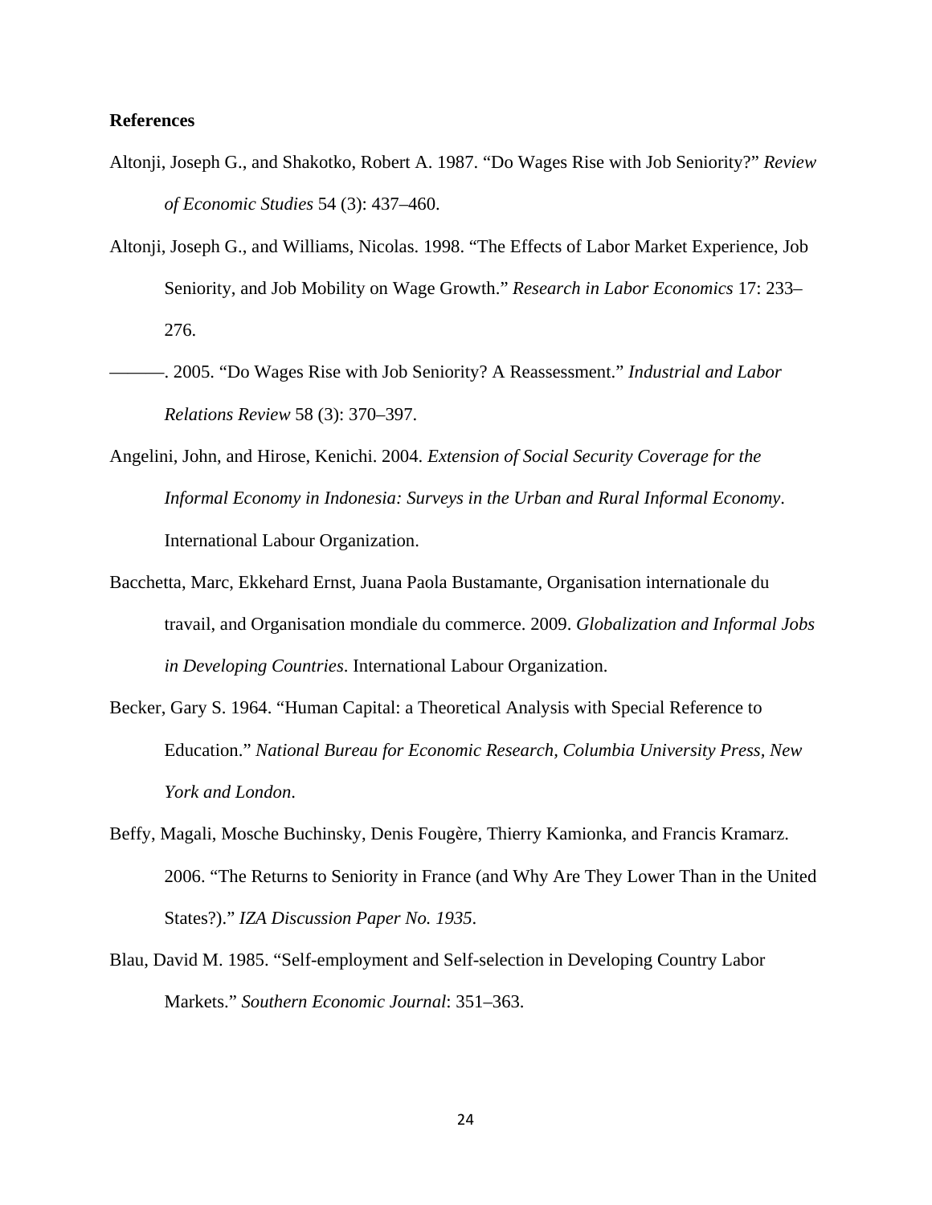**References**

Altonji, Joseph G., and Shakotko, Robert A. 1987. "Do Wages Rise with Job Seniority?" *Review of Economic Studies* 54 (3): 437–460.

Altonji, Joseph G., and Williams, Nicolas. 1998. "The Effects of Labor Market Experience, Job Seniority, and Job Mobility on Wage Growth." *Research in Labor Economics* 17: 233–276.

———. 2005. "Do Wages Rise with Job Seniority? A Reassessment." *Industrial and Labor Relations Review* 58 (3): 370–397.

Angelini, John, and Hirose, Kenichi. 2004. *Extension of Social Security Coverage for the Informal Economy in Indonesia: Surveys in the Urban and Rural Informal Economy*. International Labour Organization.

Bacchetta, Marc, Ekkehard Ernst, Juana Paola Bustamante, Organisation internationale du travail, and Organisation mondiale du commerce. 2009. *Globalization and Informal Jobs in Developing Countries*. International Labour Organization.

Becker, Gary S. 1964. "Human Capital: a Theoretical Analysis with Special Reference to Education." *National Bureau for Economic Research, Columbia University Press, New York and London*.

Beffy, Magali, Mosche Buchinsky, Denis Fougère, Thierry Kamionka, and Francis Kramarz. 2006. "The Returns to Seniority in France (and Why Are They Lower Than in the United States?)." *IZA Discussion Paper No. 1935*.

Blau, David M. 1985. "Self-employment and Self-selection in Developing Country Labor Markets." *Southern Economic Journal*: 351–363.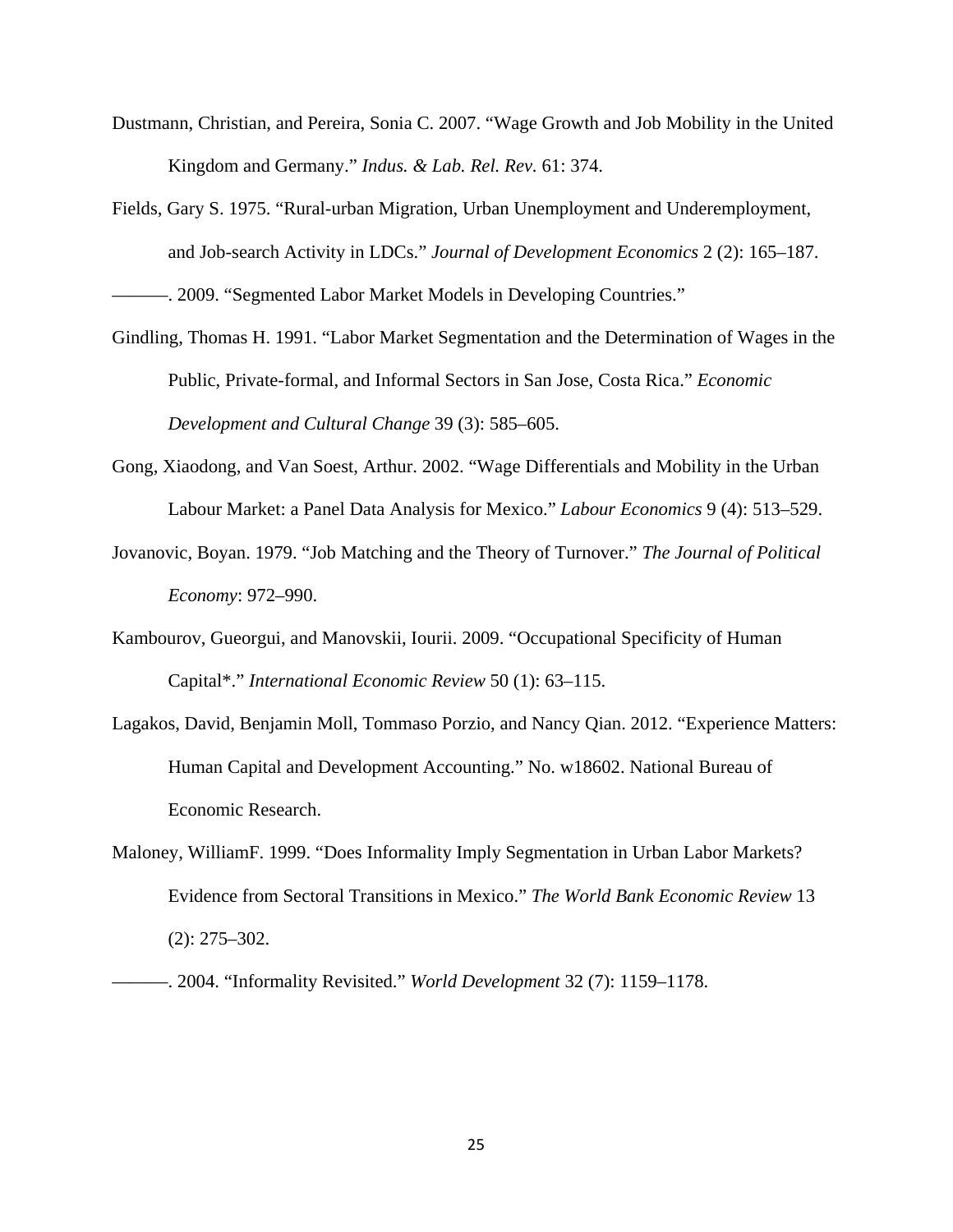Dustmann, Christian, and Pereira, Sonia C. 2007. "Wage Growth and Job Mobility in the United Kingdom and Germany." *Indus. & Lab. Rel. Rev.* 61: 374.

Fields, Gary S. 1975. "Rural-urban Migration, Urban Unemployment and Underemployment, and Job-search Activity in LDCs." *Journal of Development Economics* 2 (2): 165–187.

———. 2009. "Segmented Labor Market Models in Developing Countries."

Gindling, Thomas H. 1991. "Labor Market Segmentation and the Determination of Wages in the Public, Private-formal, and Informal Sectors in San Jose, Costa Rica." *Economic Development and Cultural Change* 39 (3): 585–605.

Gong, Xiaodong, and Van Soest, Arthur. 2002. "Wage Differentials and Mobility in the Urban Labour Market: a Panel Data Analysis for Mexico." *Labour Economics* 9 (4): 513–529.

Jovanovic, Boyan. 1979. "Job Matching and the Theory of Turnover." *The Journal of Political Economy*: 972–990.

Kambourov, Gueorgui, and Manovskii, Iourii. 2009. "Occupational Specificity of Human Capital*." *International Economic Review* 50 (1): 63–115.

Lagakos, David, Benjamin Moll, Tommaso Porzio, and Nancy Qian. 2012. "Experience Matters: Human Capital and Development Accounting." No. w18602. National Bureau of Economic Research.

Maloney, WilliamF. 1999. "Does Informality Imply Segmentation in Urban Labor Markets? Evidence from Sectoral Transitions in Mexico." *The World Bank Economic Review* 13 (2): 275–302.

———. 2004. "Informality Revisited." *World Development* 32 (7): 1159–1178.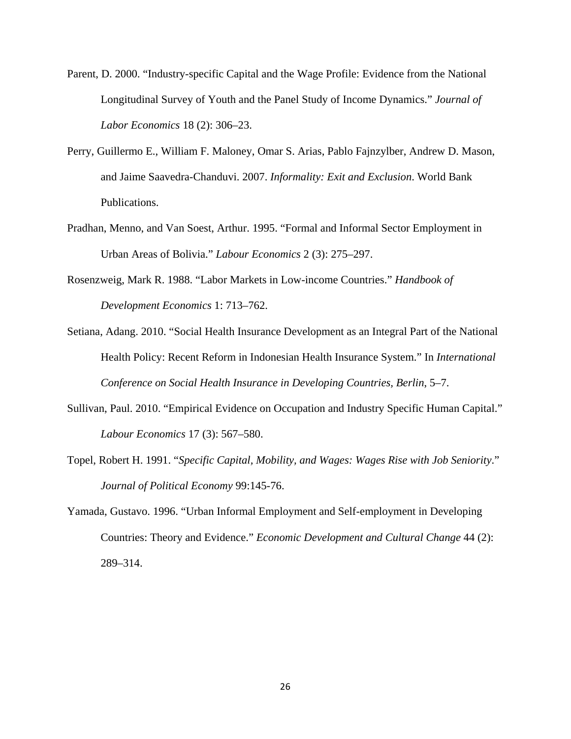Parent, D. 2000. "Industry-specific Capital and the Wage Profile: Evidence from the National Longitudinal Survey of Youth and the Panel Study of Income Dynamics." *Journal of Labor Economics* 18 (2): 306–23.

Perry, Guillermo E., William F. Maloney, Omar S. Arias, Pablo Fajnzylber, Andrew D. Mason, and Jaime Saavedra-Chanduvi. 2007. *Informality: Exit and Exclusion*. World Bank Publications.

Pradhan, Menno, and Van Soest, Arthur. 1995. "Formal and Informal Sector Employment in Urban Areas of Bolivia." *Labour Economics* 2 (3): 275–297.

Rosenzweig, Mark R. 1988. "Labor Markets in Low-income Countries." *Handbook of Development Economics* 1: 713–762.

Setiana, Adang. 2010. "Social Health Insurance Development as an Integral Part of the National Health Policy: Recent Reform in Indonesian Health Insurance System." In *International Conference on Social Health Insurance in Developing Countries, Berlin*, 5–7.

Sullivan, Paul. 2010. "Empirical Evidence on Occupation and Industry Specific Human Capital." *Labour Economics* 17 (3): 567–580.

Topel, Robert H. 1991. "*Specific Capital, Mobility, and Wages: Wages Rise with Job Seniority*." *Journal of Political Economy* 99:145-76.

Yamada, Gustavo. 1996. "Urban Informal Employment and Self-employment in Developing Countries: Theory and Evidence." *Economic Development and Cultural Change* 44 (2): 289–314.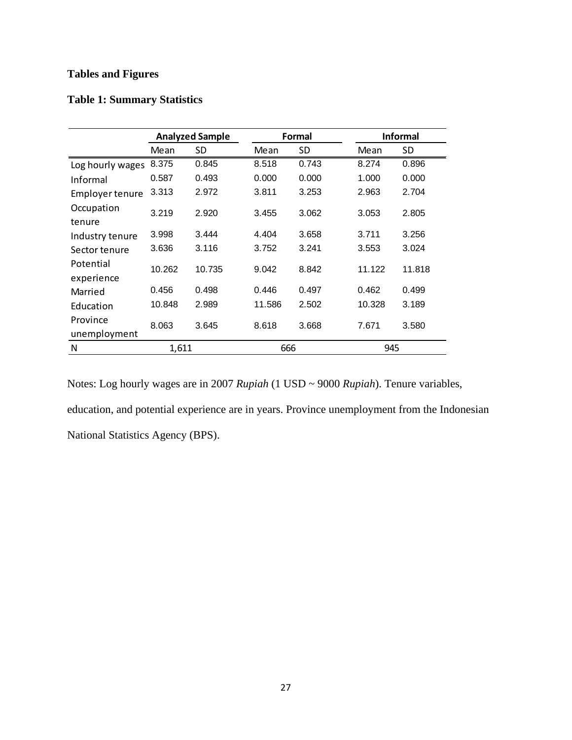**Tables and Figures**

**Table 1: Summary Statistics**

| | Analyzed Sample | | Formal | | Informal | |
|---|---|---|---|---|---|---|
| | Mean | SD | Mean | SD | Mean | SD |
| Log hourly wages | 8.375 | 0.845 | 8.518 | 0.743 | 8.274 | 0.896 |
| Informal | 0.587 | 0.493 | 0.000 | 0.000 | 1.000 | 0.000 |
| Employer tenure | 3.313 | 2.972 | 3.811 | 3.253 | 2.963 | 2.704 |
| Occupation tenure | 3.219 | 2.920 | 3.455 | 3.062 | 3.053 | 2.805 |
| Industry tenure | 3.998 | 3.444 | 4.404 | 3.658 | 3.711 | 3.256 |
| Sector tenure | 3.636 | 3.116 | 3.752 | 3.241 | 3.553 | 3.024 |
| Potential experience | 10.262 | 10.735 | 9.042 | 8.842 | 11.122 | 11.818 |
| Married | 0.456 | 0.498 | 0.446 | 0.497 | 0.462 | 0.499 |
| Education | 10.848 | 2.989 | 11.586 | 2.502 | 10.328 | 3.189 |
| Province unemployment | 8.063 | 3.645 | 8.618 | 3.668 | 7.671 | 3.580 |
| N | 1,611 | | 666 | | 945 | |

Notes: Log hourly wages are in 2007 *Rupiah* (1 USD ~ 9000 *Rupiah*). Tenure variables, education, and potential experience are in years. Province unemployment from the Indonesian National Statistics Agency (BPS).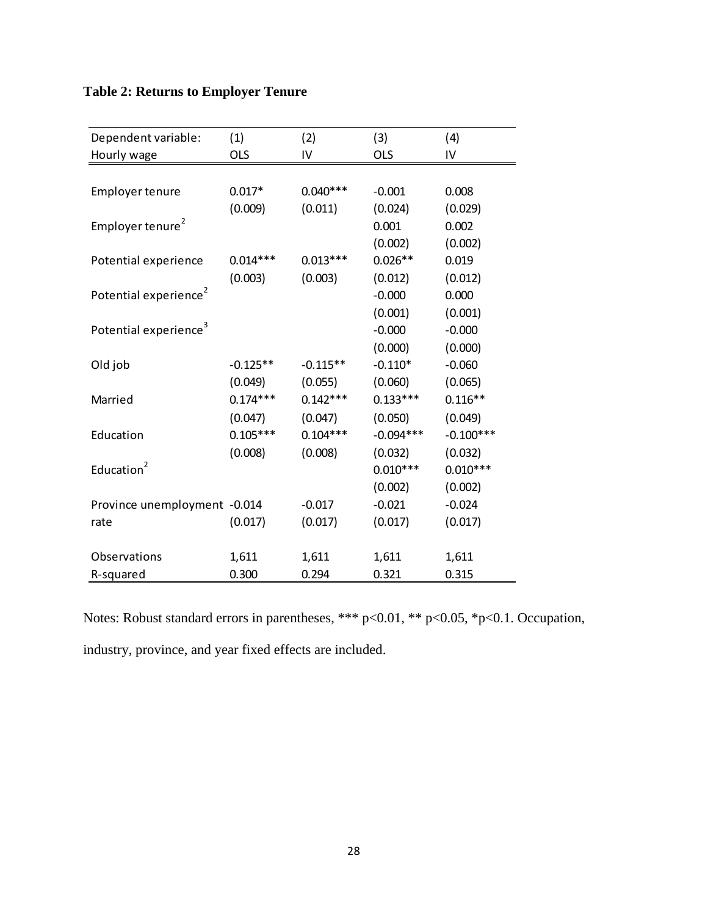**Table 2: Returns to Employer Tenure**

| Dependent variable: Hourly wage | (1) OLS | (2) IV | (3) OLS | (4) IV |
|---|---|---|---|---|
| Employer tenure | 0.017* | 0.040*** | -0.001 | 0.008 |
| | (0.009) | (0.011) | (0.024) | (0.029) |
| Employer tenure$^2$ | | | 0.001 | 0.002 |
| | | | (0.002) | (0.002) |
| Potential experience | 0.014*** | 0.013*** | 0.026** | 0.019 |
| | (0.003) | (0.003) | (0.012) | (0.012) |
| Potential experience$^2$ | | | -0.000 | 0.000 |
| | | | (0.001) | (0.001) |
| Potential experience$^3$ | | | -0.000 | -0.000 |
| | | | (0.000) | (0.000) |
| Old job | -0.125** | -0.115** | -0.110* | -0.060 |
| | (0.049) | (0.055) | (0.060) | (0.065) |
| Married | 0.174*** | 0.142*** | 0.133*** | 0.116** |
| | (0.047) | (0.047) | (0.050) | (0.049) |
| Education | 0.105*** | 0.104*** | -0.094*** | -0.100*** |
| | (0.008) | (0.008) | (0.032) | (0.032) |
| Education$^2$ | | | 0.010*** | 0.010*** |
| | | | (0.002) | (0.002) |
| Province unemployment rate | -0.014 | -0.017 | -0.021 | -0.024 |
| | (0.017) | (0.017) | (0.017) | (0.017) |
| Observations | 1,611 | 1,611 | 1,611 | 1,611 |
| R-squared | 0.300 | 0.294 | 0.321 | 0.315 |

Notes: Robust standard errors in parentheses, *** $p<0.01$, ** $p<0.05$, * $p<0.1$. Occupation, industry, province, and year fixed effects are included.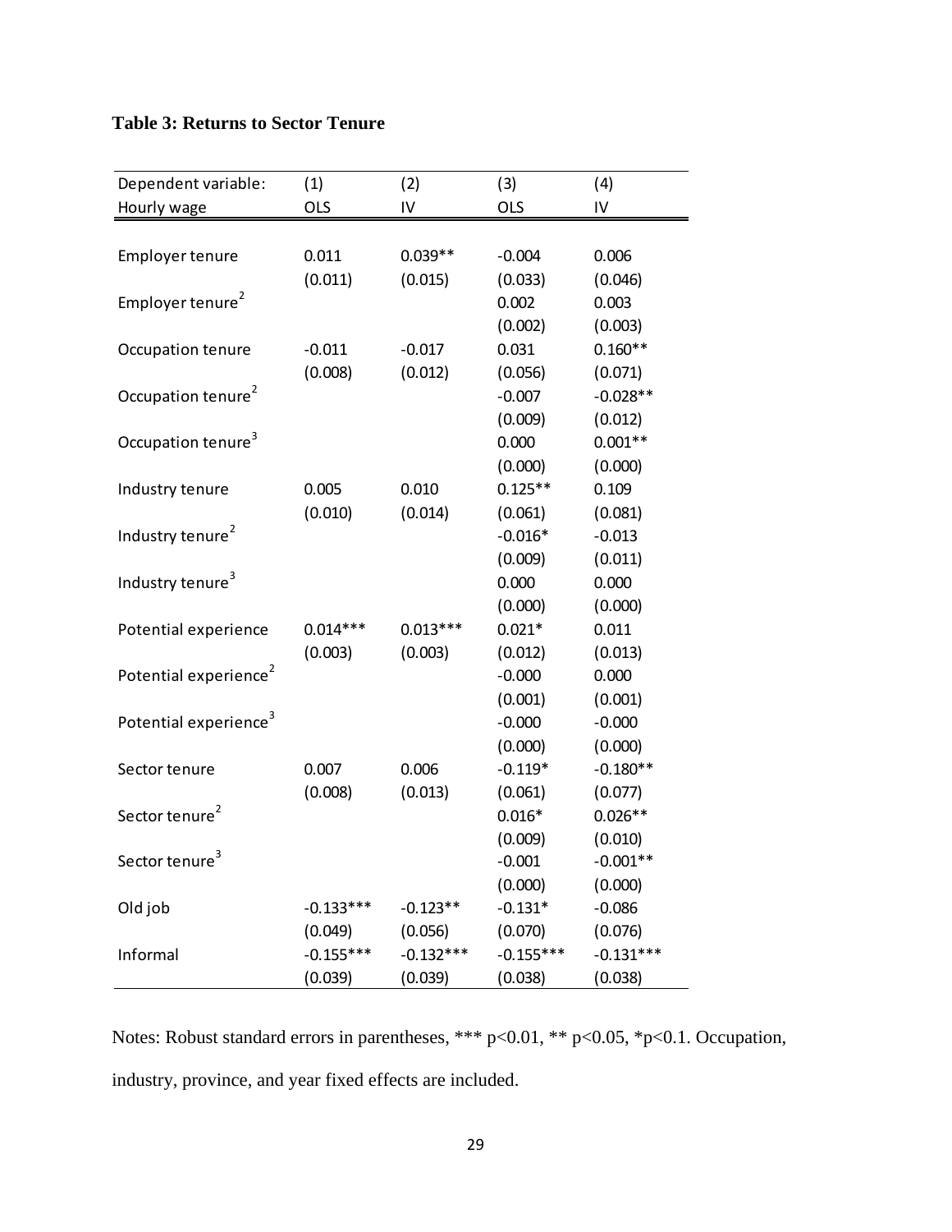**Table 3: Returns to Sector Tenure**

| Dependent variable: Hourly wage | (1) OLS | (2) IV | (3) OLS | (4) IV |
|---|---|---|---|---|
| Employer tenure | 0.011 | 0.039** | -0.004 | 0.006 |
| | (0.011) | (0.015) | (0.033) | (0.046) |
| Employer tenure$^2$ | | | 0.002 | 0.003 |
| | | | (0.002) | (0.003) |
| Occupation tenure | -0.011 | -0.017 | 0.031 | 0.160** |
| | (0.008) | (0.012) | (0.056) | (0.071) |
| Occupation tenure$^2$ | | | -0.007 | -0.028** |
| | | | (0.009) | (0.012) |
| Occupation tenure$^3$ | | | 0.000 | 0.001** |
| | | | (0.000) | (0.000) |
| Industry tenure | 0.005 | 0.010 | 0.125** | 0.109 |
| | (0.010) | (0.014) | (0.061) | (0.081) |
| Industry tenure$^2$ | | | -0.016* | -0.013 |
| | | | (0.009) | (0.011) |
| Industry tenure$^3$ | | | 0.000 | 0.000 |
| | | | (0.000) | (0.000) |
| Potential experience | 0.014*** | 0.013*** | 0.021* | 0.011 |
| | (0.003) | (0.003) | (0.012) | (0.013) |
| Potential experience$^2$ | | | -0.000 | 0.000 |
| | | | (0.001) | (0.001) |
| Potential experience$^3$ | | | -0.000 | -0.000 |
| | | | (0.000) | (0.000) |
| Sector tenure | 0.007 | 0.006 | -0.119* | -0.180** |
| | (0.008) | (0.013) | (0.061) | (0.077) |
| Sector tenure$^2$ | | | 0.016* | 0.026** |
| | | | (0.009) | (0.010) |
| Sector tenure$^3$ | | | -0.001 | -0.001** |
| | | | (0.000) | (0.000) |
| Old job | -0.133*** | -0.123** | -0.131* | -0.086 |
| | (0.049) | (0.056) | (0.070) | (0.076) |
| Informal | -0.155*** | -0.132*** | -0.155*** | -0.131*** |
| | (0.039) | (0.039) | (0.038) | (0.038) |

Notes: Robust standard errors in parentheses, *** p<0.01, ** p<0.05, *p<0.1. Occupation, industry, province, and year fixed effects are included.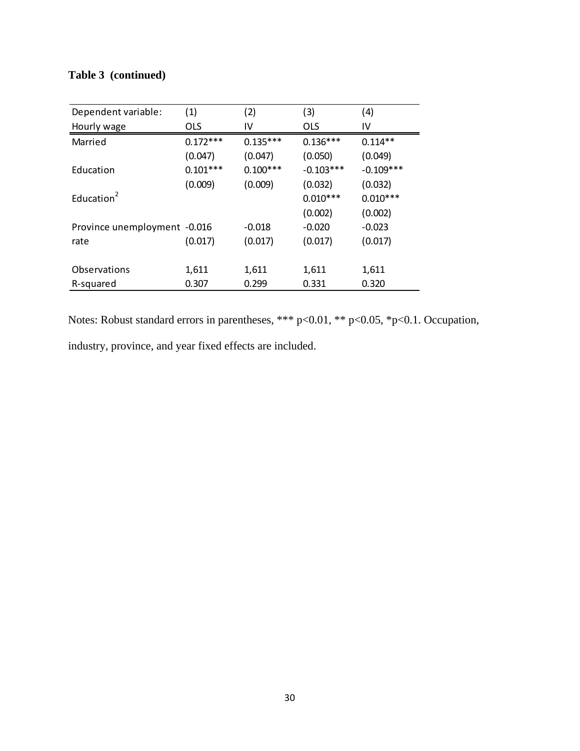**Table 3 (continued)**

| Dependent variable: | (1) | (2) | (3) | (4) |
|---|---|---|---|---|
| Hourly wage | OLS | IV | OLS | IV |
| Married | 0.172*** | 0.135*** | 0.136*** | 0.114** |
| | (0.047) | (0.047) | (0.050) | (0.049) |
| Education | 0.101*** | 0.100*** | -0.103*** | -0.109*** |
| | (0.009) | (0.009) | (0.032) | (0.032) |
| Education$^2$ | | | 0.010*** | 0.010*** |
| | | | (0.002) | (0.002) |
| Province unemployment rate | -0.016 | -0.018 | -0.020 | -0.023 |
| | (0.017) | (0.017) | (0.017) | (0.017) |
| Observations | 1,611 | 1,611 | 1,611 | 1,611 |
| R-squared | 0.307 | 0.299 | 0.331 | 0.320 |

Notes: Robust standard errors in parentheses, *** p<0.01, ** p<0.05, *p<0.1. Occupation, industry, province, and year fixed effects are included.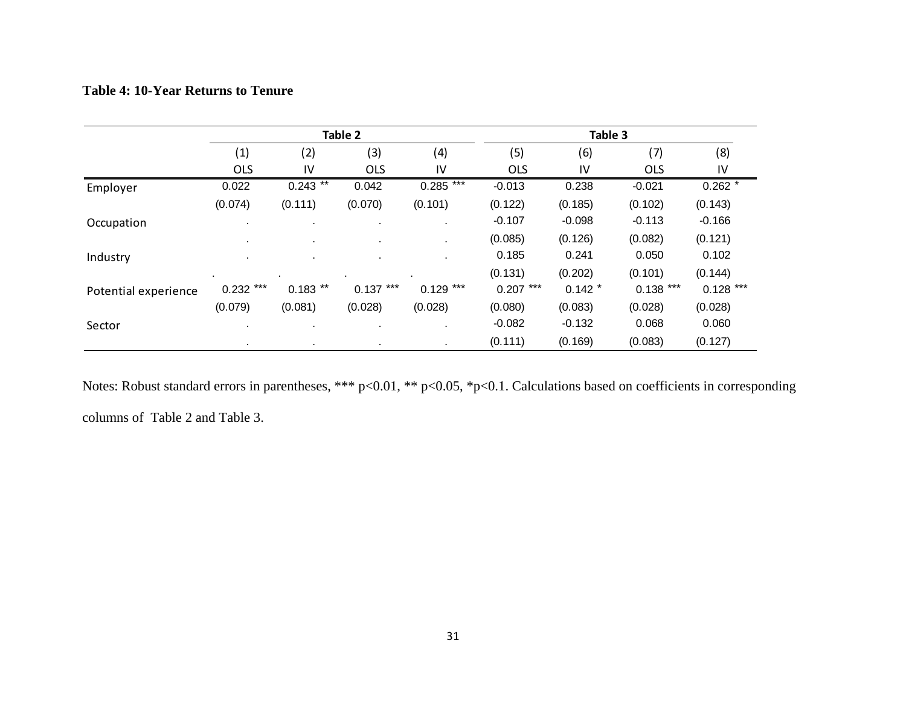**Table 4: 10-Year Returns to Tenure**

| | Table 2 | | | | Table 3 | | | |
|---|---|---|---|---|---|---|---|---|
| | (1) | (2) | (3) | (4) | (5) | (6) | (7) | (8) |
| | OLS | IV | OLS | IV | OLS | IV | OLS | IV |
| Employer | 0.022 | 0.243 ** | 0.042 | 0.285 *** | -0.013 | 0.238 | -0.021 | 0.262 * |
| | (0.074) | (0.111) | (0.070) | (0.101) | (0.122) | (0.185) | (0.102) | (0.143) |
| Occupation | . | . | . | . | -0.107 | -0.098 | -0.113 | -0.166 |
| | . | . | . | . | (0.085) | (0.126) | (0.082) | (0.121) |
| Industry | . | . | . | . | 0.185 | 0.241 | 0.050 | 0.102 |
| | . | . | . | . | (0.131) | (0.202) | (0.101) | (0.144) |
| Potential experience | 0.232 *** | 0.183 ** | 0.137 *** | 0.129 *** | 0.207 *** | 0.142 * | 0.138 *** | 0.128 *** |
| | (0.079) | (0.081) | (0.028) | (0.028) | (0.080) | (0.083) | (0.028) | (0.028) |
| Sector | . | . | . | . | -0.082 | -0.132 | 0.068 | 0.060 |
| | . | . | . | . | (0.111) | (0.169) | (0.083) | (0.127) |

Notes: Robust standard errors in parentheses, *** p<0.01, ** p<0.05, *p<0.1. Calculations based on coefficients in corresponding columns of Table 2 and Table 3.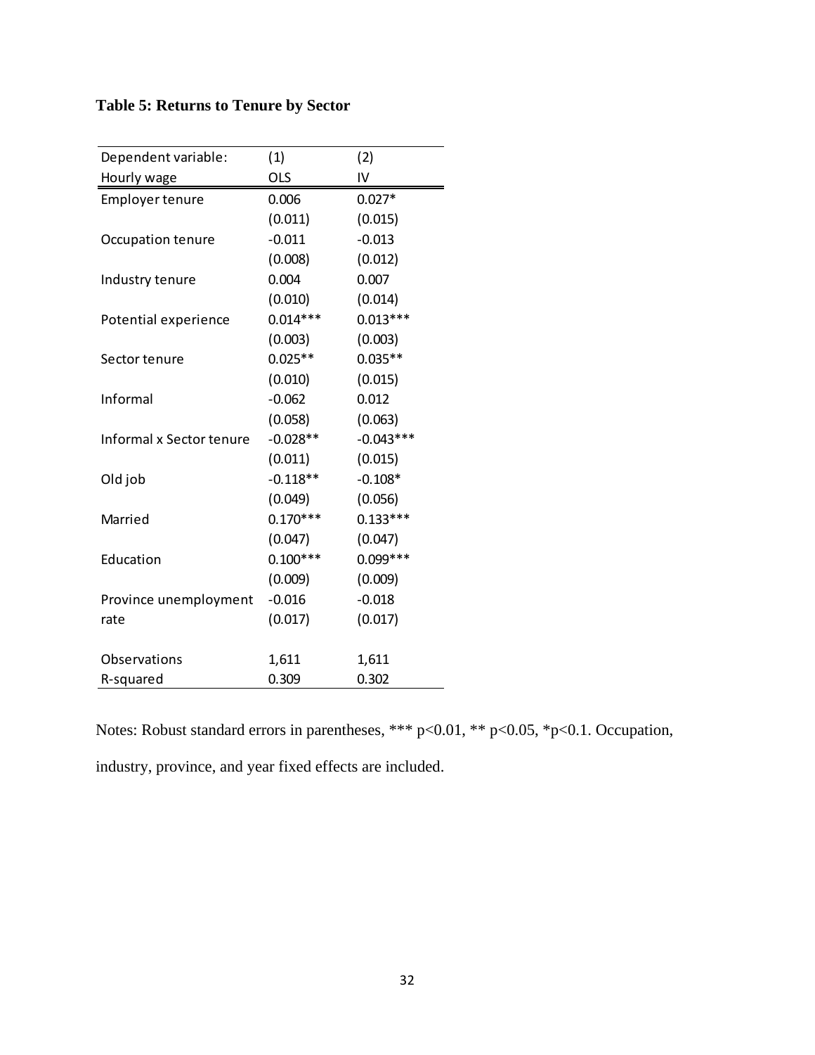**Table 5: Returns to Tenure by Sector**

| Dependent variable: Hourly wage | (1) OLS | (2) IV |
|---|---|---|
| Employer tenure | 0.006 | 0.027* |
| | (0.011) | (0.015) |
| Occupation tenure | -0.011 | -0.013 |
| | (0.008) | (0.012) |
| Industry tenure | 0.004 | 0.007 |
| | (0.010) | (0.014) |
| Potential experience | 0.014*** | 0.013*** |
| | (0.003) | (0.003) |
| Sector tenure | 0.025** | 0.035** |
| | (0.010) | (0.015) |
| Informal | -0.062 | 0.012 |
| | (0.058) | (0.063) |
| Informal x Sector tenure | -0.028** | -0.043*** |
| | (0.011) | (0.015) |
| Old job | -0.118** | -0.108* |
| | (0.049) | (0.056) |
| Married | 0.170*** | 0.133*** |
| | (0.047) | (0.047) |
| Education | 0.100*** | 0.099*** |
| | (0.009) | (0.009) |
| Province unemployment rate | -0.016 | -0.018 |
| | (0.017) | (0.017) |
| Observations | 1,611 | 1,611 |
| R-squared | 0.309 | 0.302 |

Notes: Robust standard errors in parentheses, *** p<0.01, ** p<0.05, *p<0.1. Occupation, industry, province, and year fixed effects are included.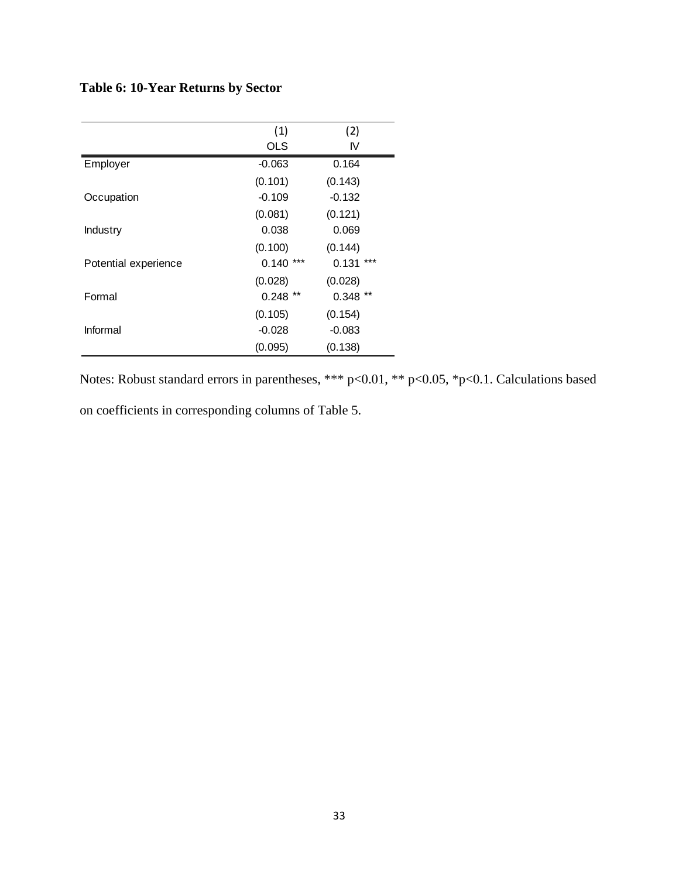**Table 6: 10-Year Returns by Sector**

| | (1) | (2) |
|---|---|---|
| | OLS | IV |
| Employer | -0.063 | 0.164 |
| | (0.101) | (0.143) |
| Occupation | -0.109 | -0.132 |
| | (0.081) | (0.121) |
| Industry | 0.038 | 0.069 |
| | (0.100) | (0.144) |
| Potential experience | 0.140 *** | 0.131 *** |
| | (0.028) | (0.028) |
| Formal | 0.248 ** | 0.348 ** |
| | (0.105) | (0.154) |
| Informal | -0.028 | -0.083 |
| | (0.095) | (0.138) |

Notes: Robust standard errors in parentheses, *** p<0.01, ** p<0.05, *p<0.1. Calculations based on coefficients in corresponding columns of Table 5.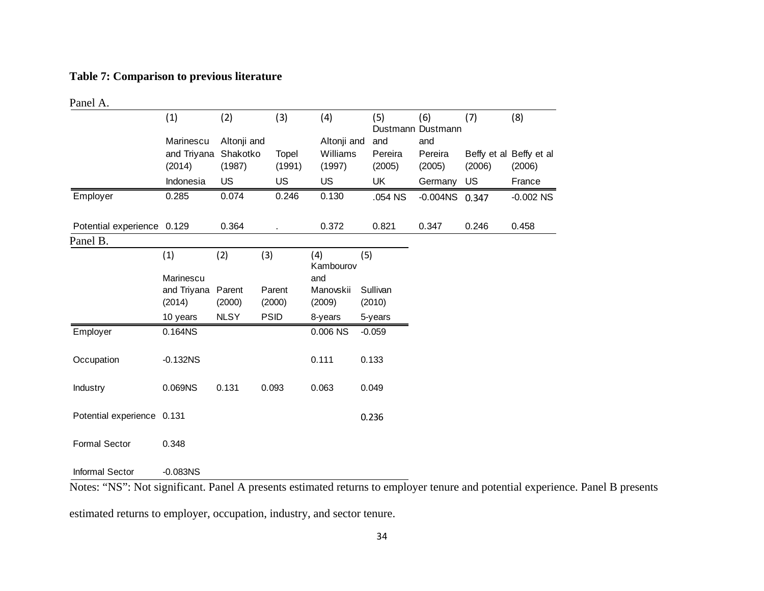**Table 7: Comparison to previous literature**

Panel A.

| | (1) Marinescu and Triyana (2014) | (2) Altonji and Shakotko (1987) | (3) Topel (1991) | (4) Altonji and Williams (1997) | (5) Dustmann and Pereira (2005) | (6) Dustmann and Pereira (2005) | (7) Beffy et al (2006) | (8) Beffy et al (2006) |
|---|---|---|---|---|---|---|---|---|
| | Indonesia | US | US | US | UK | Germany | US | France |
| Employer | 0.285 | 0.074 | 0.246 | 0.130 | .054 NS | -0.004NS | 0.347 | -0.002 NS |
| Potential experience | 0.129 | 0.364 | . | 0.372 | 0.821 | 0.347 | 0.246 | 0.458 |

Panel B.

| | (1) Marinescu and Triyana (2014) | (2) Parent (2000) | (3) Parent (2000) | (4) Kambourov and Manovskii (2009) | (5) Sullivan (2010) |
|---|---|---|---|---|---|
| | 10 years | NLSY | PSID | 8-years | 5-years |
| Employer | 0.164NS | | | 0.006 NS | -0.059 |
| Occupation | -0.132NS | | | 0.111 | 0.133 |
| Industry | 0.069NS | 0.131 | 0.093 | 0.063 | 0.049 |
| Potential experience | 0.131 | | | | 0.236 |
| Formal Sector | 0.348 | | | | |
| Informal Sector | -0.083NS | | | | |

Notes: "NS": Not significant. Panel A presents estimated returns to employer tenure and potential experience. Panel B presents estimated returns to employer, occupation, industry, and sector tenure.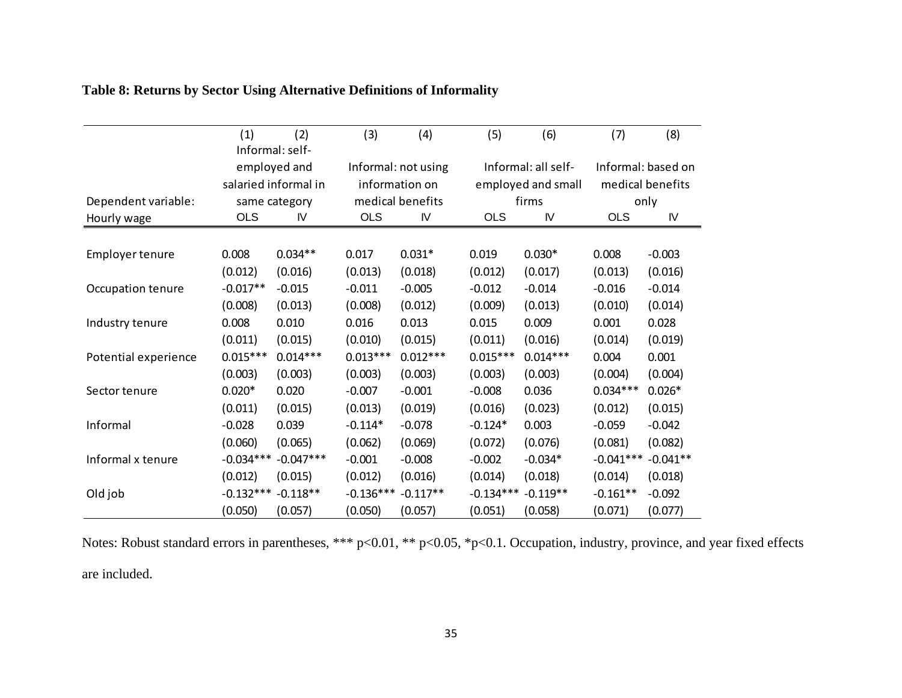**Table 8: Returns by Sector Using Alternative Definitions of Informality**

| | (1) | (2) | (3) | (4) | (5) | (6) | (7) | (8) |
|---|---|---|---|---|---|---|---|---|
| Dependent variable: | Informal: self-employed and salaried informal in same category | | Informal: not using information on medical benefits | | Informal: all self-employed and small firms | | Informal: based on medical benefits only | |
| Hourly wage | OLS | IV | OLS | IV | OLS | IV | OLS | IV |
| Employer tenure | 0.008 | 0.034** | 0.017 | 0.031* | 0.019 | 0.030* | 0.008 | -0.003 |
| | (0.012) | (0.016) | (0.013) | (0.018) | (0.012) | (0.017) | (0.013) | (0.016) |
| Occupation tenure | -0.017** | -0.015 | -0.011 | -0.005 | -0.012 | -0.014 | -0.016 | -0.014 |
| | (0.008) | (0.013) | (0.008) | (0.012) | (0.009) | (0.013) | (0.010) | (0.014) |
| Industry tenure | 0.008 | 0.010 | 0.016 | 0.013 | 0.015 | 0.009 | 0.001 | 0.028 |
| | (0.011) | (0.015) | (0.010) | (0.015) | (0.011) | (0.016) | (0.014) | (0.019) |
| Potential experience | 0.015*** | 0.014*** | 0.013*** | 0.012*** | 0.015*** | 0.014*** | 0.004 | 0.001 |
| | (0.003) | (0.003) | (0.003) | (0.003) | (0.003) | (0.003) | (0.004) | (0.004) |
| Sector tenure | 0.020* | 0.020 | -0.007 | -0.001 | -0.008 | 0.036 | 0.034*** | 0.026* |
| | (0.011) | (0.015) | (0.013) | (0.019) | (0.016) | (0.023) | (0.012) | (0.015) |
| Informal | -0.028 | 0.039 | -0.114* | -0.078 | -0.124* | 0.003 | -0.059 | -0.042 |
| | (0.060) | (0.065) | (0.062) | (0.069) | (0.072) | (0.076) | (0.081) | (0.082) |
| Informal x tenure | -0.034*** | -0.047*** | -0.001 | -0.008 | -0.002 | -0.034* | -0.041*** | -0.041** |
| | (0.012) | (0.015) | (0.012) | (0.016) | (0.014) | (0.018) | (0.014) | (0.018) |
| Old job | -0.132*** | -0.118** | -0.136*** | -0.117** | -0.134*** | -0.119** | -0.161** | -0.092 |
| | (0.050) | (0.057) | (0.050) | (0.057) | (0.051) | (0.058) | (0.071) | (0.077) |

Notes: Robust standard errors in parentheses, *** p<0.01, ** p<0.05, *p<0.1. Occupation, industry, province, and year fixed effects are included.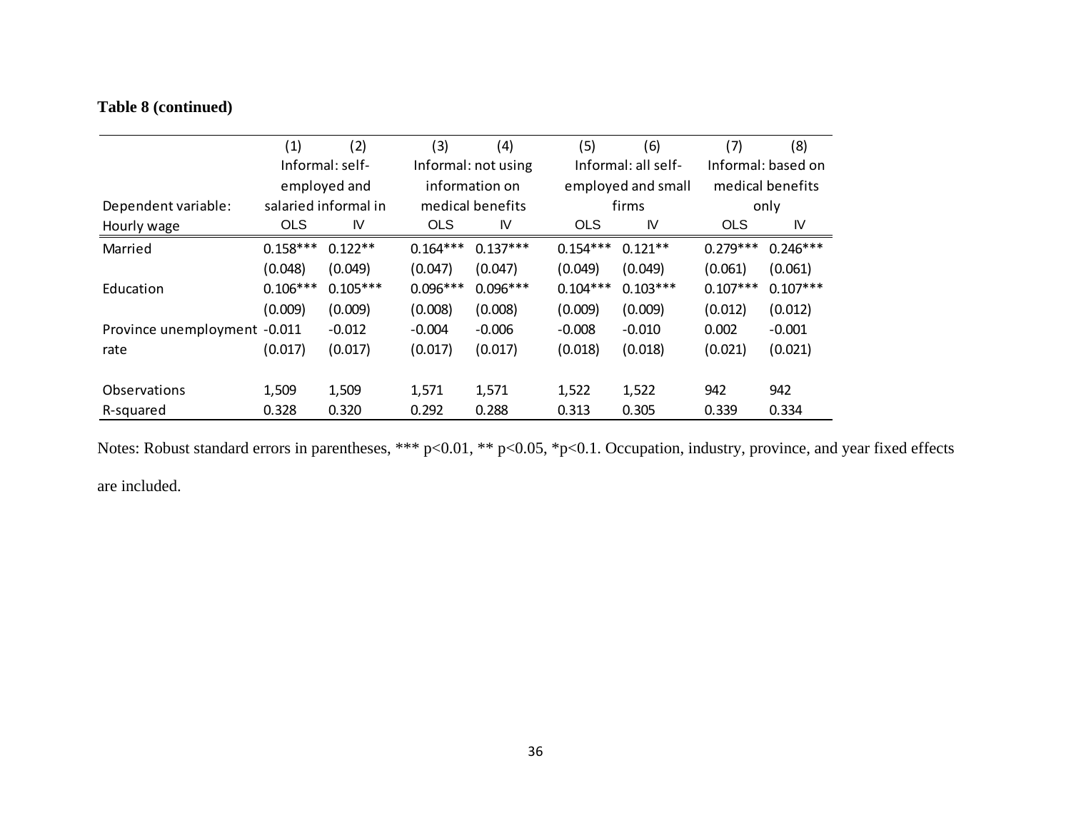**Table 8 (continued)**

| | (1) | (2) | (3) | (4) | (5) | (6) | (7) | (8) |
|---|---|---|---|---|---|---|---|---|
| | Informal: self-employed and salaried informal in | | Informal: not using information on medical benefits | | Informal: all self-employed and small firms | | Informal: based on medical benefits only | |
| Dependent variable: Hourly wage | OLS | IV | OLS | IV | OLS | IV | OLS | IV |
| Married | 0.158*** | 0.122** | 0.164*** | 0.137*** | 0.154*** | 0.121** | 0.279*** | 0.246*** |
| | (0.048) | (0.049) | (0.047) | (0.047) | (0.049) | (0.049) | (0.061) | (0.061) |
| Education | 0.106*** | 0.105*** | 0.096*** | 0.096*** | 0.104*** | 0.103*** | 0.107*** | 0.107*** |
| | (0.009) | (0.009) | (0.008) | (0.008) | (0.009) | (0.009) | (0.012) | (0.012) |
| Province unemployment rate | -0.011 | -0.012 | -0.004 | -0.006 | -0.008 | -0.010 | 0.002 | -0.001 |
| | (0.017) | (0.017) | (0.017) | (0.017) | (0.018) | (0.018) | (0.021) | (0.021) |
| Observations | 1,509 | 1,509 | 1,571 | 1,571 | 1,522 | 1,522 | 942 | 942 |
| R-squared | 0.328 | 0.320 | 0.292 | 0.288 | 0.313 | 0.305 | 0.339 | 0.334 |

Notes: Robust standard errors in parentheses, *** p<0.01, ** p<0.05, *p<0.1. Occupation, industry, province, and year fixed effects are included.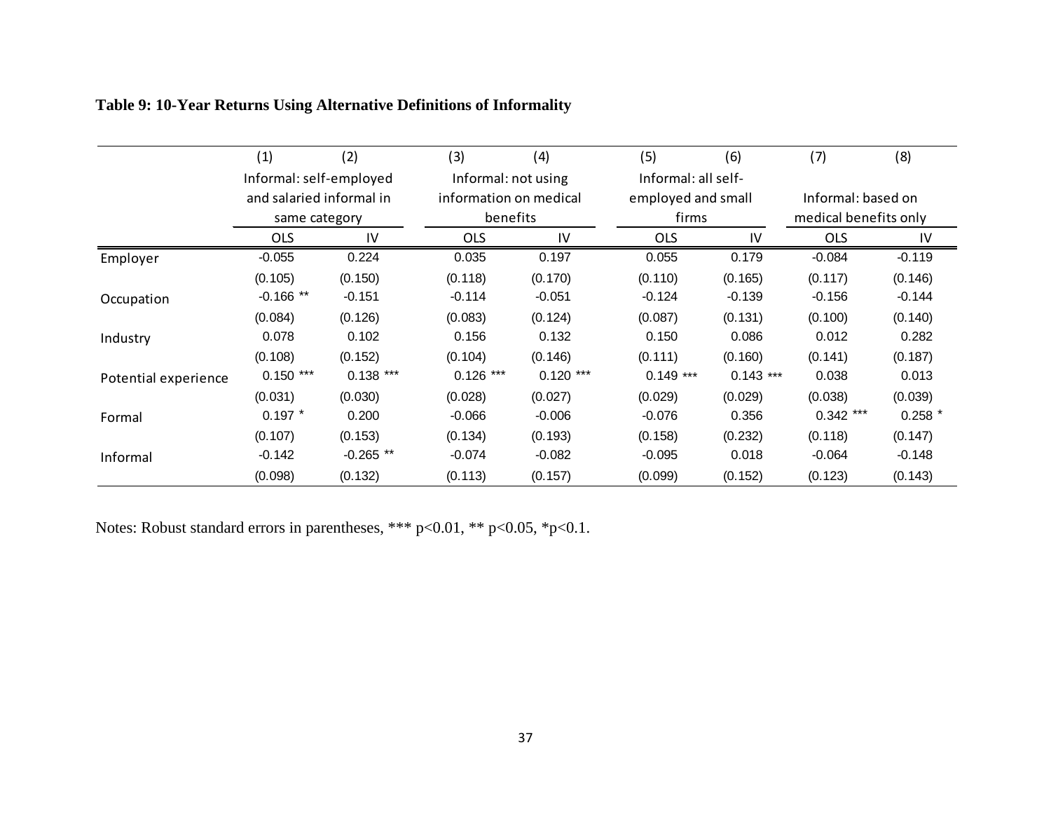**Table 9: 10-Year Returns Using Alternative Definitions of Informality**

| | (1) | (2) | (3) | (4) | (5) | (6) | (7) | (8) |
|---|---|---|---|---|---|---|---|---|
| | Informal: self-employed and salaried informal in same category | | Informal: not using information on medical benefits | | Informal: all self-employed and small firms | | Informal: based on medical benefits only | |
| | OLS | IV | OLS | IV | OLS | IV | OLS | IV |
| Employer | -0.055 | 0.224 | 0.035 | 0.197 | 0.055 | 0.179 | -0.084 | -0.119 |
| | (0.105) | (0.150) | (0.118) | (0.170) | (0.110) | (0.165) | (0.117) | (0.146) |
| Occupation | -0.166 ** | -0.151 | -0.114 | -0.051 | -0.124 | -0.139 | -0.156 | -0.144 |
| | (0.084) | (0.126) | (0.083) | (0.124) | (0.087) | (0.131) | (0.100) | (0.140) |
| Industry | 0.078 | 0.102 | 0.156 | 0.132 | 0.150 | 0.086 | 0.012 | 0.282 |
| | (0.108) | (0.152) | (0.104) | (0.146) | (0.111) | (0.160) | (0.141) | (0.187) |
| Potential experience | 0.150 *** | 0.138 *** | 0.126 *** | 0.120 *** | 0.149 *** | 0.143 *** | 0.038 | 0.013 |
| | (0.031) | (0.030) | (0.028) | (0.027) | (0.029) | (0.029) | (0.038) | (0.039) |
| Formal | 0.197 * | 0.200 | -0.066 | -0.006 | -0.076 | 0.356 | 0.342 *** | 0.258 * |
| | (0.107) | (0.153) | (0.134) | (0.193) | (0.158) | (0.232) | (0.118) | (0.147) |
| Informal | -0.142 | -0.265 ** | -0.074 | -0.082 | -0.095 | 0.018 | -0.064 | -0.148 |
| | (0.098) | (0.132) | (0.113) | (0.157) | (0.099) | (0.152) | (0.123) | (0.143) |

Notes: Robust standard errors in parentheses, *** p<0.01, ** p<0.05, *p<0.1.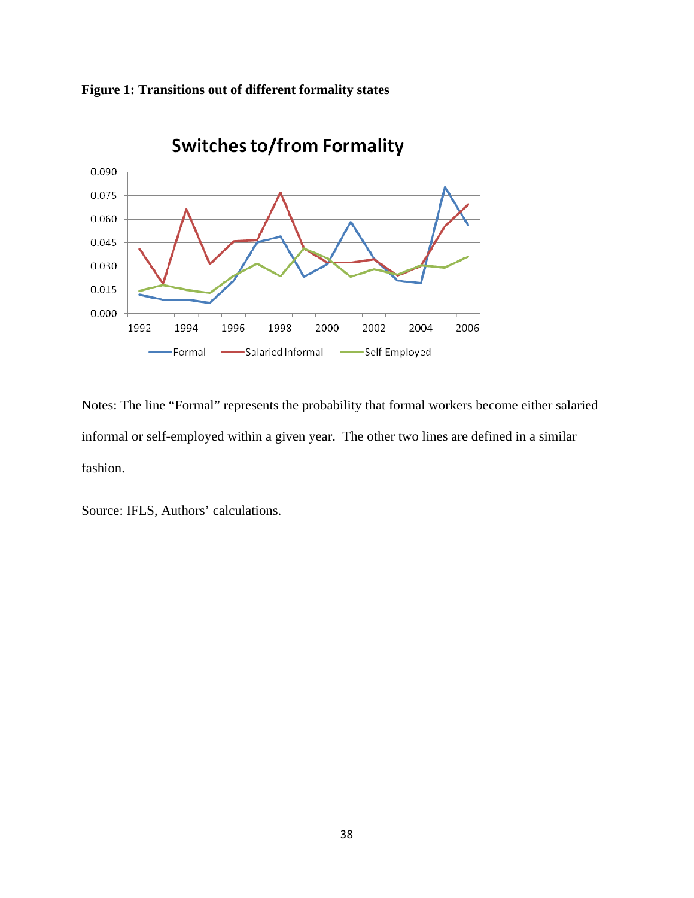**Figure 1: Transitions out of different formality states**

Notes: The line "Formal" represents the probability that formal workers become either salaried informal or self-employed within a given year. The other two lines are defined in a similar fashion.

Source: IFLS, Authors' calculations.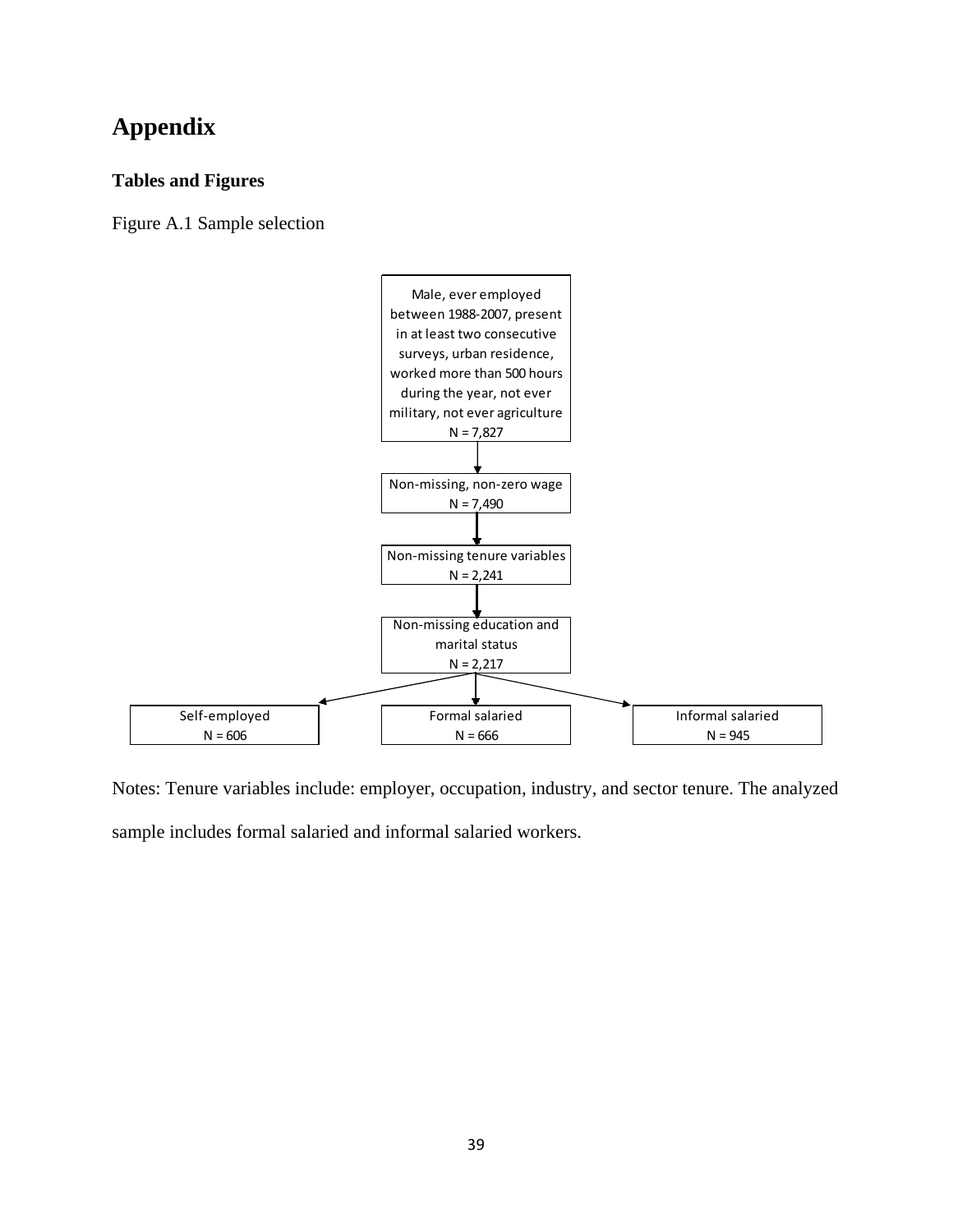# Appendix

### Tables and Figures

Figure A.1 Sample selection

Male, ever employed between 1988-2007, present in at least two consecutive surveys, urban residence, worked more than 500 hours during the year, not ever military, not ever agriculture
N = 7,827

Non-missing, non-zero wage
N = 7,490

Non-missing tenure variables
N = 2,241

Non-missing education and marital status
N = 2,217

Self-employed
N = 606

Formal salaried
N = 666

Informal salaried
N = 945

Notes: Tenure variables include: employer, occupation, industry, and sector tenure. The analyzed sample includes formal salaried and informal salaried workers.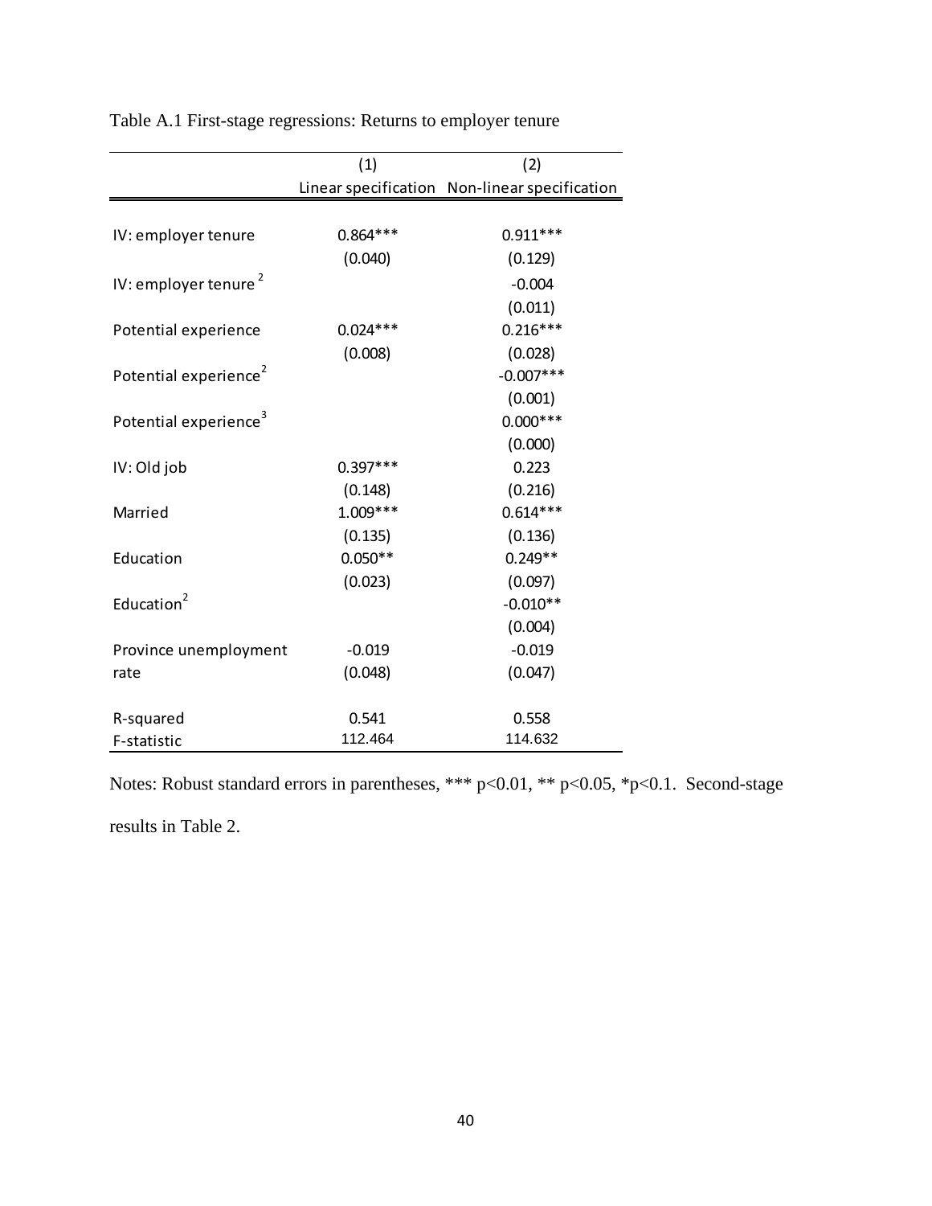Table A.1 First-stage regressions: Returns to employer tenure

| | (1) | (2) |
|---|---|---|
| | Linear specification | Non-linear specification |
| IV: employer tenure | 0.864*** | 0.911*** |
| | (0.040) | (0.129) |
| IV: employer tenure $^2$ | | -0.004 |
| | | (0.011) |
| Potential experience | 0.024*** | 0.216*** |
| | (0.008) | (0.028) |
| Potential experience$^2$ | | -0.007*** |
| | | (0.001) |
| Potential experience$^3$ | | 0.000*** |
| | | (0.000) |
| IV: Old job | 0.397*** | 0.223 |
| | (0.148) | (0.216) |
| Married | 1.009*** | 0.614*** |
| | (0.135) | (0.136) |
| Education | 0.050** | 0.249** |
| | (0.023) | (0.097) |
| Education$^2$ | | -0.010** |
| | | (0.004) |
| Province unemployment rate | -0.019 | -0.019 |
| | (0.048) | (0.047) |
| R-squared | 0.541 | 0.558 |
| F-statistic | 112.464 | 114.632 |

Notes: Robust standard errors in parentheses, *** p<0.01, ** p<0.05, *p<0.1. Second-stage results in Table 2.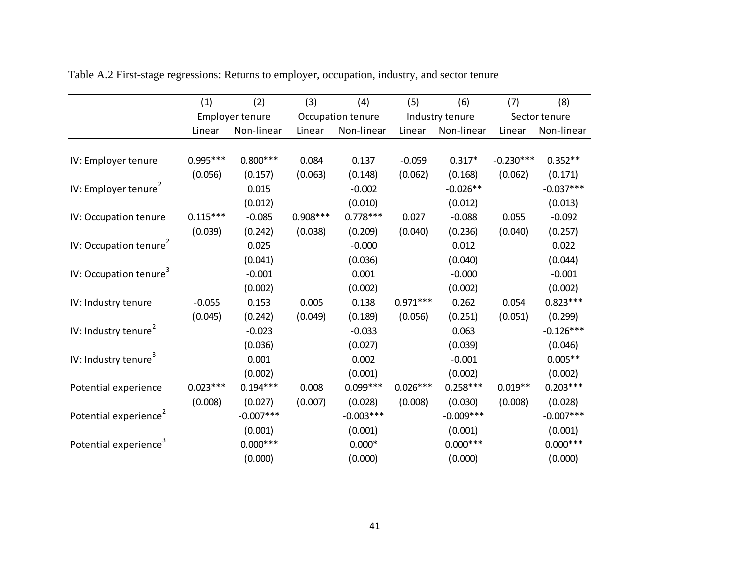Table A.2 First-stage regressions: Returns to employer, occupation, industry, and sector tenure

| | (1) | (2) | (3) | (4) | (5) | (6) | (7) | (8) |
|---|---|---|---|---|---|---|---|---|
| | Employer tenure | | Occupation tenure | | Industry tenure | | Sector tenure | |
| | Linear | Non-linear | Linear | Non-linear | Linear | Non-linear | Linear | Non-linear |
| IV: Employer tenure | 0.995*** | 0.800*** | 0.084 | 0.137 | -0.059 | 0.317* | -0.230*** | 0.352** |
| | (0.056) | (0.157) | (0.063) | (0.148) | (0.062) | (0.168) | (0.062) | (0.171) |
| IV: Employer tenure$^2$ | | 0.015 | | -0.002 | | -0.026** | | -0.037*** |
| | | (0.012) | | (0.010) | | (0.012) | | (0.013) |
| IV: Occupation tenure | 0.115*** | -0.085 | 0.908*** | 0.778*** | 0.027 | -0.088 | 0.055 | -0.092 |
| | (0.039) | (0.242) | (0.038) | (0.209) | (0.040) | (0.236) | (0.040) | (0.257) |
| IV: Occupation tenure$^2$ | | 0.025 | | -0.000 | | 0.012 | | 0.022 |
| | | (0.041) | | (0.036) | | (0.040) | | (0.044) |
| IV: Occupation tenure$^3$ | | -0.001 | | 0.001 | | -0.000 | | -0.001 |
| | | (0.002) | | (0.002) | | (0.002) | | (0.002) |
| IV: Industry tenure | -0.055 | 0.153 | 0.005 | 0.138 | 0.971*** | 0.262 | 0.054 | 0.823*** |
| | (0.045) | (0.242) | (0.049) | (0.189) | (0.056) | (0.251) | (0.051) | (0.299) |
| IV: Industry tenure$^2$ | | -0.023 | | -0.033 | | 0.063 | | -0.126*** |
| | | (0.036) | | (0.027) | | (0.039) | | (0.046) |
| IV: Industry tenure$^3$ | | 0.001 | | 0.002 | | -0.001 | | 0.005** |
| | | (0.002) | | (0.001) | | (0.002) | | (0.002) |
| Potential experience | 0.023*** | 0.194*** | 0.008 | 0.099*** | 0.026*** | 0.258*** | 0.019** | 0.203*** |
| | (0.008) | (0.027) | (0.007) | (0.028) | (0.008) | (0.030) | (0.008) | (0.028) |
| Potential experience$^2$ | | -0.007*** | | -0.003*** | | -0.009*** | | -0.007*** |
| | | (0.001) | | (0.001) | | (0.001) | | (0.001) |
| Potential experience$^3$ | | 0.000*** | | 0.000* | | 0.000*** | | 0.000*** |
| | | (0.000) | | (0.000) | | (0.000) | | (0.000) |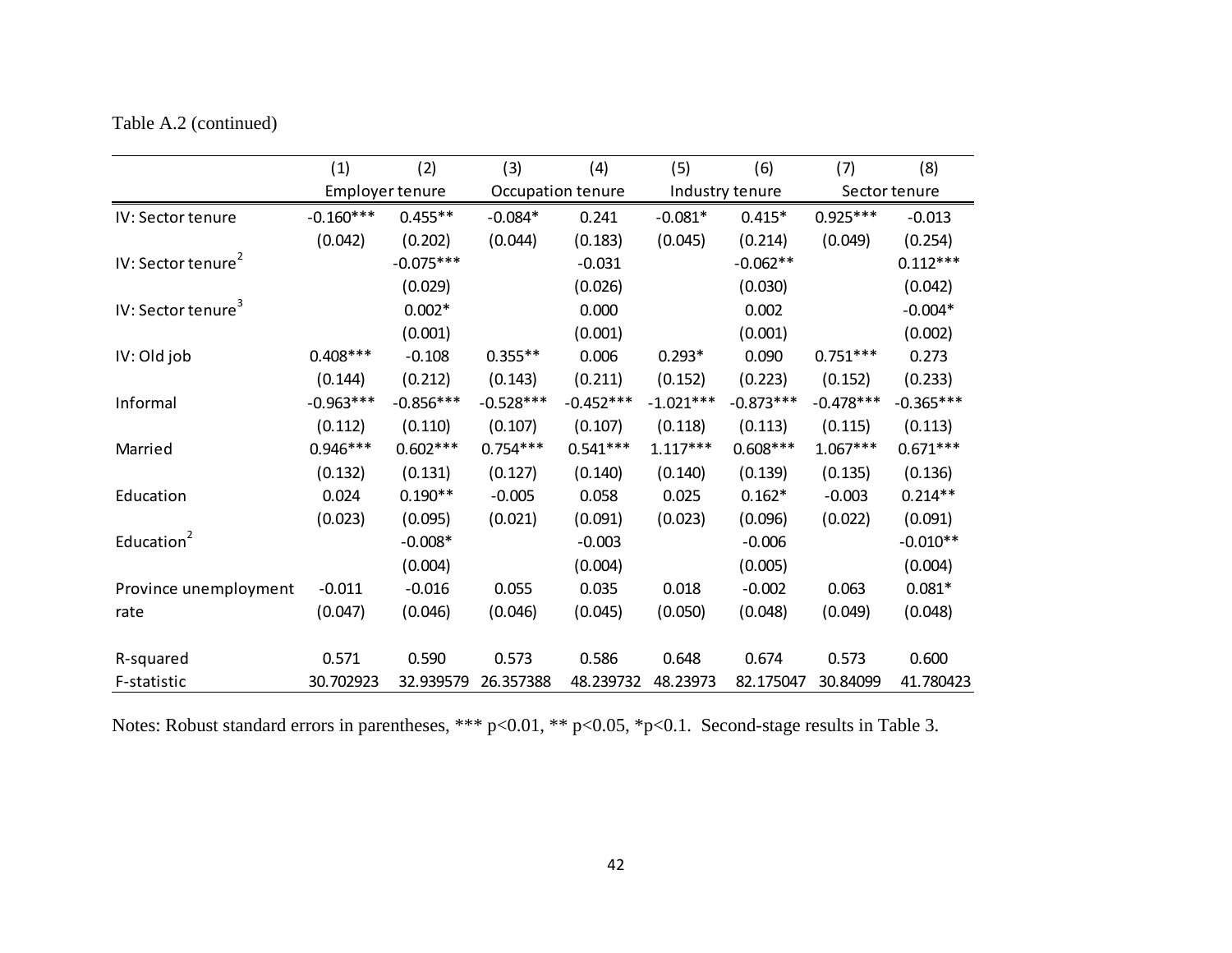Table A.2 (continued)

| | (1) | (2) | (3) | (4) | (5) | (6) | (7) | (8) |
|---|---|---|---|---|---|---|---|---|
| | Employer tenure | | Occupation tenure | | Industry tenure | | Sector tenure | |
| IV: Sector tenure | -0.160*** | 0.455** | -0.084* | 0.241 | -0.081* | 0.415* | 0.925*** | -0.013 |
| | (0.042) | (0.202) | (0.044) | (0.183) | (0.045) | (0.214) | (0.049) | (0.254) |
| IV: Sector tenure$^2$ | | -0.075*** | | -0.031 | | -0.062** | | 0.112*** |
| | | (0.029) | | (0.026) | | (0.030) | | (0.042) |
| IV: Sector tenure$^3$ | | 0.002* | | 0.000 | | 0.002 | | -0.004* |
| | | (0.001) | | (0.001) | | (0.001) | | (0.002) |
| IV: Old job | 0.408*** | -0.108 | 0.355** | 0.006 | 0.293* | 0.090 | 0.751*** | 0.273 |
| | (0.144) | (0.212) | (0.143) | (0.211) | (0.152) | (0.223) | (0.152) | (0.233) |
| Informal | -0.963*** | -0.856*** | -0.528*** | -0.452*** | -1.021*** | -0.873*** | -0.478*** | -0.365*** |
| | (0.112) | (0.110) | (0.107) | (0.107) | (0.118) | (0.113) | (0.115) | (0.113) |
| Married | 0.946*** | 0.602*** | 0.754*** | 0.541*** | 1.117*** | 0.608*** | 1.067*** | 0.671*** |
| | (0.132) | (0.131) | (0.127) | (0.140) | (0.140) | (0.139) | (0.135) | (0.136) |
| Education | 0.024 | 0.190** | -0.005 | 0.058 | 0.025 | 0.162* | -0.003 | 0.214** |
| | (0.023) | (0.095) | (0.021) | (0.091) | (0.023) | (0.096) | (0.022) | (0.091) |
| Education$^2$ | | -0.008* | | -0.003 | | -0.006 | | -0.010** |
| | | (0.004) | | (0.004) | | (0.005) | | (0.004) |
| Province unemployment rate | -0.011 | -0.016 | 0.055 | 0.035 | 0.018 | -0.002 | 0.063 | 0.081* |
| | (0.047) | (0.046) | (0.046) | (0.045) | (0.050) | (0.048) | (0.049) | (0.048) |
| R-squared | 0.571 | 0.590 | 0.573 | 0.586 | 0.648 | 0.674 | 0.573 | 0.600 |
| F-statistic | 30.702923 | 32.939579 | 26.357388 | 48.239732 | 48.23973 | 82.175047 | 30.84099 | 41.780423 |

Notes: Robust standard errors in parentheses, *** p<0.01, ** p<0.05, *p<0.1. Second-stage results in Table 3.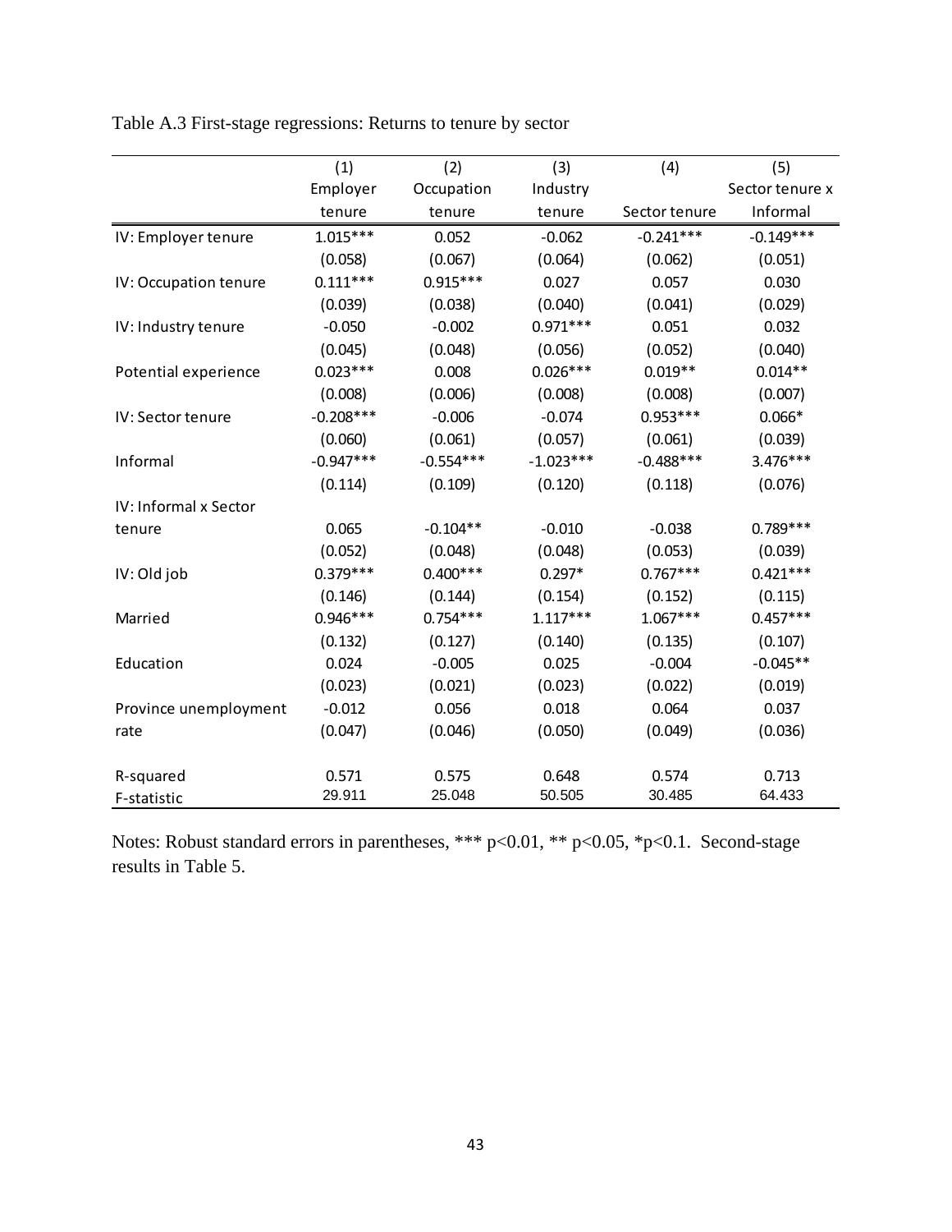Table A.3 First-stage regressions: Returns to tenure by sector

| | (1) Employer tenure | (2) Occupation tenure | (3) Industry tenure | (4) Sector tenure | (5) Sector tenure x Informal |
|---|---|---|---|---|---|
| IV: Employer tenure | 1.015*** | 0.052 | -0.062 | -0.241*** | -0.149*** |
| | (0.058) | (0.067) | (0.064) | (0.062) | (0.051) |
| IV: Occupation tenure | 0.111*** | 0.915*** | 0.027 | 0.057 | 0.030 |
| | (0.039) | (0.038) | (0.040) | (0.041) | (0.029) |
| IV: Industry tenure | -0.050 | -0.002 | 0.971*** | 0.051 | 0.032 |
| | (0.045) | (0.048) | (0.056) | (0.052) | (0.040) |
| Potential experience | 0.023*** | 0.008 | 0.026*** | 0.019** | 0.014** |
| | (0.008) | (0.006) | (0.008) | (0.008) | (0.007) |
| IV: Sector tenure | -0.208*** | -0.006 | -0.074 | 0.953*** | 0.066* |
| | (0.060) | (0.061) | (0.057) | (0.061) | (0.039) |
| Informal | -0.947*** | -0.554*** | -1.023*** | -0.488*** | 3.476*** |
| | (0.114) | (0.109) | (0.120) | (0.118) | (0.076) |
| IV: Informal x Sector tenure | 0.065 | -0.104** | -0.010 | -0.038 | 0.789*** |
| | (0.052) | (0.048) | (0.048) | (0.053) | (0.039) |
| IV: Old job | 0.379*** | 0.400*** | 0.297* | 0.767*** | 0.421*** |
| | (0.146) | (0.144) | (0.154) | (0.152) | (0.115) |
| Married | 0.946*** | 0.754*** | 1.117*** | 1.067*** | 0.457*** |
| | (0.132) | (0.127) | (0.140) | (0.135) | (0.107) |
| Education | 0.024 | -0.005 | 0.025 | -0.004 | -0.045** |
| | (0.023) | (0.021) | (0.023) | (0.022) | (0.019) |
| Province unemployment rate | -0.012 | 0.056 | 0.018 | 0.064 | 0.037 |
| | (0.047) | (0.046) | (0.050) | (0.049) | (0.036) |
| R-squared | 0.571 | 0.575 | 0.648 | 0.574 | 0.713 |
| F-statistic | 29.911 | 25.048 | 50.505 | 30.485 | 64.433 |

Notes: Robust standard errors in parentheses, *** p<0.01, ** p<0.05, *p<0.1. Second-stage results in Table 5.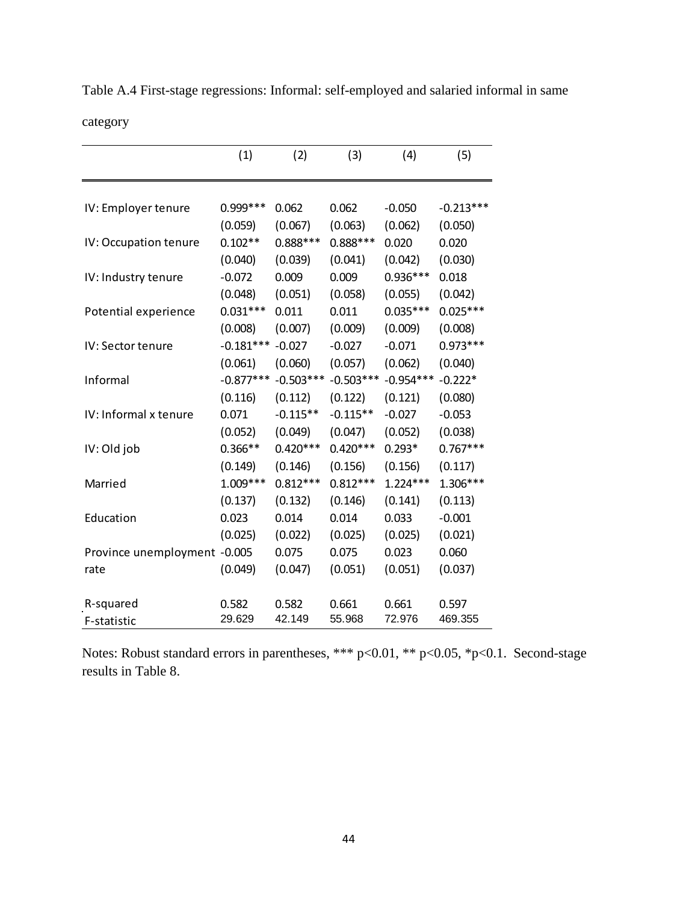Table A.4 First-stage regressions: Informal: self-employed and salaried informal in same category

| | (1) | (2) | (3) | (4) | (5) |
|---|---|---|---|---|---|
| IV: Employer tenure | 0.999*** | 0.062 | 0.062 | -0.050 | -0.213*** |
| | (0.059) | (0.067) | (0.063) | (0.062) | (0.050) |
| IV: Occupation tenure | 0.102** | 0.888*** | 0.888*** | 0.020 | 0.020 |
| | (0.040) | (0.039) | (0.041) | (0.042) | (0.030) |
| IV: Industry tenure | -0.072 | 0.009 | 0.009 | 0.936*** | 0.018 |
| | (0.048) | (0.051) | (0.058) | (0.055) | (0.042) |
| Potential experience | 0.031*** | 0.011 | 0.011 | 0.035*** | 0.025*** |
| | (0.008) | (0.007) | (0.009) | (0.009) | (0.008) |
| IV: Sector tenure | -0.181*** | -0.027 | -0.027 | -0.071 | 0.973*** |
| | (0.061) | (0.060) | (0.057) | (0.062) | (0.040) |
| Informal | -0.877*** | -0.503*** | -0.503*** | -0.954*** | -0.222* |
| | (0.116) | (0.112) | (0.122) | (0.121) | (0.080) |
| IV: Informal x tenure | 0.071 | -0.115** | -0.115** | -0.027 | -0.053 |
| | (0.052) | (0.049) | (0.047) | (0.052) | (0.038) |
| IV: Old job | 0.366** | 0.420*** | 0.420*** | 0.293* | 0.767*** |
| | (0.149) | (0.146) | (0.156) | (0.156) | (0.117) |
| Married | 1.009*** | 0.812*** | 0.812*** | 1.224*** | 1.306*** |
| | (0.137) | (0.132) | (0.146) | (0.141) | (0.113) |
| Education | 0.023 | 0.014 | 0.014 | 0.033 | -0.001 |
| | (0.025) | (0.022) | (0.025) | (0.025) | (0.021) |
| Province unemployment rate | -0.005 | 0.075 | 0.075 | 0.023 | 0.060 |
| | (0.049) | (0.047) | (0.051) | (0.051) | (0.037) |
| R-squared | 0.582 | 0.582 | 0.661 | 0.661 | 0.597 |
| F-statistic | 29.629 | 42.149 | 55.968 | 72.976 | 469.355 |

Notes: Robust standard errors in parentheses, *** $p<0.01$, ** $p<0.05$, * $p<0.1$. Second-stage results in Table 8.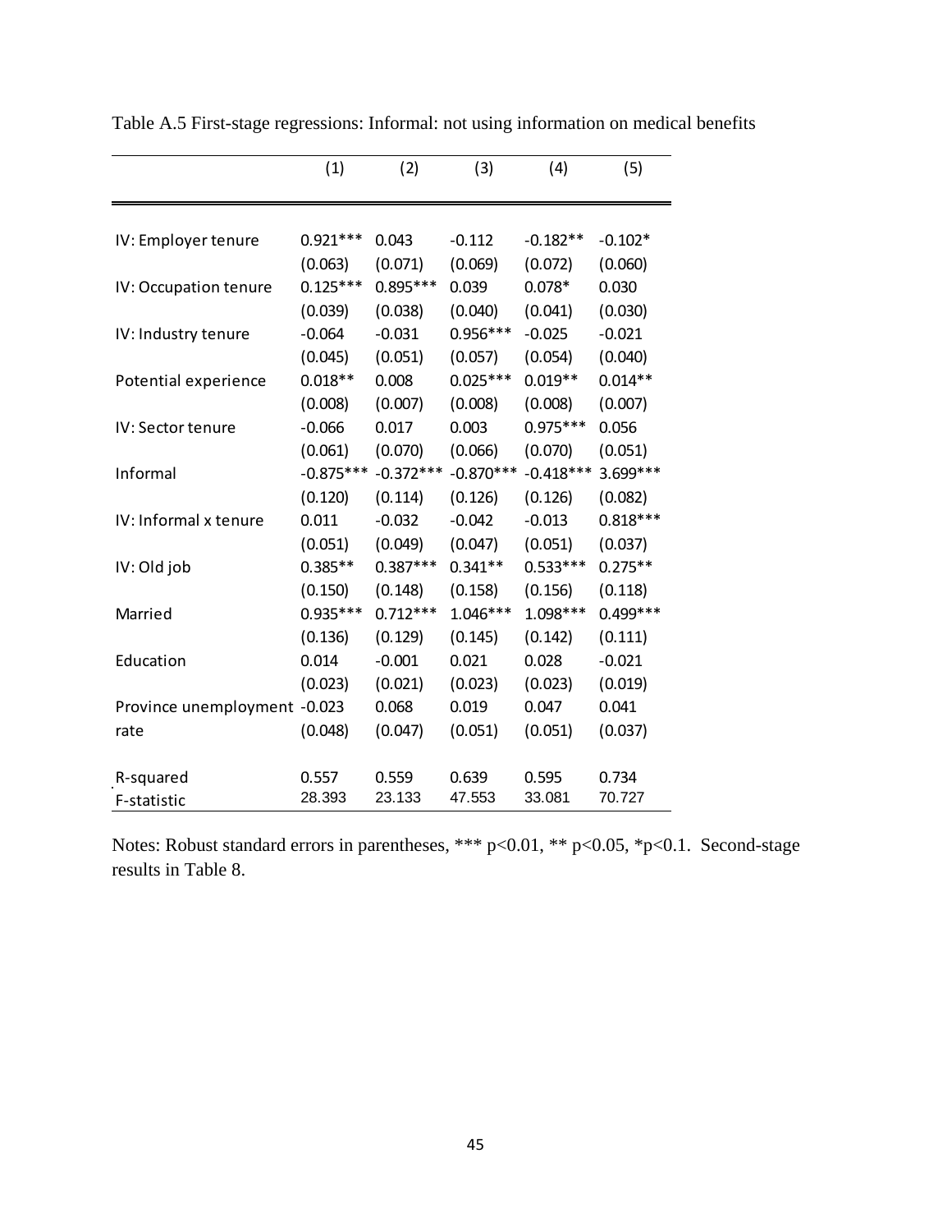Table A.5 First-stage regressions: Informal: not using information on medical benefits

| | (1) | (2) | (3) | (4) | (5) |
|---|---|---|---|---|---|
| IV: Employer tenure | 0.921*** | 0.043 | -0.112 | -0.182** | -0.102* |
| | (0.063) | (0.071) | (0.069) | (0.072) | (0.060) |
| IV: Occupation tenure | 0.125*** | 0.895*** | 0.039 | 0.078* | 0.030 |
| | (0.039) | (0.038) | (0.040) | (0.041) | (0.030) |
| IV: Industry tenure | -0.064 | -0.031 | 0.956*** | -0.025 | -0.021 |
| | (0.045) | (0.051) | (0.057) | (0.054) | (0.040) |
| Potential experience | 0.018** | 0.008 | 0.025*** | 0.019** | 0.014** |
| | (0.008) | (0.007) | (0.008) | (0.008) | (0.007) |
| IV: Sector tenure | -0.066 | 0.017 | 0.003 | 0.975*** | 0.056 |
| | (0.061) | (0.070) | (0.066) | (0.070) | (0.051) |
| Informal | -0.875*** | -0.372*** | -0.870*** | -0.418*** | 3.699*** |
| | (0.120) | (0.114) | (0.126) | (0.126) | (0.082) |
| IV: Informal x tenure | 0.011 | -0.032 | -0.042 | -0.013 | 0.818*** |
| | (0.051) | (0.049) | (0.047) | (0.051) | (0.037) |
| IV: Old job | 0.385** | 0.387*** | 0.341** | 0.533*** | 0.275** |
| | (0.150) | (0.148) | (0.158) | (0.156) | (0.118) |
| Married | 0.935*** | 0.712*** | 1.046*** | 1.098*** | 0.499*** |
| | (0.136) | (0.129) | (0.145) | (0.142) | (0.111) |
| Education | 0.014 | -0.001 | 0.021 | 0.028 | -0.021 |
| | (0.023) | (0.021) | (0.023) | (0.023) | (0.019) |
| Province unemployment rate | -0.023 | 0.068 | 0.019 | 0.047 | 0.041 |
| | (0.048) | (0.047) | (0.051) | (0.051) | (0.037) |
| R-squared | 0.557 | 0.559 | 0.639 | 0.595 | 0.734 |
| F-statistic | 28.393 | 23.133 | 47.553 | 33.081 | 70.727 |

Notes: Robust standard errors in parentheses, *** p<0.01, ** p<0.05, *p<0.1. Second-stage results in Table 8.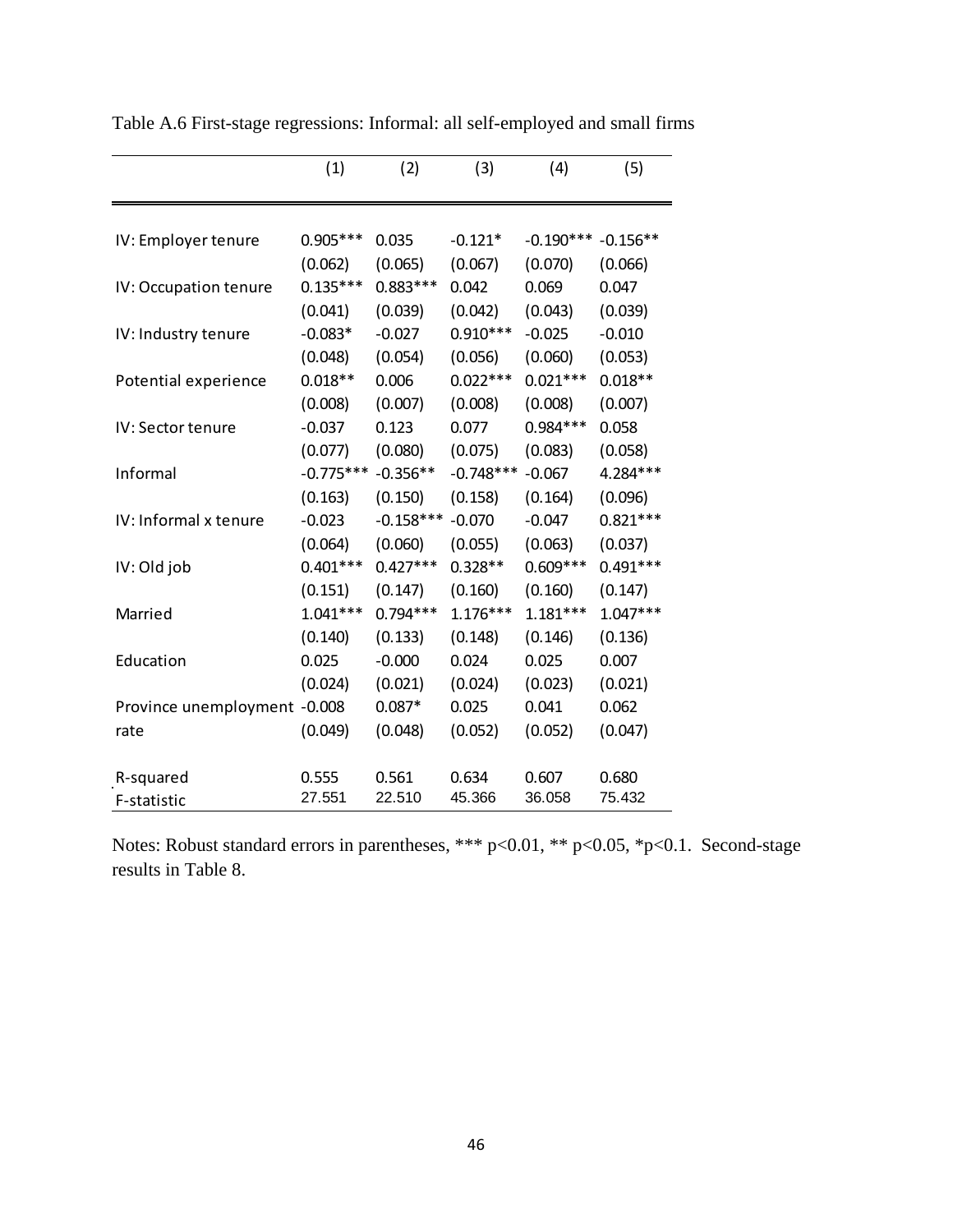Table A.6 First-stage regressions: Informal: all self-employed and small firms

| | (1) | (2) | (3) | (4) | (5) |
|---|---|---|---|---|---|
| IV: Employer tenure | 0.905*** | 0.035 | -0.121* | -0.190*** | -0.156** |
| | (0.062) | (0.065) | (0.067) | (0.070) | (0.066) |
| IV: Occupation tenure | 0.135*** | 0.883*** | 0.042 | 0.069 | 0.047 |
| | (0.041) | (0.039) | (0.042) | (0.043) | (0.039) |
| IV: Industry tenure | -0.083* | -0.027 | 0.910*** | -0.025 | -0.010 |
| | (0.048) | (0.054) | (0.056) | (0.060) | (0.053) |
| Potential experience | 0.018** | 0.006 | 0.022*** | 0.021*** | 0.018** |
| | (0.008) | (0.007) | (0.008) | (0.008) | (0.007) |
| IV: Sector tenure | -0.037 | 0.123 | 0.077 | 0.984*** | 0.058 |
| | (0.077) | (0.080) | (0.075) | (0.083) | (0.058) |
| Informal | -0.775*** | -0.356** | -0.748*** | -0.067 | 4.284*** |
| | (0.163) | (0.150) | (0.158) | (0.164) | (0.096) |
| IV: Informal x tenure | -0.023 | -0.158*** | -0.070 | -0.047 | 0.821*** |
| | (0.064) | (0.060) | (0.055) | (0.063) | (0.037) |
| IV: Old job | 0.401*** | 0.427*** | 0.328** | 0.609*** | 0.491*** |
| | (0.151) | (0.147) | (0.160) | (0.160) | (0.147) |
| Married | 1.041*** | 0.794*** | 1.176*** | 1.181*** | 1.047*** |
| | (0.140) | (0.133) | (0.148) | (0.146) | (0.136) |
| Education | 0.025 | -0.000 | 0.024 | 0.025 | 0.007 |
| | (0.024) | (0.021) | (0.024) | (0.023) | (0.021) |
| Province unemployment rate | -0.008 | 0.087* | 0.025 | 0.041 | 0.062 |
| | (0.049) | (0.048) | (0.052) | (0.052) | (0.047) |
| R-squared | 0.555 | 0.561 | 0.634 | 0.607 | 0.680 |
| F-statistic | 27.551 | 22.510 | 45.366 | 36.058 | 75.432 |

Notes: Robust standard errors in parentheses, *** p<0.01, ** p<0.05, *p<0.1. Second-stage results in Table 8.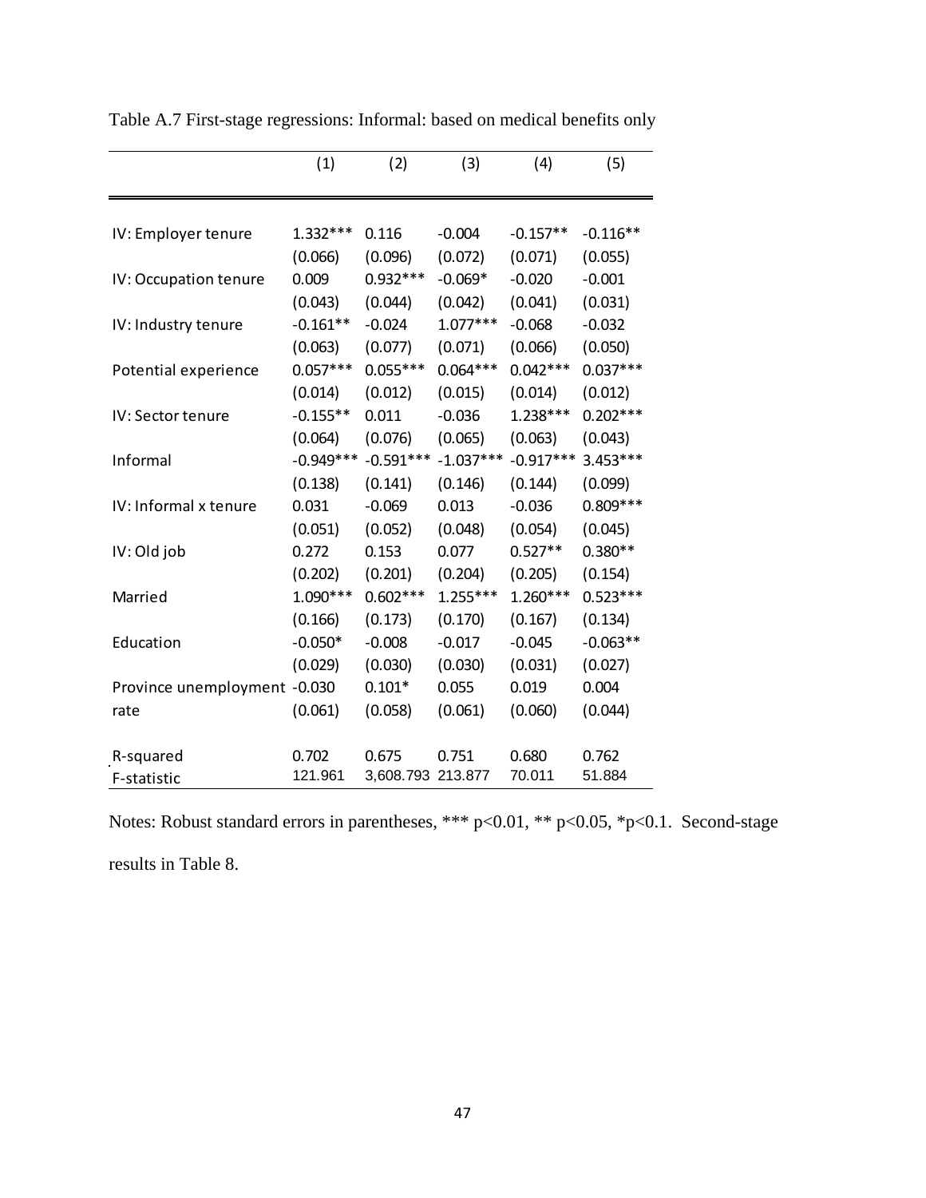Table A.7 First-stage regressions: Informal: based on medical benefits only

| | (1) | (2) | (3) | (4) | (5) |
|---|---|---|---|---|---|
| IV: Employer tenure | 1.332*** | 0.116 | -0.004 | -0.157** | -0.116** |
| | (0.066) | (0.096) | (0.072) | (0.071) | (0.055) |
| IV: Occupation tenure | 0.009 | 0.932*** | -0.069* | -0.020 | -0.001 |
| | (0.043) | (0.044) | (0.042) | (0.041) | (0.031) |
| IV: Industry tenure | -0.161** | -0.024 | 1.077*** | -0.068 | -0.032 |
| | (0.063) | (0.077) | (0.071) | (0.066) | (0.050) |
| Potential experience | 0.057*** | 0.055*** | 0.064*** | 0.042*** | 0.037*** |
| | (0.014) | (0.012) | (0.015) | (0.014) | (0.012) |
| IV: Sector tenure | -0.155** | 0.011 | -0.036 | 1.238*** | 0.202*** |
| | (0.064) | (0.076) | (0.065) | (0.063) | (0.043) |
| Informal | -0.949*** | -0.591*** | -1.037*** | -0.917*** | 3.453*** |
| | (0.138) | (0.141) | (0.146) | (0.144) | (0.099) |
| IV: Informal x tenure | 0.031 | -0.069 | 0.013 | -0.036 | 0.809*** |
| | (0.051) | (0.052) | (0.048) | (0.054) | (0.045) |
| IV: Old job | 0.272 | 0.153 | 0.077 | 0.527** | 0.380** |
| | (0.202) | (0.201) | (0.204) | (0.205) | (0.154) |
| Married | 1.090*** | 0.602*** | 1.255*** | 1.260*** | 0.523*** |
| | (0.166) | (0.173) | (0.170) | (0.167) | (0.134) |
| Education | -0.050* | -0.008 | -0.017 | -0.045 | -0.063** |
| | (0.029) | (0.030) | (0.030) | (0.031) | (0.027) |
| Province unemployment rate | -0.030 | 0.101* | 0.055 | 0.019 | 0.004 |
| | (0.061) | (0.058) | (0.061) | (0.060) | (0.044) |
| R-squared | 0.702 | 0.675 | 0.751 | 0.680 | 0.762 |
| F-statistic | 121.961 | 3,608.793 | 213.877 | 70.011 | 51.884 |

Notes: Robust standard errors in parentheses, *** p<0.01, ** p<0.05, *p<0.1. Second-stage results in Table 8.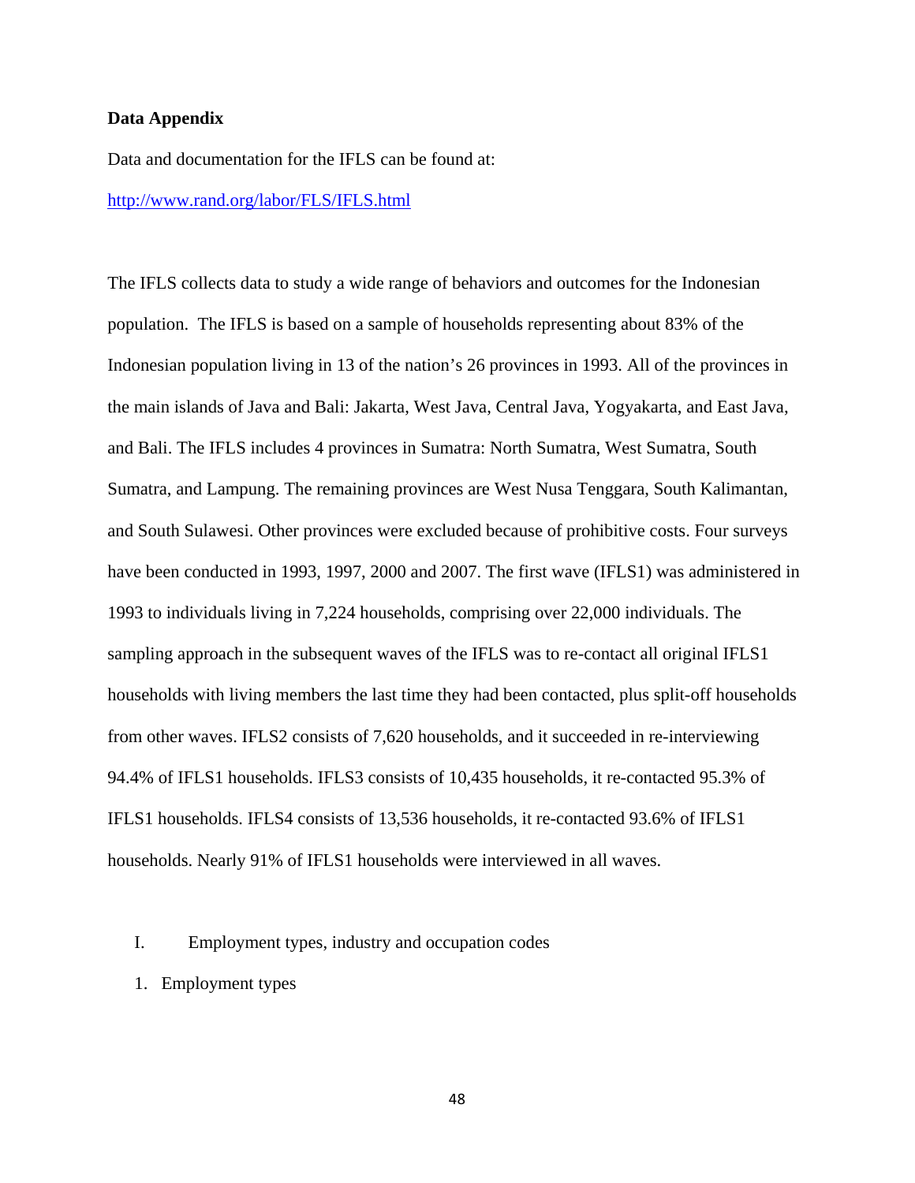**Data Appendix**

Data and documentation for the IFLS can be found at:

http://www.rand.org/labor/FLS/IFLS.html

The IFLS collects data to study a wide range of behaviors and outcomes for the Indonesian population. The IFLS is based on a sample of households representing about 83% of the Indonesian population living in 13 of the nation's 26 provinces in 1993. All of the provinces in the main islands of Java and Bali: Jakarta, West Java, Central Java, Yogyakarta, and East Java, and Bali. The IFLS includes 4 provinces in Sumatra: North Sumatra, West Sumatra, South Sumatra, and Lampung. The remaining provinces are West Nusa Tenggara, South Kalimantan, and South Sulawesi. Other provinces were excluded because of prohibitive costs. Four surveys have been conducted in 1993, 1997, 2000 and 2007. The first wave (IFLS1) was administered in 1993 to individuals living in 7,224 households, comprising over 22,000 individuals. The sampling approach in the subsequent waves of the IFLS was to re-contact all original IFLS1 households with living members the last time they had been contacted, plus split-off households from other waves. IFLS2 consists of 7,620 households, and it succeeded in re-interviewing 94.4% of IFLS1 households. IFLS3 consists of 10,435 households, it re-contacted 95.3% of IFLS1 households. IFLS4 consists of 13,536 households, it re-contacted 93.6% of IFLS1 households. Nearly 91% of IFLS1 households were interviewed in all waves.

I. Employment types, industry and occupation codes

1. Employment types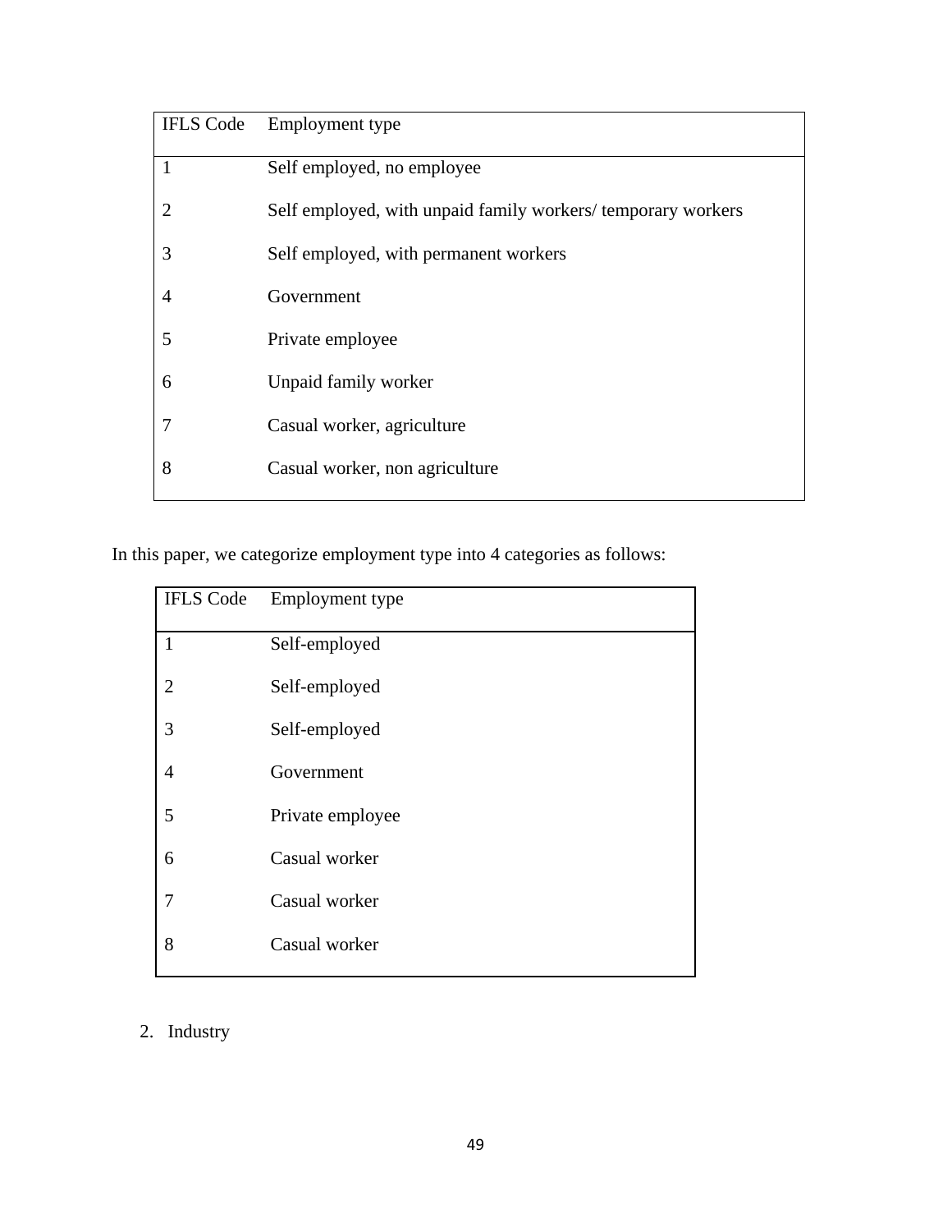| IFLS Code | Employment type |
|---|---|
| 1 | Self employed, no employee |
| 2 | Self employed, with unpaid family workers/ temporary workers |
| 3 | Self employed, with permanent workers |
| 4 | Government |
| 5 | Private employee |
| 6 | Unpaid family worker |
| 7 | Casual worker, agriculture |
| 8 | Casual worker, non agriculture |

In this paper, we categorize employment type into 4 categories as follows:

| IFLS Code | Employment type |
|---|---|
| 1 | Self-employed |
| 2 | Self-employed |
| 3 | Self-employed |
| 4 | Government |
| 5 | Private employee |
| 6 | Casual worker |
| 7 | Casual worker |
| 8 | Casual worker |

2. Industry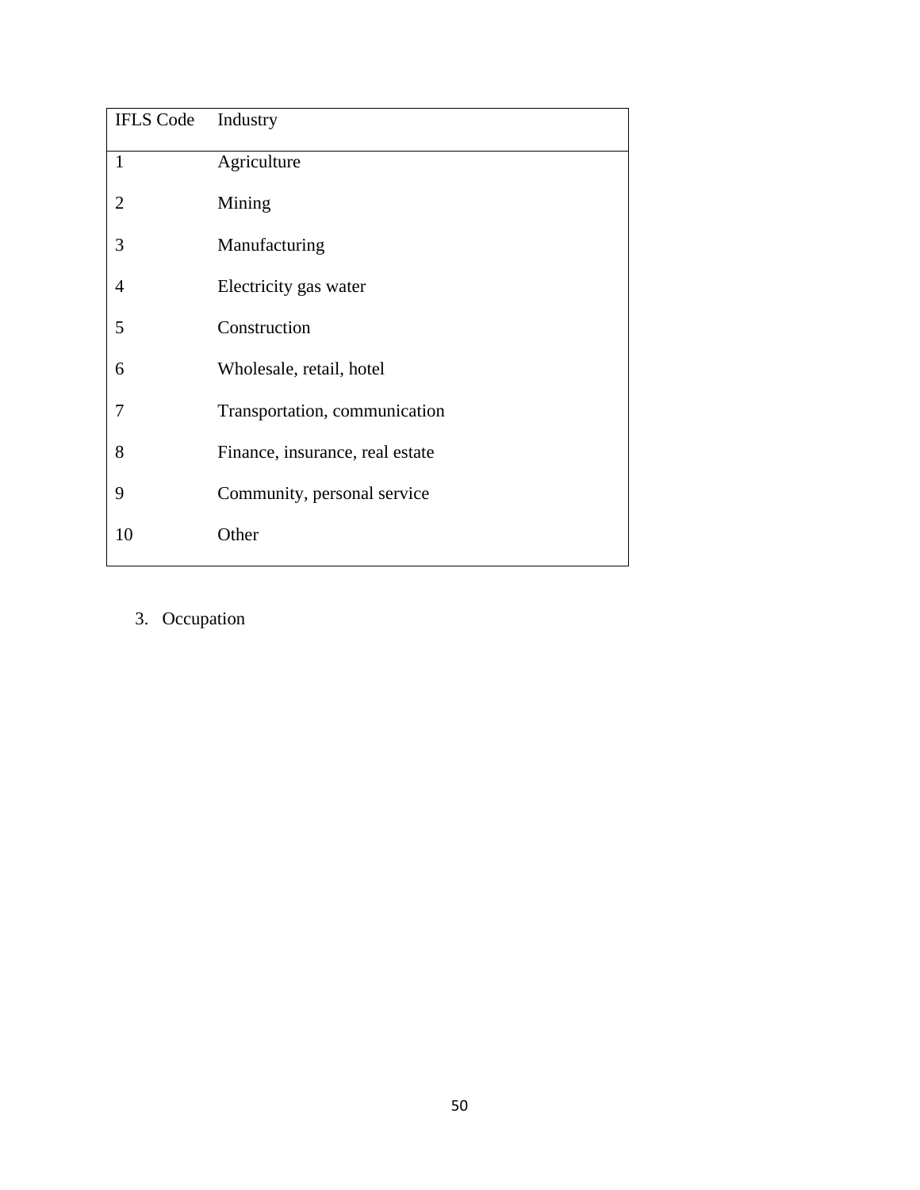| IFLS Code | Industry |
| --- | --- |
| 1 | Agriculture |
| 2 | Mining |
| 3 | Manufacturing |
| 4 | Electricity gas water |
| 5 | Construction |
| 6 | Wholesale, retail, hotel |
| 7 | Transportation, communication |
| 8 | Finance, insurance, real estate |
| 9 | Community, personal service |
| 10 | Other |

3. Occupation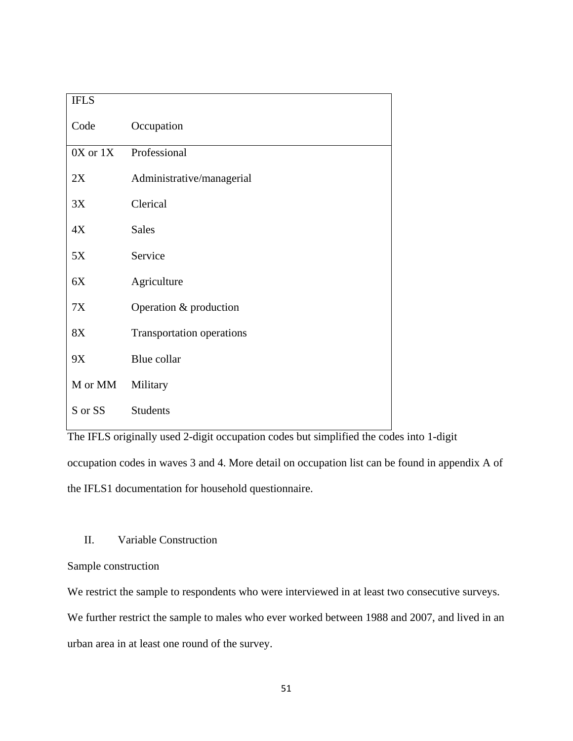| IFLS Code | Occupation |
|---|---|
| 0X or 1X | Professional |
| 2X | Administrative/managerial |
| 3X | Clerical |
| 4X | Sales |
| 5X | Service |
| 6X | Agriculture |
| 7X | Operation & production |
| 8X | Transportation operations |
| 9X | Blue collar |
| M or MM | Military |
| S or SS | Students |

The IFLS originally used 2-digit occupation codes but simplified the codes into 1-digit occupation codes in waves 3 and 4. More detail on occupation list can be found in appendix A of the IFLS1 documentation for household questionnaire.

## II. Variable Construction

Sample construction

We restrict the sample to respondents who were interviewed in at least two consecutive surveys. We further restrict the sample to males who ever worked between 1988 and 2007, and lived in an urban area in at least one round of the survey.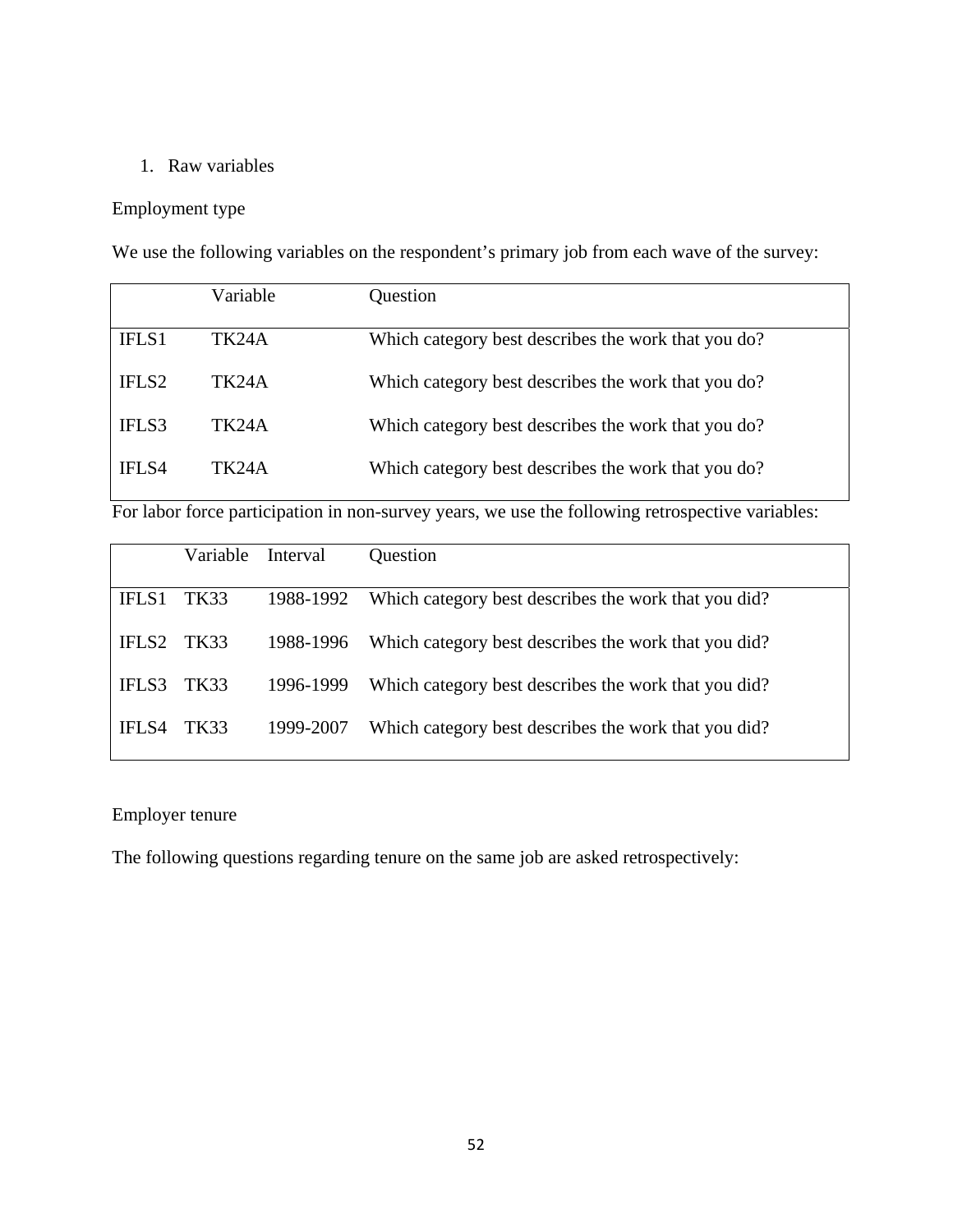1. Raw variables

Employment type

We use the following variables on the respondent's primary job from each wave of the survey:

| | Variable | Question |
|---|---|---|
| IFLS1 | TK24A | Which category best describes the work that you do? |
| IFLS2 | TK24A | Which category best describes the work that you do? |
| IFLS3 | TK24A | Which category best describes the work that you do? |
| IFLS4 | TK24A | Which category best describes the work that you do? |

For labor force participation in non-survey years, we use the following retrospective variables:

| | Variable | Interval | Question |
|---|---|---|---|
| IFLS1 | TK33 | 1988-1992 | Which category best describes the work that you did? |
| IFLS2 | TK33 | 1988-1996 | Which category best describes the work that you did? |
| IFLS3 | TK33 | 1996-1999 | Which category best describes the work that you did? |
| IFLS4 | TK33 | 1999-2007 | Which category best describes the work that you did? |

Employer tenure

The following questions regarding tenure on the same job are asked retrospectively: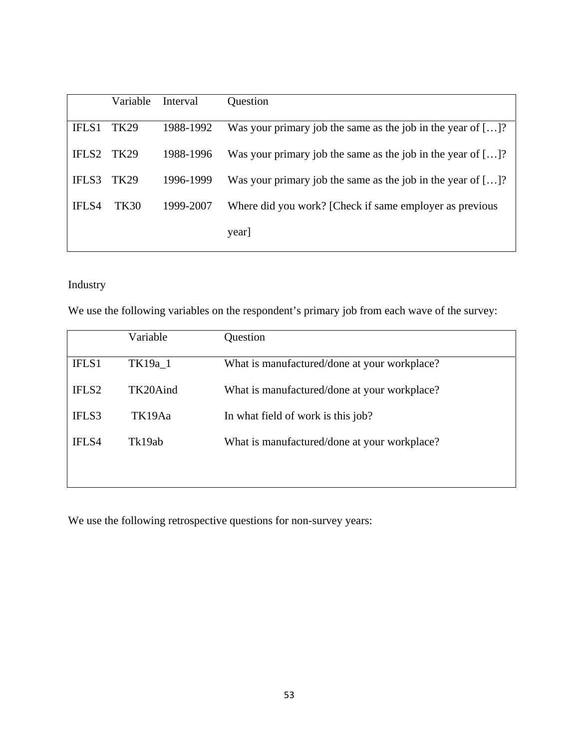|  | Variable | Interval | Question |
| --- | --- | --- | --- |
| IFLS1 | TK29 | 1988-1992 | Was your primary job the same as the job in the year of […]? |
| IFLS2 | TK29 | 1988-1996 | Was your primary job the same as the job in the year of […]? |
| IFLS3 | TK29 | 1996-1999 | Was your primary job the same as the job in the year of […]? |
| IFLS4 | TK30 | 1999-2007 | Where did you work? [Check if same employer as previous year] |

Industry

We use the following variables on the respondent's primary job from each wave of the survey:

|  | Variable | Question |
| --- | --- | --- |
| IFLS1 | TK19a_1 | What is manufactured/done at your workplace? |
| IFLS2 | TK20Aind | What is manufactured/done at your workplace? |
| IFLS3 | TK19Aa | In what field of work is this job? |
| IFLS4 | Tk19ab | What is manufactured/done at your workplace? |

We use the following retrospective questions for non-survey years: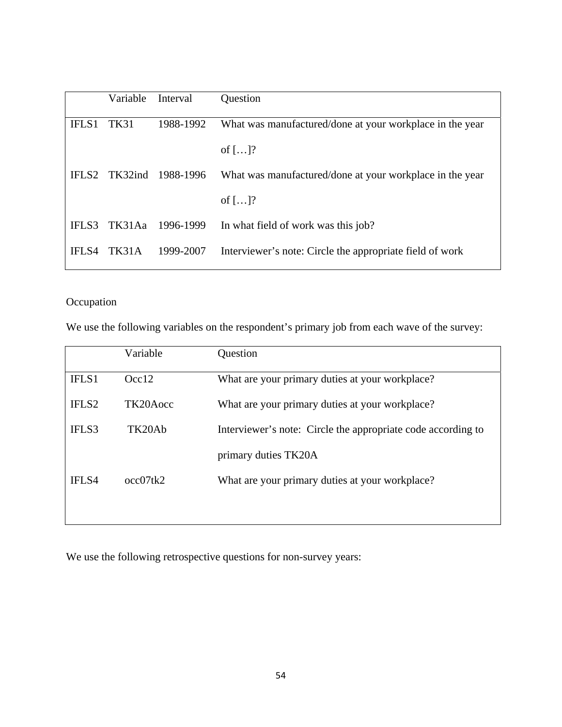| | Variable | Interval | Question |
|---|---|---|---|
| IFLS1 | TK31 | 1988-1992 | What was manufactured/done at your workplace in the year of […]? |
| IFLS2 | TK32ind | 1988-1996 | What was manufactured/done at your workplace in the year of […]? |
| IFLS3 | TK31Aa | 1996-1999 | In what field of work was this job? |
| IFLS4 | TK31A | 1999-2007 | Interviewer's note: Circle the appropriate field of work |

Occupation

We use the following variables on the respondent's primary job from each wave of the survey:

| | Variable | Question |
|---|---|---|
| IFLS1 | Occ12 | What are your primary duties at your workplace? |
| IFLS2 | TK20Aocc | What are your primary duties at your workplace? |
| IFLS3 | TK20Ab | Interviewer's note: Circle the appropriate code according to primary duties TK20A |
| IFLS4 | occ07tk2 | What are your primary duties at your workplace? |

We use the following retrospective questions for non-survey years: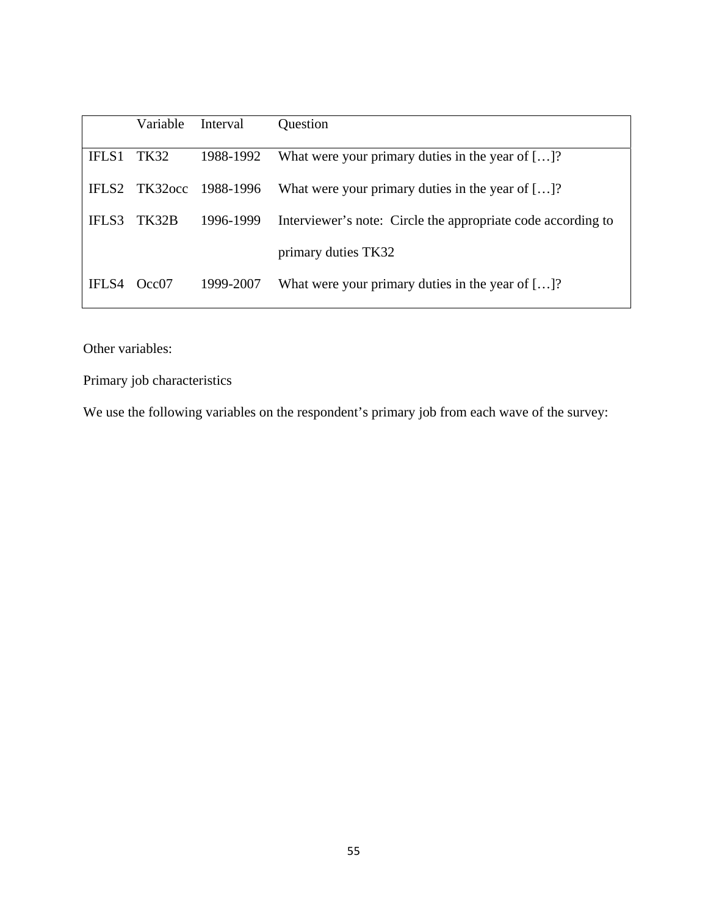| | Variable | Interval | Question |
|---|---|---|---|
| IFLS1 | TK32 | 1988-1992 | What were your primary duties in the year of […]? |
| IFLS2 | TK32occ | 1988-1996 | What were your primary duties in the year of […]? |
| IFLS3 | TK32B | 1996-1999 | Interviewer's note: Circle the appropriate code according to primary duties TK32 |
| IFLS4 | Occ07 | 1999-2007 | What were your primary duties in the year of […]? |

Other variables:

Primary job characteristics

We use the following variables on the respondent's primary job from each wave of the survey: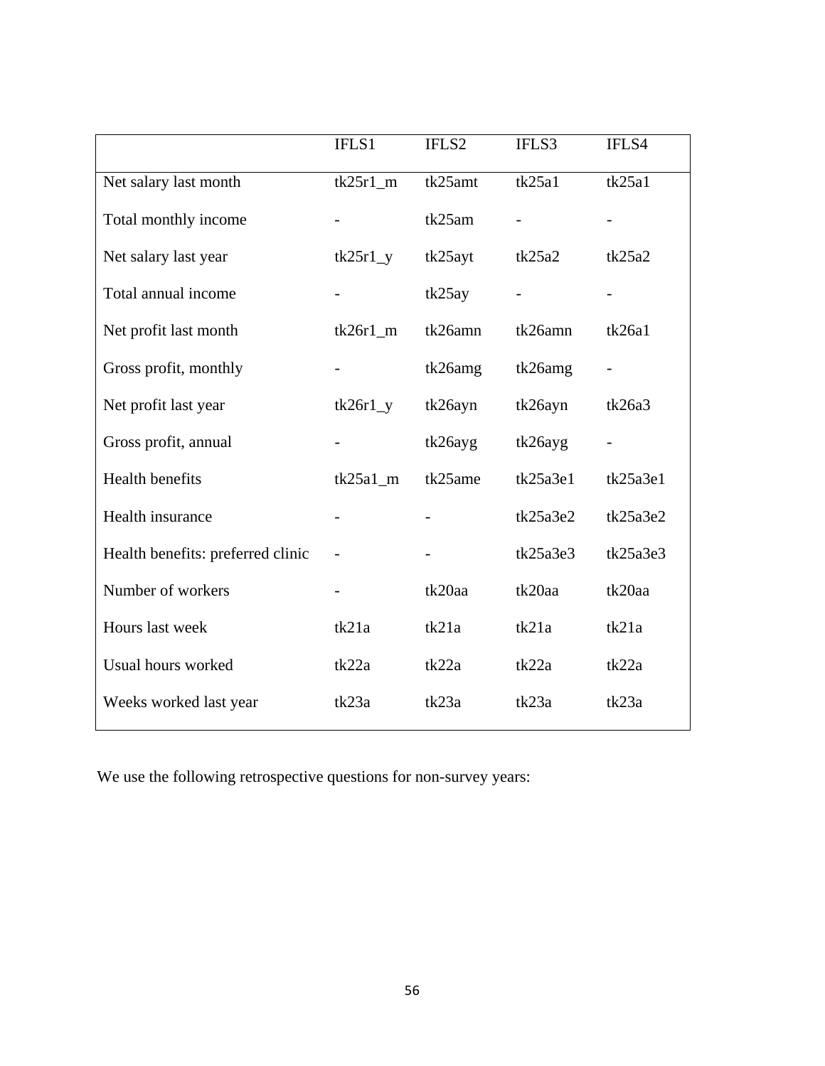| | IFLS1 | IFLS2 | IFLS3 | IFLS4 |
|---|---|---|---|---|
| Net salary last month | tk25r1_m | tk25amt | tk25a1 | tk25a1 |
| Total monthly income | - | tk25am | - | - |
| Net salary last year | tk25r1_y | tk25ayt | tk25a2 | tk25a2 |
| Total annual income | - | tk25ay | - | - |
| Net profit last month | tk26r1_m | tk26amn | tk26amn | tk26a1 |
| Gross profit, monthly | - | tk26amg | tk26amg | - |
| Net profit last year | tk26r1_y | tk26ayn | tk26ayn | tk26a3 |
| Gross profit, annual | - | tk26ayg | tk26ayg | - |
| Health benefits | tk25a1_m | tk25ame | tk25a3e1 | tk25a3e1 |
| Health insurance | - | - | tk25a3e2 | tk25a3e2 |
| Health benefits: preferred clinic | - | - | tk25a3e3 | tk25a3e3 |
| Number of workers | - | tk20aa | tk20aa | tk20aa |
| Hours last week | tk21a | tk21a | tk21a | tk21a |
| Usual hours worked | tk22a | tk22a | tk22a | tk22a |
| Weeks worked last year | tk23a | tk23a | tk23a | tk23a |

We use the following retrospective questions for non-survey years: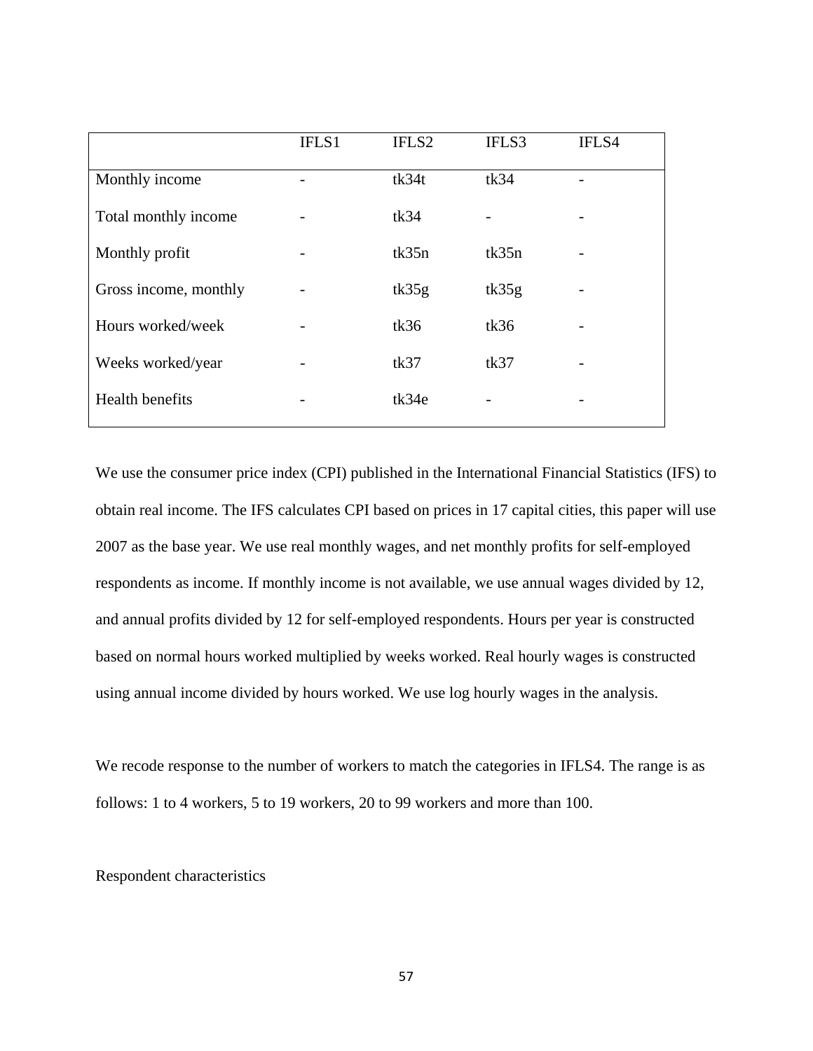| | IFLS1 | IFLS2 | IFLS3 | IFLS4 |
|---|---|---|---|---|
| Monthly income | - | tk34t | tk34 | - |
| Total monthly income | - | tk34 | - | - |
| Monthly profit | - | tk35n | tk35n | - |
| Gross income, monthly | - | tk35g | tk35g | - |
| Hours worked/week | - | tk36 | tk36 | - |
| Weeks worked/year | - | tk37 | tk37 | - |
| Health benefits | - | tk34e | - | - |

We use the consumer price index (CPI) published in the International Financial Statistics (IFS) to obtain real income. The IFS calculates CPI based on prices in 17 capital cities, this paper will use 2007 as the base year. We use real monthly wages, and net monthly profits for self-employed respondents as income. If monthly income is not available, we use annual wages divided by 12, and annual profits divided by 12 for self-employed respondents. Hours per year is constructed based on normal hours worked multiplied by weeks worked. Real hourly wages is constructed using annual income divided by hours worked. We use log hourly wages in the analysis.

We recode response to the number of workers to match the categories in IFLS4. The range is as follows: 1 to 4 workers, 5 to 19 workers, 20 to 99 workers and more than 100.

Respondent characteristics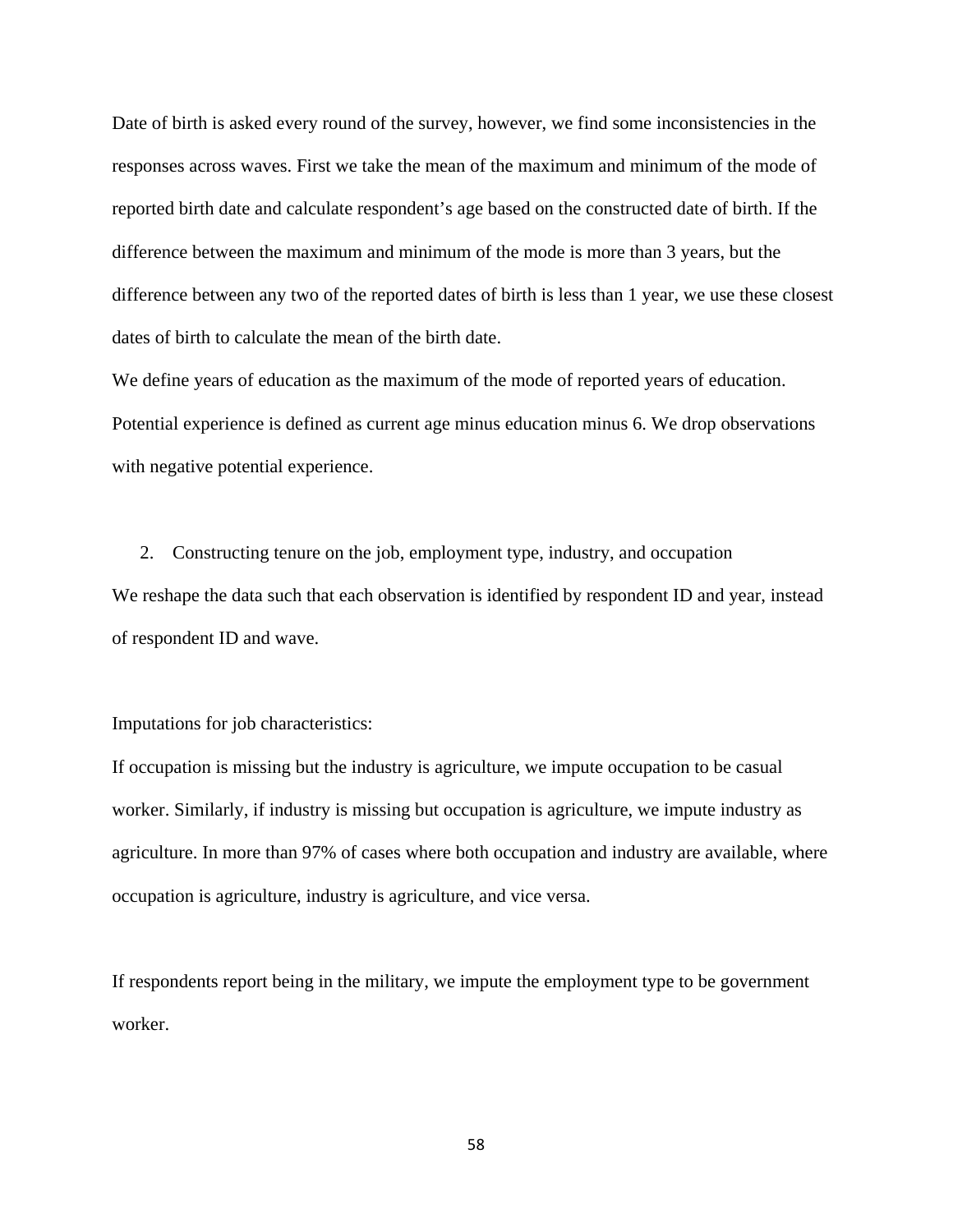Date of birth is asked every round of the survey, however, we find some inconsistencies in the responses across waves. First we take the mean of the maximum and minimum of the mode of reported birth date and calculate respondent's age based on the constructed date of birth. If the difference between the maximum and minimum of the mode is more than 3 years, but the difference between any two of the reported dates of birth is less than 1 year, we use these closest dates of birth to calculate the mean of the birth date.

We define years of education as the maximum of the mode of reported years of education. Potential experience is defined as current age minus education minus 6. We drop observations with negative potential experience.

2. Constructing tenure on the job, employment type, industry, and occupation

We reshape the data such that each observation is identified by respondent ID and year, instead of respondent ID and wave.

Imputations for job characteristics:

If occupation is missing but the industry is agriculture, we impute occupation to be casual worker. Similarly, if industry is missing but occupation is agriculture, we impute industry as agriculture. In more than 97% of cases where both occupation and industry are available, where occupation is agriculture, industry is agriculture, and vice versa.

If respondents report being in the military, we impute the employment type to be government worker.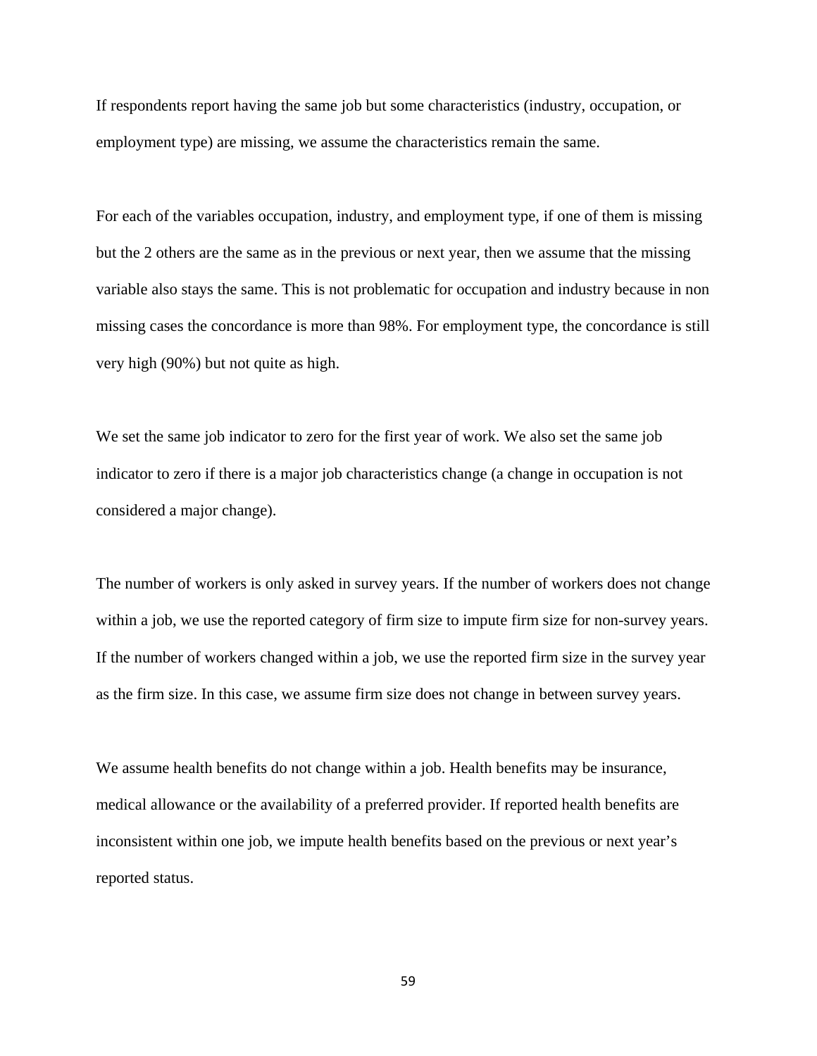If respondents report having the same job but some characteristics (industry, occupation, or employment type) are missing, we assume the characteristics remain the same.

For each of the variables occupation, industry, and employment type, if one of them is missing but the 2 others are the same as in the previous or next year, then we assume that the missing variable also stays the same. This is not problematic for occupation and industry because in non missing cases the concordance is more than 98%. For employment type, the concordance is still very high (90%) but not quite as high.

We set the same job indicator to zero for the first year of work. We also set the same job indicator to zero if there is a major job characteristics change (a change in occupation is not considered a major change).

The number of workers is only asked in survey years. If the number of workers does not change within a job, we use the reported category of firm size to impute firm size for non-survey years. If the number of workers changed within a job, we use the reported firm size in the survey year as the firm size. In this case, we assume firm size does not change in between survey years.

We assume health benefits do not change within a job. Health benefits may be insurance, medical allowance or the availability of a preferred provider. If reported health benefits are inconsistent within one job, we impute health benefits based on the previous or next year's reported status.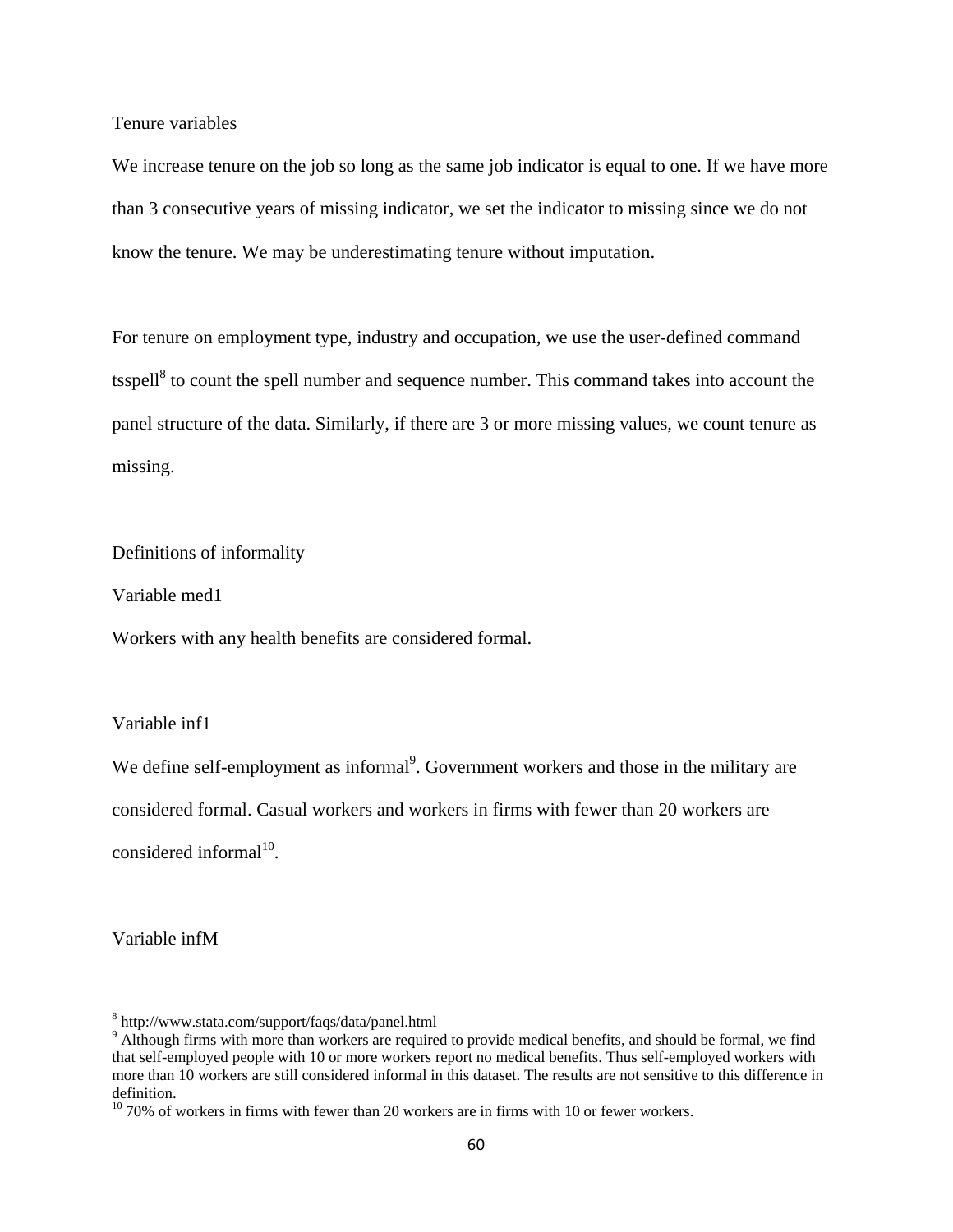Tenure variables

We increase tenure on the job so long as the same job indicator is equal to one. If we have more than 3 consecutive years of missing indicator, we set the indicator to missing since we do not know the tenure. We may be underestimating tenure without imputation.

For tenure on employment type, industry and occupation, we use the user-defined command tsspell[8] to count the spell number and sequence number. This command takes into account the panel structure of the data. Similarly, if there are 3 or more missing values, we count tenure as missing.

Definitions of informality

Variable med1

Workers with any health benefits are considered formal.

Variable inf1

We define self-employment as informal[9]. Government workers and those in the military are considered formal. Casual workers and workers in firms with fewer than 20 workers are considered informal[10].

Variable infM

---

[8] http://www.stata.com/support/faqs/data/panel.html

[9] Although firms with more than workers are required to provide medical benefits, and should be formal, we find that self-employed people with 10 or more workers report no medical benefits. Thus self-employed workers with more than 10 workers are still considered informal in this dataset. The results are not sensitive to this difference in definition.

[10] 70% of workers in firms with fewer than 20 workers are in firms with 10 or fewer workers.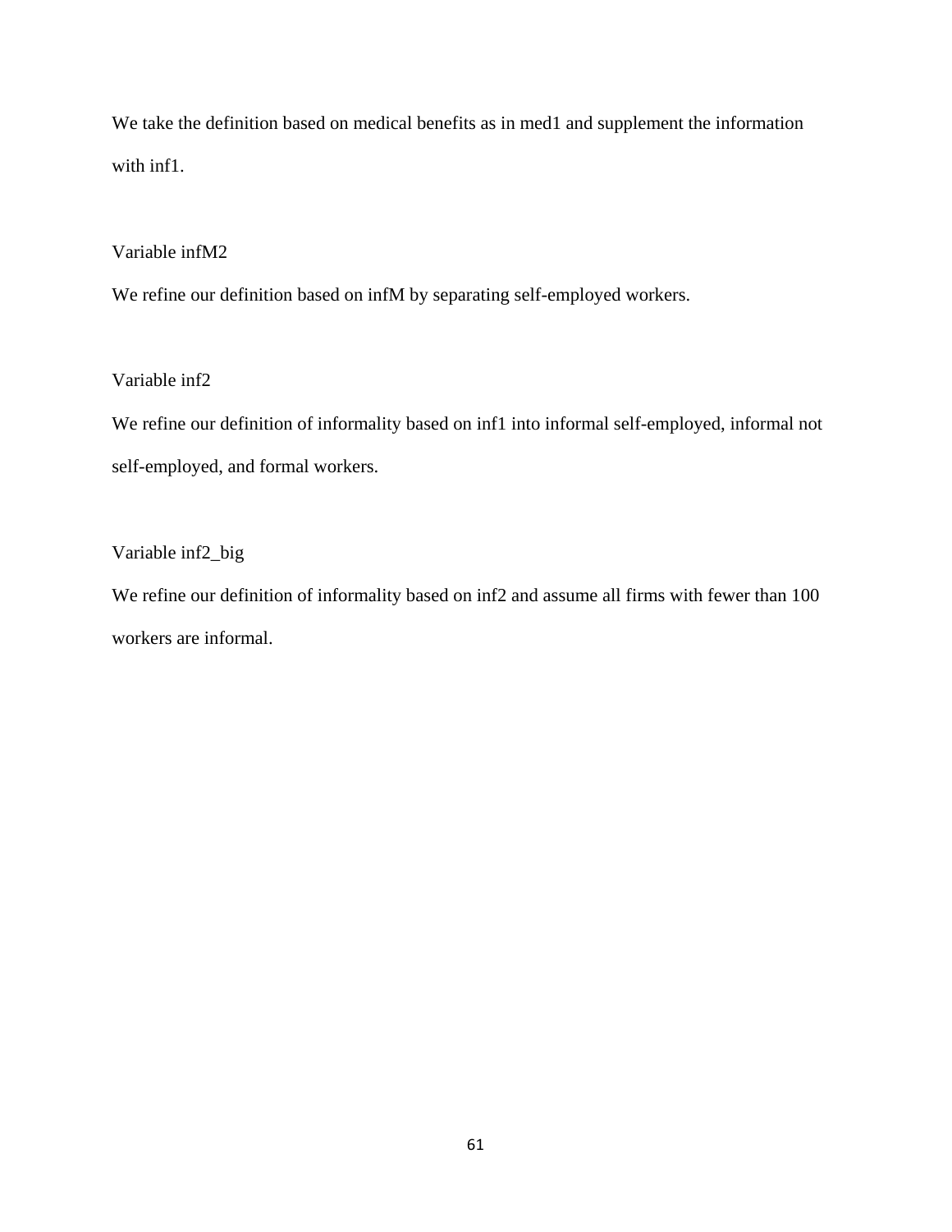We take the definition based on medical benefits as in med1 and supplement the information with inf1.

Variable infM2

We refine our definition based on infM by separating self-employed workers.

Variable inf2

We refine our definition of informality based on inf1 into informal self-employed, informal not self-employed, and formal workers.

Variable inf2_big

We refine our definition of informality based on inf2 and assume all firms with fewer than 100 workers are informal.